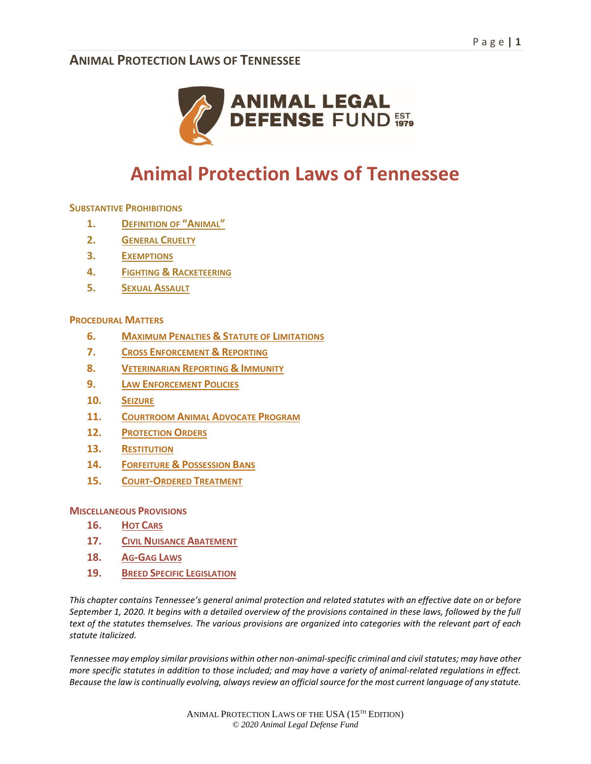# Animal Protection Laws of Tennessee

**SUBSTANTIVE PROHIBITIONS**

1. DEFINITION OF "ANIMAL"
2. GENERAL CRUELTY
3. EXEMPTIONS
4. FIGHTING & RACKETEERING
5. SEXUAL ASSAULT

**PROCEDURAL MATTERS**

6. MAXIMUM PENALTIES & STATUTE OF LIMITATIONS
7. CROSS ENFORCEMENT & REPORTING
8. VETERINARIAN REPORTING & IMMUNITY
9. LAW ENFORCEMENT POLICIES
10. SEIZURE
11. COURTROOM ANIMAL ADVOCATE PROGRAM
12. PROTECTION ORDERS
13. RESTITUTION
14. FORFEITURE & POSSESSION BANS
15. COURT-ORDERED TREATMENT

**MISCELLANEOUS PROVISIONS**

16. HOT CARS
17. CIVIL NUISANCE ABATEMENT
18. AG-GAG LAWS
19. BREED SPECIFIC LEGISLATION

*This chapter contains Tennessee's general animal protection and related statutes with an effective date on or before September 1, 2020. It begins with a detailed overview of the provisions contained in these laws, followed by the full text of the statutes themselves. The various provisions are organized into categories with the relevant part of each statute italicized.*

*Tennessee may employ similar provisions within other non-animal-specific criminal and civil statutes; may have other more specific statutes in addition to those included; and may have a variety of animal-related regulations in effect. Because the law is continually evolving, always review an official source for the most current language of any statute.*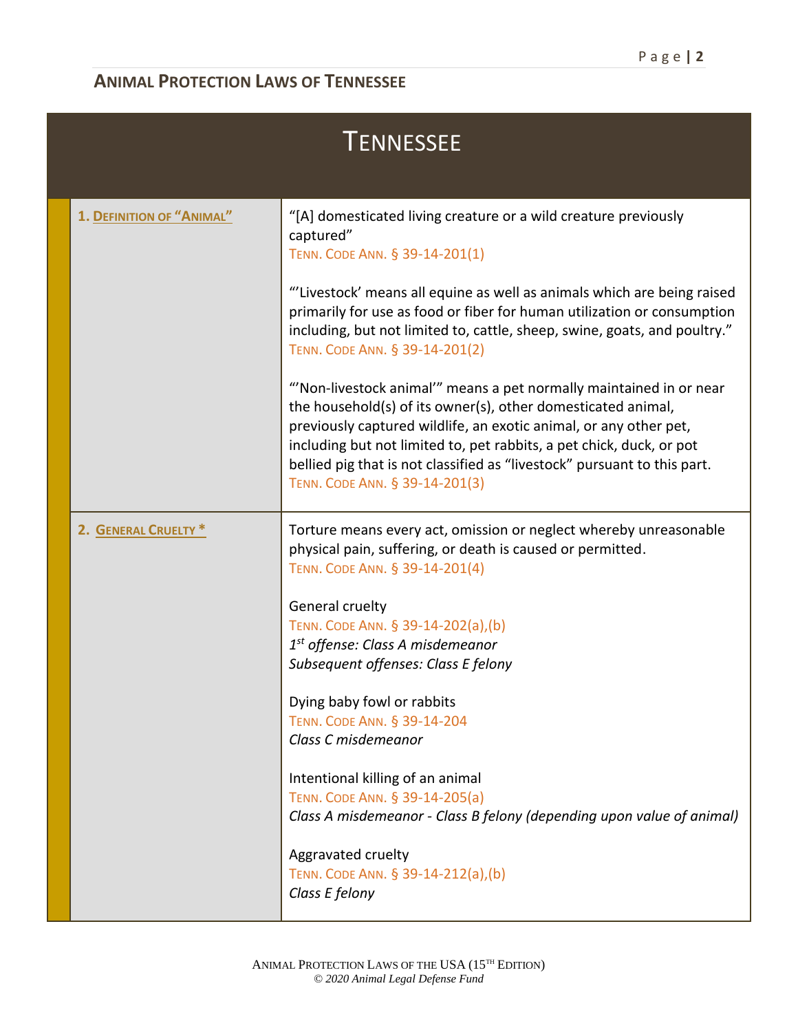# TENNESSEE

| | |
|---|---|
| **1. DEFINITION OF "ANIMAL"** | "[A] domesticated living creature or a wild creature previously captured"<br>TENN. CODE ANN. § 39-14-201(1)<br><br>"'Livestock' means all equine as well as animals which are being raised primarily for use as food or fiber for human utilization or consumption including, but not limited to, cattle, sheep, swine, goats, and poultry."<br>TENN. CODE ANN. § 39-14-201(2)<br><br>"'Non-livestock animal'" means a pet normally maintained in or near the household(s) of its owner(s), other domesticated animal, previously captured wildlife, an exotic animal, or any other pet, including but not limited to, pet rabbits, a pet chick, duck, or pot bellied pig that is not classified as "livestock" pursuant to this part.<br>TENN. CODE ANN. § 39-14-201(3) |
| **2. GENERAL CRUELTY *** | Torture means every act, omission or neglect whereby unreasonable physical pain, suffering, or death is caused or permitted.<br>TENN. CODE ANN. § 39-14-201(4)<br><br>General cruelty<br>TENN. CODE ANN. § 39-14-202(a),(b)<br>*1st offense: Class A misdemeanor*<br>*Subsequent offenses: Class E felony*<br><br>Dying baby fowl or rabbits<br>TENN. CODE ANN. § 39-14-204<br>*Class C misdemeanor*<br><br>Intentional killing of an animal<br>TENN. CODE ANN. § 39-14-205(a)<br>*Class A misdemeanor - Class B felony (depending upon value of animal)*<br><br>Aggravated cruelty<br>TENN. CODE ANN. § 39-14-212(a),(b)<br>*Class E felony* |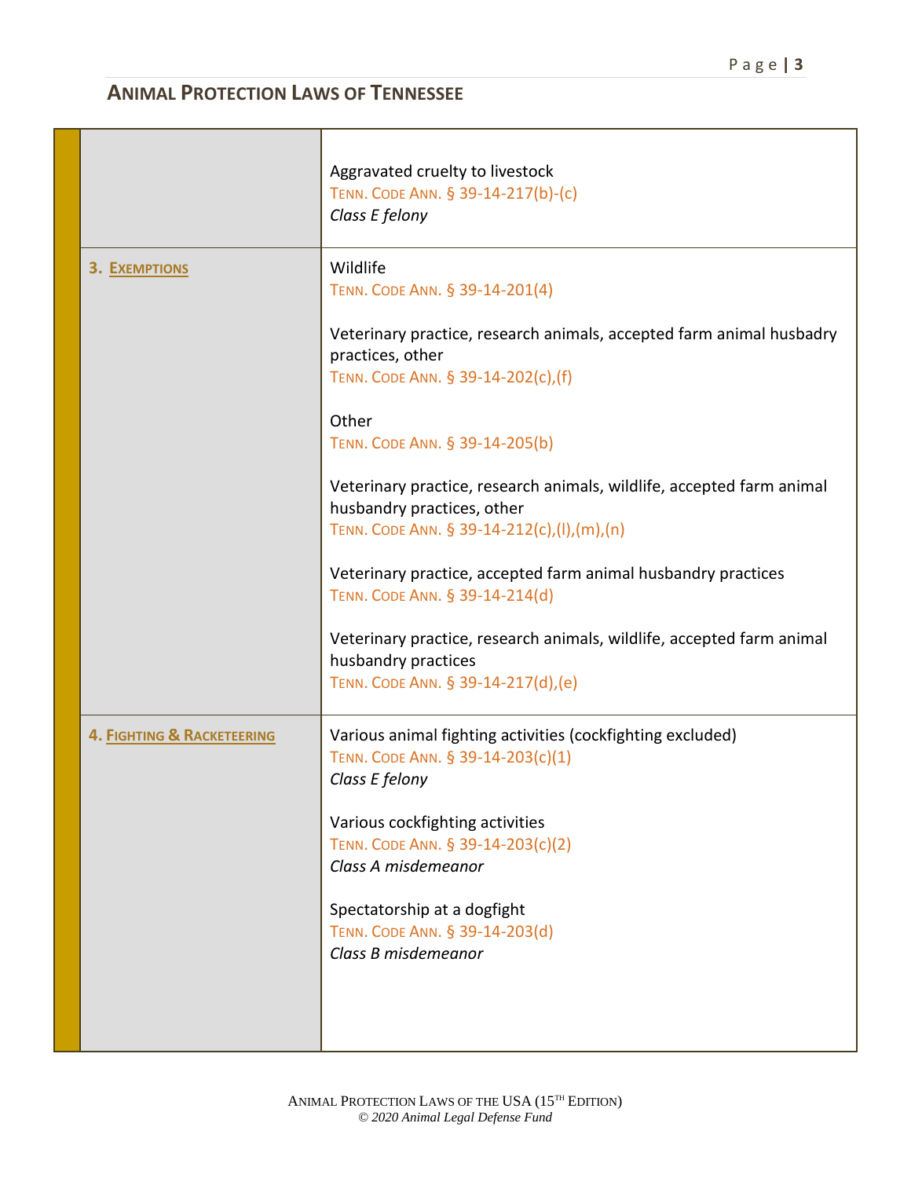| | |
|---|---|
| | Aggravated cruelty to livestock<br>TENN. CODE ANN. § 39-14-217(b)-(c)<br>*Class E felony* |
| 3. **EXEMPTIONS** | Wildlife<br>TENN. CODE ANN. § 39-14-201(4)<br><br>Veterinary practice, research animals, accepted farm animal husbadry practices, other<br>TENN. CODE ANN. § 39-14-202(c),(f)<br><br>Other<br>TENN. CODE ANN. § 39-14-205(b)<br><br>Veterinary practice, research animals, wildlife, accepted farm animal husbandry practices, other<br>TENN. CODE ANN. § 39-14-212(c),(l),(m),(n)<br><br>Veterinary practice, accepted farm animal husbandry practices<br>TENN. CODE ANN. § 39-14-214(d)<br><br>Veterinary practice, research animals, wildlife, accepted farm animal husbandry practices<br>TENN. CODE ANN. § 39-14-217(d),(e) |
| 4. **FIGHTING & RACKETEERING** | Various animal fighting activities (cockfighting excluded)<br>TENN. CODE ANN. § 39-14-203(c)(1)<br>*Class E felony*<br><br>Various cockfighting activities<br>TENN. CODE ANN. § 39-14-203(c)(2)<br>*Class A misdemeanor*<br><br>Spectatorship at a dogfight<br>TENN. CODE ANN. § 39-14-203(d)<br>*Class B misdemeanor* |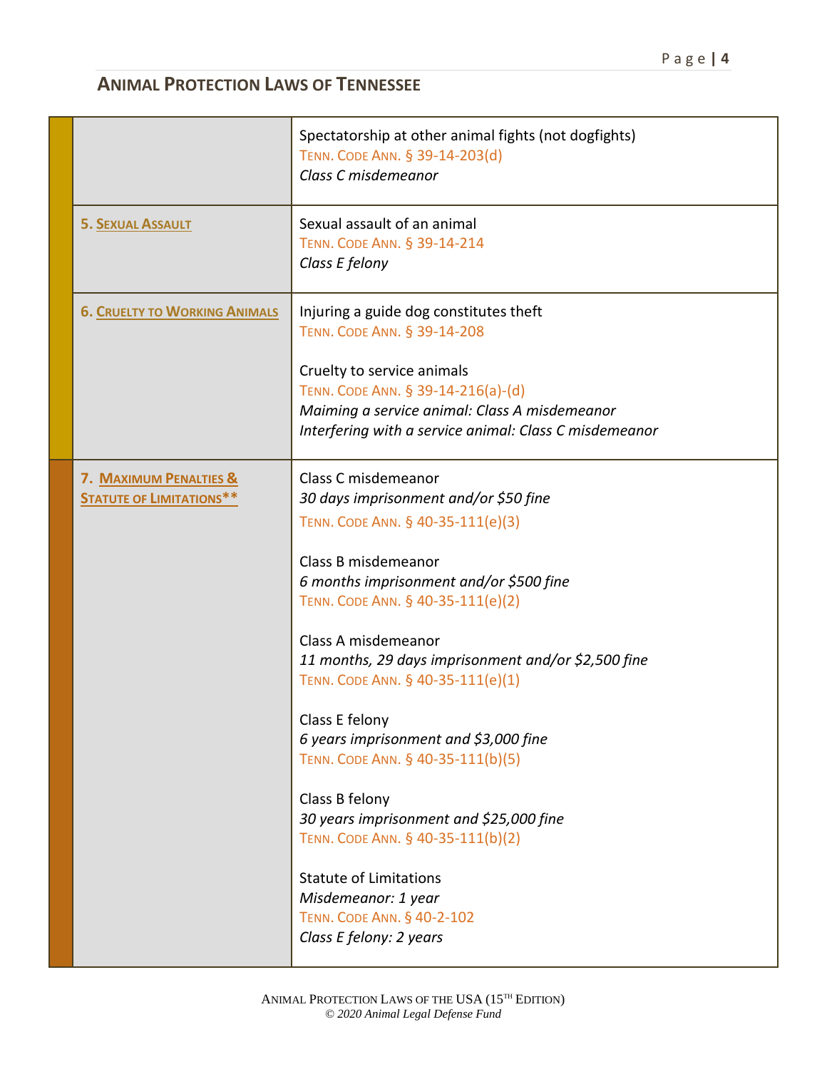## ANIMAL PROTECTION LAWS OF TENNESSEE

| | |
|---|---|
| | Spectatorship at other animal fights (not dogfights)<br>TENN. CODE ANN. § 39-14-203(d)<br>*Class C misdemeanor* |
| **5. SEXUAL ASSAULT** | Sexual assault of an animal<br>TENN. CODE ANN. § 39-14-214<br>*Class E felony* |
| **6. CRUELTY TO WORKING ANIMALS** | Injuring a guide dog constitutes theft<br>TENN. CODE ANN. § 39-14-208<br><br>Cruelty to service animals<br>TENN. CODE ANN. § 39-14-216(a)-(d)<br>*Maiming a service animal: Class A misdemeanor*<br>*Interfering with a service animal: Class C misdemeanor* |
| **7. MAXIMUM PENALTIES & STATUTE OF LIMITATIONS**** | Class C misdemeanor<br>*30 days imprisonment and/or $50 fine*<br>TENN. CODE ANN. § 40-35-111(e)(3)<br><br>Class B misdemeanor<br>*6 months imprisonment and/or $500 fine*<br>TENN. CODE ANN. § 40-35-111(e)(2)<br><br>Class A misdemeanor<br>*11 months, 29 days imprisonment and/or $2,500 fine*<br>TENN. CODE ANN. § 40-35-111(e)(1)<br><br>Class E felony<br>*6 years imprisonment and $3,000 fine*<br>TENN. CODE ANN. § 40-35-111(b)(5)<br><br>Class B felony<br>*30 years imprisonment and $25,000 fine*<br>TENN. CODE ANN. § 40-35-111(b)(2)<br><br>Statute of Limitations<br>*Misdemeanor: 1 year*<br>TENN. CODE ANN. § 40-2-102<br>*Class E felony: 2 years* |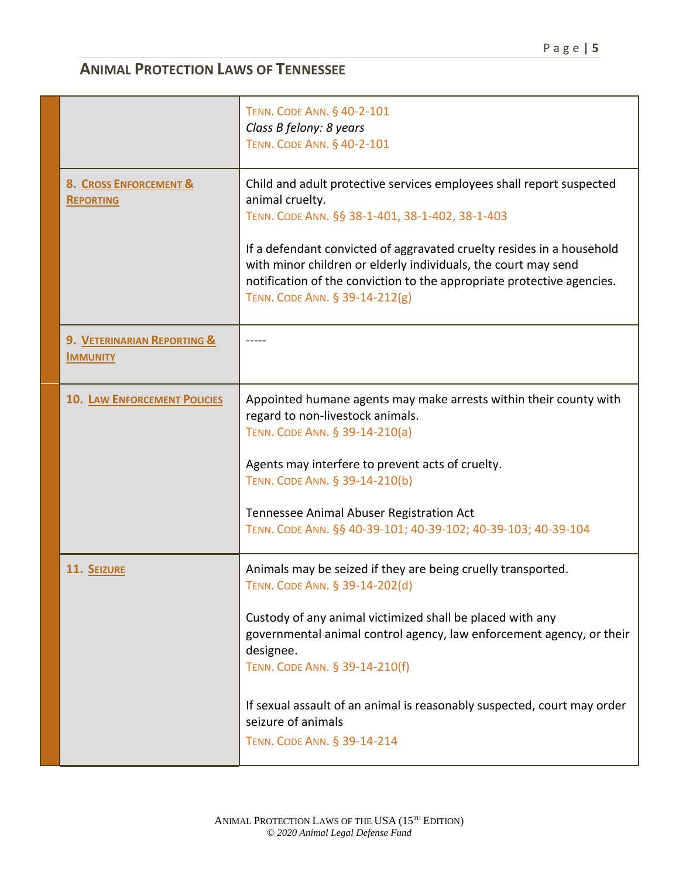## ANIMAL PROTECTION LAWS OF TENNESSEE

| | |
|---|---|
| | TENN. CODE ANN. § 40-2-101<br>*Class B felony: 8 years*<br>TENN. CODE ANN. § 40-2-101 |
| **8. CROSS ENFORCEMENT & REPORTING** | Child and adult protective services employees shall report suspected animal cruelty.<br>TENN. CODE ANN. §§ 38-1-401, 38-1-402, 38-1-403<br><br>If a defendant convicted of aggravated cruelty resides in a household with minor children or elderly individuals, the court may send notification of the conviction to the appropriate protective agencies.<br>TENN. CODE ANN. § 39-14-212(g) |
| **9. VETERINARIAN REPORTING & IMMUNITY** | ----- |
| **10. LAW ENFORCEMENT POLICIES** | Appointed humane agents may make arrests within their county with regard to non-livestock animals.<br>TENN. CODE ANN. § 39-14-210(a)<br><br>Agents may interfere to prevent acts of cruelty.<br>TENN. CODE ANN. § 39-14-210(b)<br><br>Tennessee Animal Abuser Registration Act<br>TENN. CODE ANN. §§ 40-39-101; 40-39-102; 40-39-103; 40-39-104 |
| **11. SEIZURE** | Animals may be seized if they are being cruelly transported.<br>TENN. CODE ANN. § 39-14-202(d)<br><br>Custody of any animal victimized shall be placed with any governmental animal control agency, law enforcement agency, or their designee.<br>TENN. CODE ANN. § 39-14-210(f)<br><br>If sexual assault of an animal is reasonably suspected, court may order seizure of animals<br>TENN. CODE ANN. § 39-14-214 |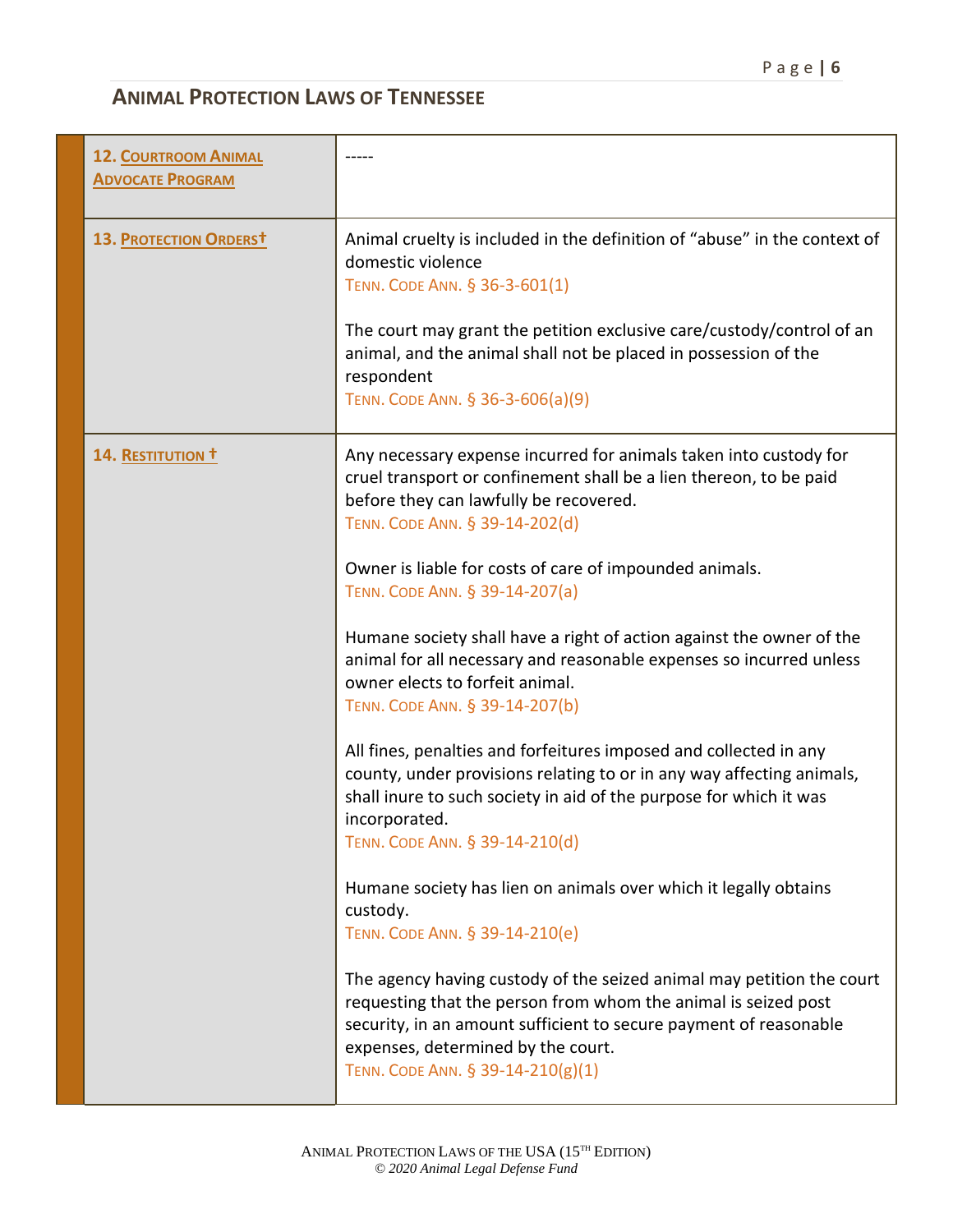## ANIMAL PROTECTION LAWS OF TENNESSEE

| | |
|---|---|
| **12. COURTROOM ANIMAL ADVOCATE PROGRAM** | ----- |
| **13. PROTECTION ORDERS†** | Animal cruelty is included in the definition of "abuse" in the context of domestic violence<br>TENN. CODE ANN. § 36-3-601(1)<br><br>The court may grant the petition exclusive care/custody/control of an animal, and the animal shall not be placed in possession of the respondent<br>TENN. CODE ANN. § 36-3-606(a)(9) |
| **14. RESTITUTION †** | Any necessary expense incurred for animals taken into custody for cruel transport or confinement shall be a lien thereon, to be paid before they can lawfully be recovered.<br>TENN. CODE ANN. § 39-14-202(d)<br><br>Owner is liable for costs of care of impounded animals.<br>TENN. CODE ANN. § 39-14-207(a)<br><br>Humane society shall have a right of action against the owner of the animal for all necessary and reasonable expenses so incurred unless owner elects to forfeit animal.<br>TENN. CODE ANN. § 39-14-207(b)<br><br>All fines, penalties and forfeitures imposed and collected in any county, under provisions relating to or in any way affecting animals, shall inure to such society in aid of the purpose for which it was incorporated.<br>TENN. CODE ANN. § 39-14-210(d)<br><br>Humane society has lien on animals over which it legally obtains custody.<br>TENN. CODE ANN. § 39-14-210(e)<br><br>The agency having custody of the seized animal may petition the court requesting that the person from whom the animal is seized post security, in an amount sufficient to secure payment of reasonable expenses, determined by the court.<br>TENN. CODE ANN. § 39-14-210(g)(1) |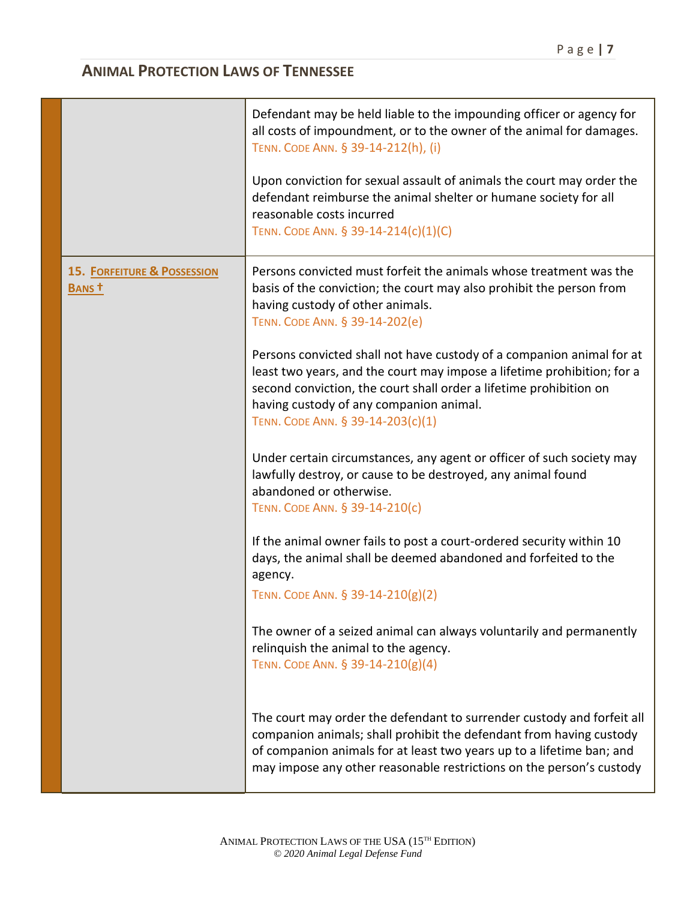| | |
|---|---|
| | Defendant may be held liable to the impounding officer or agency for all costs of impoundment, or to the owner of the animal for damages. TENN. CODE ANN. § 39-14-212(h), (i)<br><br>Upon conviction for sexual assault of animals the court may order the defendant reimburse the animal shelter or humane society for all reasonable costs incurred TENN. CODE ANN. § 39-14-214(c)(1)(C) |
| **15. FORFEITURE & POSSESSION BANS †** | Persons convicted must forfeit the animals whose treatment was the basis of the conviction; the court may also prohibit the person from having custody of other animals. TENN. CODE ANN. § 39-14-202(e)<br><br>Persons convicted shall not have custody of a companion animal for at least two years, and the court may impose a lifetime prohibition; for a second conviction, the court shall order a lifetime prohibition on having custody of any companion animal. TENN. CODE ANN. § 39-14-203(c)(1)<br><br>Under certain circumstances, any agent or officer of such society may lawfully destroy, or cause to be destroyed, any animal found abandoned or otherwise. TENN. CODE ANN. § 39-14-210(c)<br><br>If the animal owner fails to post a court-ordered security within 10 days, the animal shall be deemed abandoned and forfeited to the agency. TENN. CODE ANN. § 39-14-210(g)(2)<br><br>The owner of a seized animal can always voluntarily and permanently relinquish the animal to the agency. TENN. CODE ANN. § 39-14-210(g)(4)<br><br>The court may order the defendant to surrender custody and forfeit all companion animals; shall prohibit the defendant from having custody of companion animals for at least two years up to a lifetime ban; and may impose any other reasonable restrictions on the person's custody |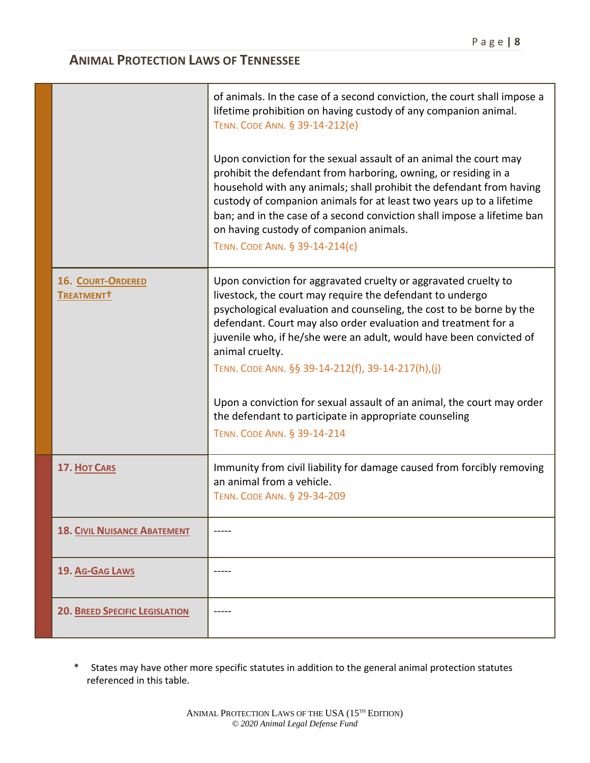## ANIMAL PROTECTION LAWS OF TENNESSEE

| | |
|---|---|
| | of animals. In the case of a second conviction, the court shall impose a lifetime prohibition on having custody of any companion animal. TENN. CODE ANN. § 39-14-212(e)<br><br>Upon conviction for the sexual assault of an animal the court may prohibit the defendant from harboring, owning, or residing in a household with any animals; shall prohibit the defendant from having custody of companion animals for at least two years up to a lifetime ban; and in the case of a second conviction shall impose a lifetime ban on having custody of companion animals. TENN. CODE ANN. § 39-14-214(c) |
| **16. COURT-ORDERED TREATMENT†** | Upon conviction for aggravated cruelty or aggravated cruelty to livestock, the court may require the defendant to undergo psychological evaluation and counseling, the cost to be borne by the defendant. Court may also order evaluation and treatment for a juvenile who, if he/she were an adult, would have been convicted of animal cruelty. TENN. CODE ANN. §§ 39-14-212(f), 39-14-217(h),(j)<br><br>Upon a conviction for sexual assault of an animal, the court may order the defendant to participate in appropriate counseling TENN. CODE ANN. § 39-14-214 |
| **17. HOT CARS** | Immunity from civil liability for damage caused from forcibly removing an animal from a vehicle. TENN. CODE ANN. § 29-34-209 |
| **18. CIVIL NUISANCE ABATEMENT** | ----- |
| **19. AG-GAG LAWS** | ----- |
| **20. BREED SPECIFIC LEGISLATION** | ----- |

\* States may have other more specific statutes in addition to the general animal protection statutes referenced in this table.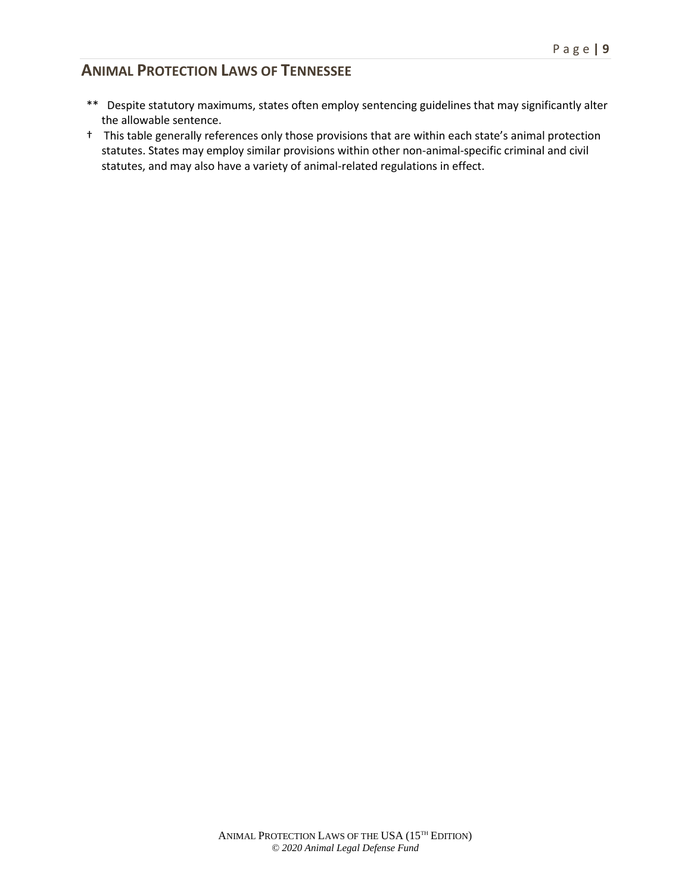** Despite statutory maximums, states often employ sentencing guidelines that may significantly alter the allowable sentence.

† This table generally references only those provisions that are within each state's animal protection statutes. States may employ similar provisions within other non-animal-specific criminal and civil statutes, and may also have a variety of animal-related regulations in effect.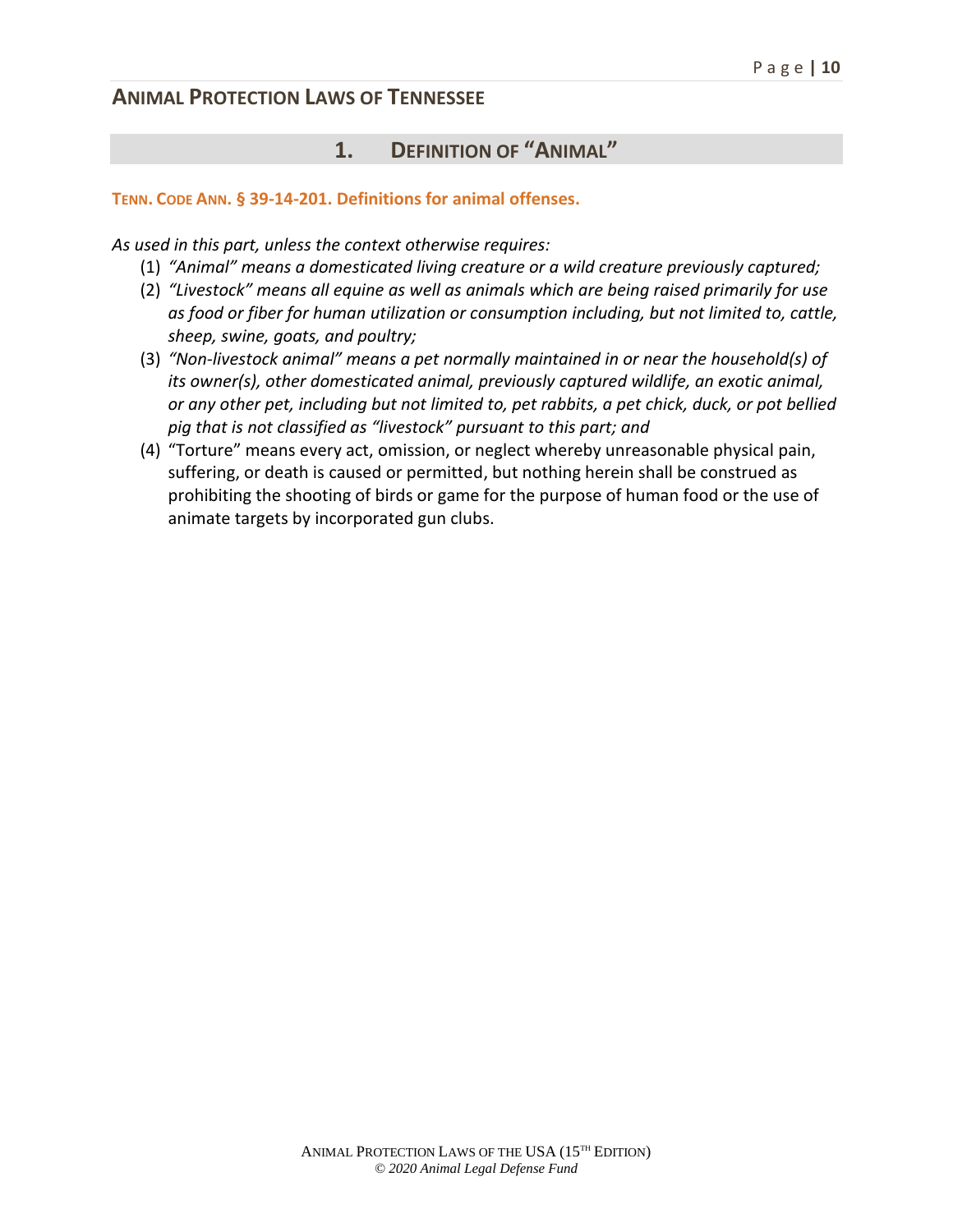## ANIMAL PROTECTION LAWS OF TENNESSEE

### 1. DEFINITION OF "ANIMAL"

**TENN. CODE ANN. § 39-14-201. Definitions for animal offenses.**

*As used in this part, unless the context otherwise requires:*

(1) *"Animal" means a domesticated living creature or a wild creature previously captured;*

(2) *"Livestock" means all equine as well as animals which are being raised primarily for use as food or fiber for human utilization or consumption including, but not limited to, cattle, sheep, swine, goats, and poultry;*

(3) *"Non-livestock animal" means a pet normally maintained in or near the household(s) of its owner(s), other domesticated animal, previously captured wildlife, an exotic animal, or any other pet, including but not limited to, pet rabbits, a pet chick, duck, or pot bellied pig that is not classified as "livestock" pursuant to this part; and*

(4) "Torture" means every act, omission, or neglect whereby unreasonable physical pain, suffering, or death is caused or permitted, but nothing herein shall be construed as prohibiting the shooting of birds or game for the purpose of human food or the use of animate targets by incorporated gun clubs.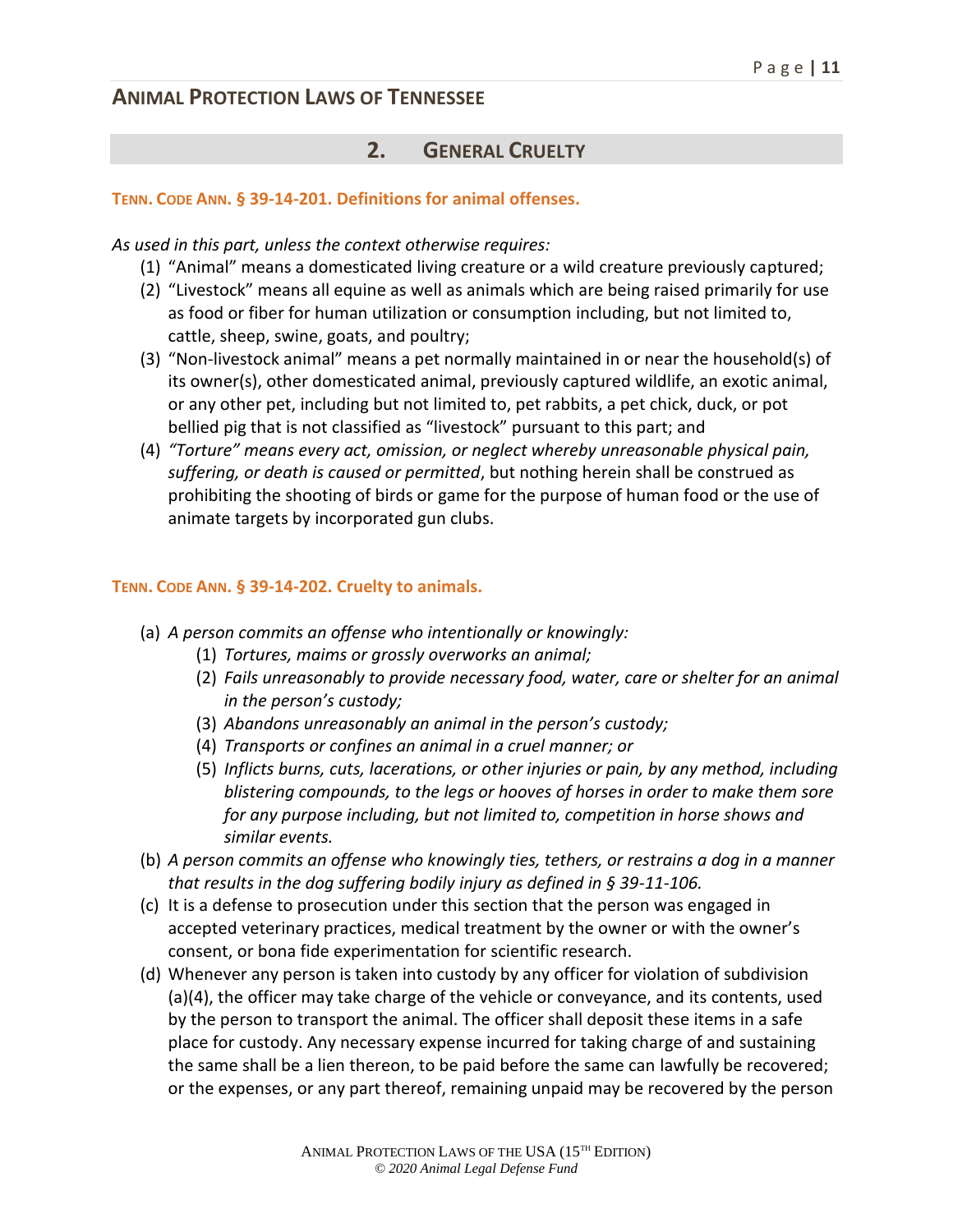## 2. General Cruelty

### Tenn. Code Ann. § 39-14-201. Definitions for animal offenses.

*As used in this part, unless the context otherwise requires:*

1. "Animal" means a domesticated living creature or a wild creature previously captured;
2. "Livestock" means all equine as well as animals which are being raised primarily for use as food or fiber for human utilization or consumption including, but not limited to, cattle, sheep, swine, goats, and poultry;
3. "Non-livestock animal" means a pet normally maintained in or near the household(s) of its owner(s), other domesticated animal, previously captured wildlife, an exotic animal, or any other pet, including but not limited to, pet rabbits, a pet chick, duck, or pot bellied pig that is not classified as "livestock" pursuant to this part; and
4. *"Torture" means every act, omission, or neglect whereby unreasonable physical pain, suffering, or death is caused or permitted*, but nothing herein shall be construed as prohibiting the shooting of birds or game for the purpose of human food or the use of animate targets by incorporated gun clubs.

### Tenn. Code Ann. § 39-14-202. Cruelty to animals.

(a) *A person commits an offense who intentionally or knowingly:*
   1. *Tortures, maims or grossly overworks an animal;*
   2. *Fails unreasonably to provide necessary food, water, care or shelter for an animal in the person's custody;*
   3. *Abandons unreasonably an animal in the person's custody;*
   4. *Transports or confines an animal in a cruel manner; or*
   5. *Inflicts burns, cuts, lacerations, or other injuries or pain, by any method, including blistering compounds, to the legs or hooves of horses in order to make them sore for any purpose including, but not limited to, competition in horse shows and similar events.*

(b) *A person commits an offense who knowingly ties, tethers, or restrains a dog in a manner that results in the dog suffering bodily injury as defined in § 39-11-106.*

(c) It is a defense to prosecution under this section that the person was engaged in accepted veterinary practices, medical treatment by the owner or with the owner's consent, or bona fide experimentation for scientific research.

(d) Whenever any person is taken into custody by any officer for violation of subdivision (a)(4), the officer may take charge of the vehicle or conveyance, and its contents, used by the person to transport the animal. The officer shall deposit these items in a safe place for custody. Any necessary expense incurred for taking charge of and sustaining the same shall be a lien thereon, to be paid before the same can lawfully be recovered; or the expenses, or any part thereof, remaining unpaid may be recovered by the person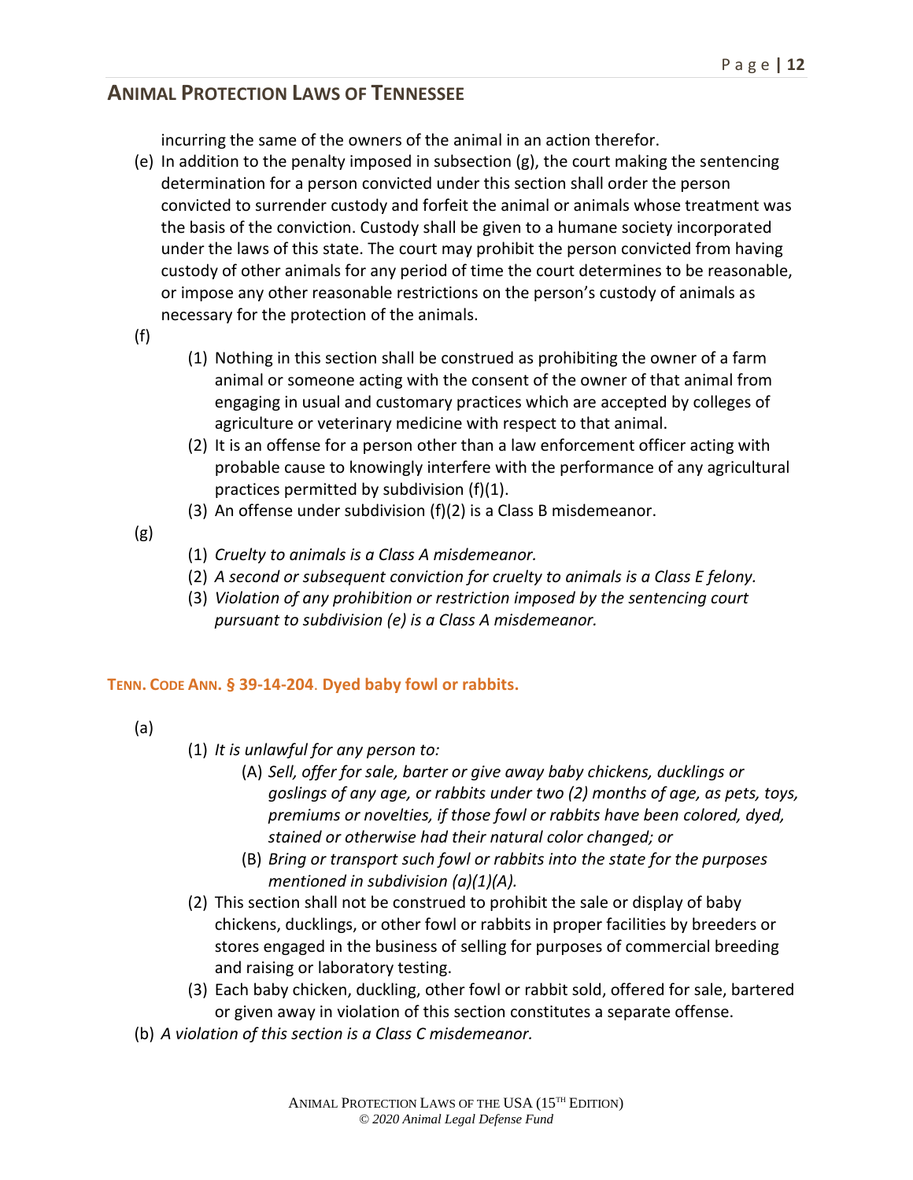incurring the same of the owners of the animal in an action therefor.

(e) In addition to the penalty imposed in subsection (g), the court making the sentencing determination for a person convicted under this section shall order the person convicted to surrender custody and forfeit the animal or animals whose treatment was the basis of the conviction. Custody shall be given to a humane society incorporated under the laws of this state. The court may prohibit the person convicted from having custody of other animals for any period of time the court determines to be reasonable, or impose any other reasonable restrictions on the person's custody of animals as necessary for the protection of the animals.

(f)

(1) Nothing in this section shall be construed as prohibiting the owner of a farm animal or someone acting with the consent of the owner of that animal from engaging in usual and customary practices which are accepted by colleges of agriculture or veterinary medicine with respect to that animal.

(2) It is an offense for a person other than a law enforcement officer acting with probable cause to knowingly interfere with the performance of any agricultural practices permitted by subdivision (f)(1).

(3) An offense under subdivision (f)(2) is a Class B misdemeanor.

(g)

(1) *Cruelty to animals is a Class A misdemeanor.*

(2) *A second or subsequent conviction for cruelty to animals is a Class E felony.*

(3) *Violation of any prohibition or restriction imposed by the sentencing court pursuant to subdivision (e) is a Class A misdemeanor.*

### TENN. CODE ANN. § 39-14-204. Dyed baby fowl or rabbits.

(a)

(1) *It is unlawful for any person to:*

(A) *Sell, offer for sale, barter or give away baby chickens, ducklings or goslings of any age, or rabbits under two (2) months of age, as pets, toys, premiums or novelties, if those fowl or rabbits have been colored, dyed, stained or otherwise had their natural color changed; or*

(B) *Bring or transport such fowl or rabbits into the state for the purposes mentioned in subdivision (a)(1)(A).*

(2) This section shall not be construed to prohibit the sale or display of baby chickens, ducklings, or other fowl or rabbits in proper facilities by breeders or stores engaged in the business of selling for purposes of commercial breeding and raising or laboratory testing.

(3) Each baby chicken, duckling, other fowl or rabbit sold, offered for sale, bartered or given away in violation of this section constitutes a separate offense.

(b) *A violation of this section is a Class C misdemeanor.*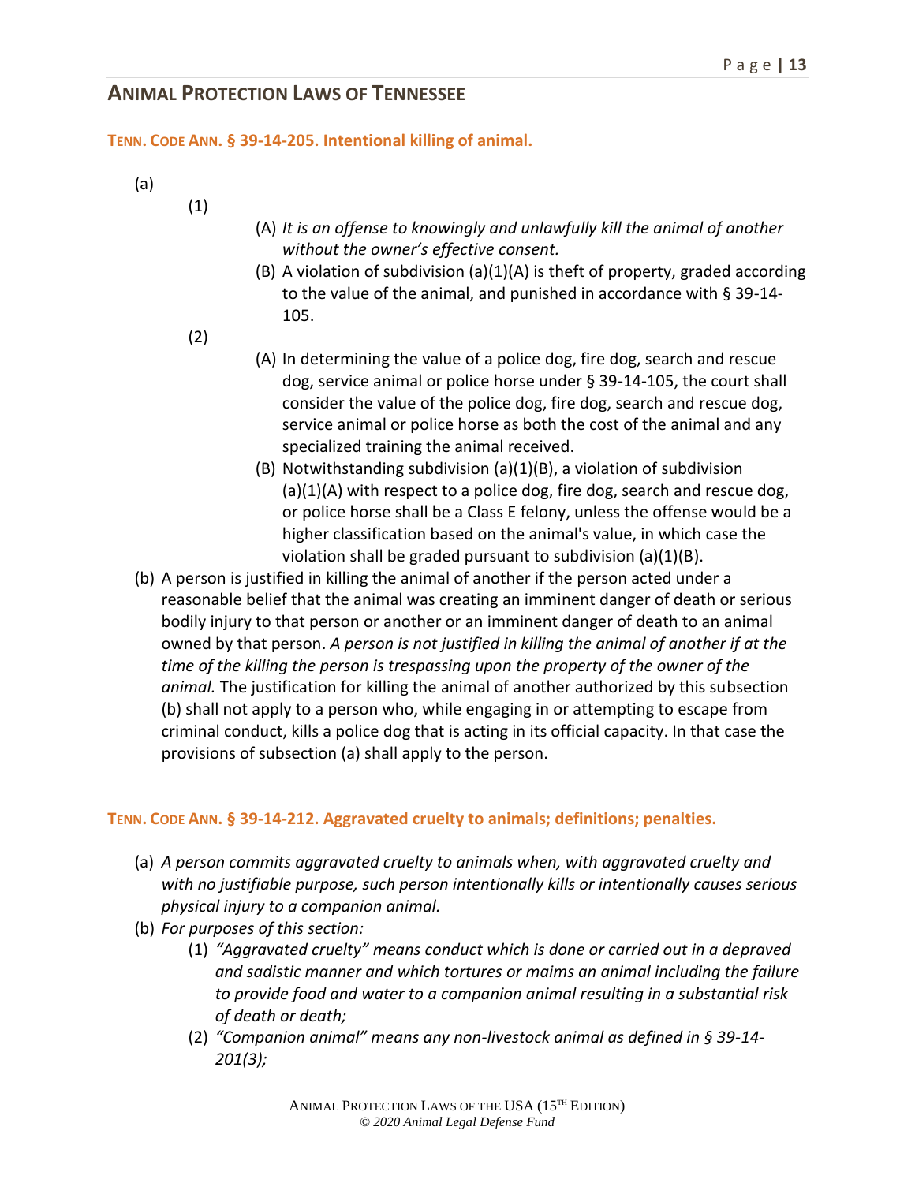**TENN. CODE ANN. § 39-14-205. Intentional killing of animal.**

(a)

(1)

(A) *It is an offense to knowingly and unlawfully kill the animal of another without the owner's effective consent.*

(B) A violation of subdivision (a)(1)(A) is theft of property, graded according to the value of the animal, and punished in accordance with § 39-14-105.

(2)

(A) In determining the value of a police dog, fire dog, search and rescue dog, service animal or police horse under § 39-14-105, the court shall consider the value of the police dog, fire dog, search and rescue dog, service animal or police horse as both the cost of the animal and any specialized training the animal received.

(B) Notwithstanding subdivision (a)(1)(B), a violation of subdivision (a)(1)(A) with respect to a police dog, fire dog, search and rescue dog, or police horse shall be a Class E felony, unless the offense would be a higher classification based on the animal's value, in which case the violation shall be graded pursuant to subdivision (a)(1)(B).

(b) A person is justified in killing the animal of another if the person acted under a reasonable belief that the animal was creating an imminent danger of death or serious bodily injury to that person or another or an imminent danger of death to an animal owned by that person. *A person is not justified in killing the animal of another if at the time of the killing the person is trespassing upon the property of the owner of the animal.* The justification for killing the animal of another authorized by this subsection (b) shall not apply to a person who, while engaging in or attempting to escape from criminal conduct, kills a police dog that is acting in its official capacity. In that case the provisions of subsection (a) shall apply to the person.

**TENN. CODE ANN. § 39-14-212. Aggravated cruelty to animals; definitions; penalties.**

(a) *A person commits aggravated cruelty to animals when, with aggravated cruelty and with no justifiable purpose, such person intentionally kills or intentionally causes serious physical injury to a companion animal.*

(b) *For purposes of this section:*

(1) *"Aggravated cruelty" means conduct which is done or carried out in a depraved and sadistic manner and which tortures or maims an animal including the failure to provide food and water to a companion animal resulting in a substantial risk of death or death;*

(2) *"Companion animal" means any non-livestock animal as defined in § 39-14-201(3);*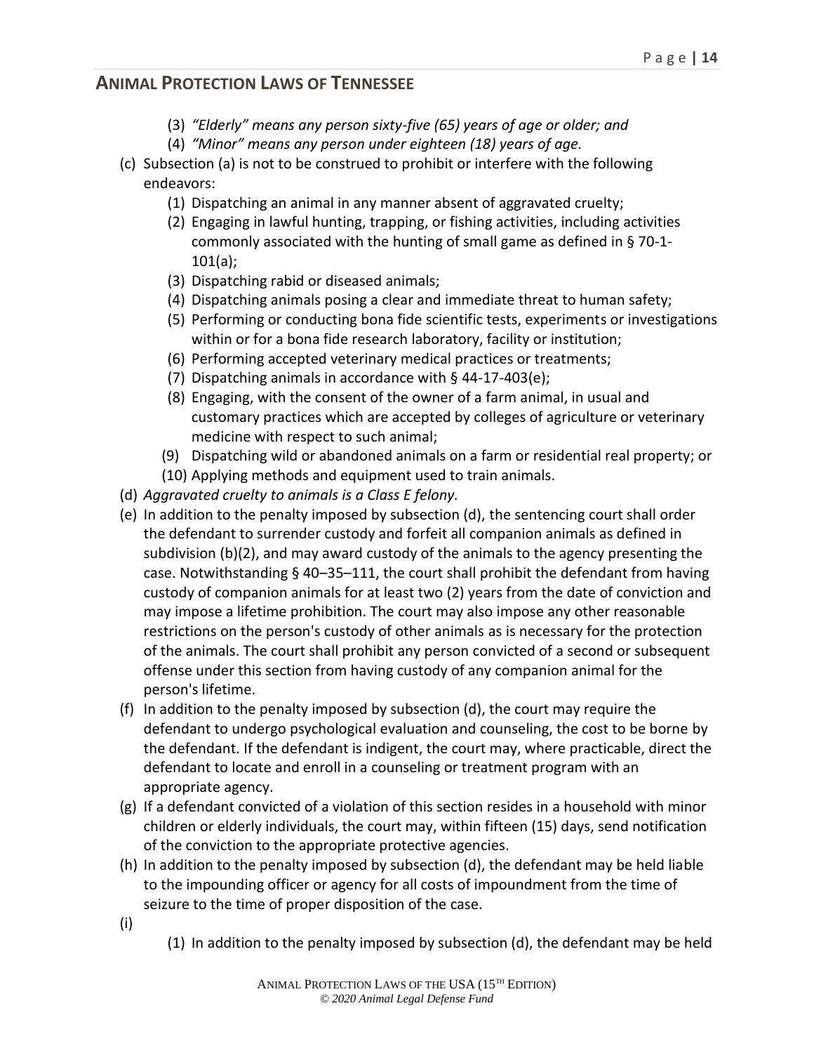(3) *"Elderly" means any person sixty-five (65) years of age or older; and*
(4) *"Minor" means any person under eighteen (18) years of age.*

(c) Subsection (a) is not to be construed to prohibit or interfere with the following endeavors:
  (1) Dispatching an animal in any manner absent of aggravated cruelty;
  (2) Engaging in lawful hunting, trapping, or fishing activities, including activities commonly associated with the hunting of small game as defined in § 70-1-101(a);
  (3) Dispatching rabid or diseased animals;
  (4) Dispatching animals posing a clear and immediate threat to human safety;
  (5) Performing or conducting bona fide scientific tests, experiments or investigations within or for a bona fide research laboratory, facility or institution;
  (6) Performing accepted veterinary medical practices or treatments;
  (7) Dispatching animals in accordance with § 44-17-403(e);
  (8) Engaging, with the consent of the owner of a farm animal, in usual and customary practices which are accepted by colleges of agriculture or veterinary medicine with respect to such animal;
  (9) Dispatching wild or abandoned animals on a farm or residential real property; or
  (10) Applying methods and equipment used to train animals.

(d) *Aggravated cruelty to animals is a Class E felony.*

(e) In addition to the penalty imposed by subsection (d), the sentencing court shall order the defendant to surrender custody and forfeit all companion animals as defined in subdivision (b)(2), and may award custody of the animals to the agency presenting the case. Notwithstanding § 40–35–111, the court shall prohibit the defendant from having custody of companion animals for at least two (2) years from the date of conviction and may impose a lifetime prohibition. The court may also impose any other reasonable restrictions on the person's custody of other animals as is necessary for the protection of the animals. The court shall prohibit any person convicted of a second or subsequent offense under this section from having custody of any companion animal for the person's lifetime.

(f) In addition to the penalty imposed by subsection (d), the court may require the defendant to undergo psychological evaluation and counseling, the cost to be borne by the defendant. If the defendant is indigent, the court may, where practicable, direct the defendant to locate and enroll in a counseling or treatment program with an appropriate agency.

(g) If a defendant convicted of a violation of this section resides in a household with minor children or elderly individuals, the court may, within fifteen (15) days, send notification of the conviction to the appropriate protective agencies.

(h) In addition to the penalty imposed by subsection (d), the defendant may be held liable to the impounding officer or agency for all costs of impoundment from the time of seizure to the time of proper disposition of the case.

(i)
  (1) In addition to the penalty imposed by subsection (d), the defendant may be held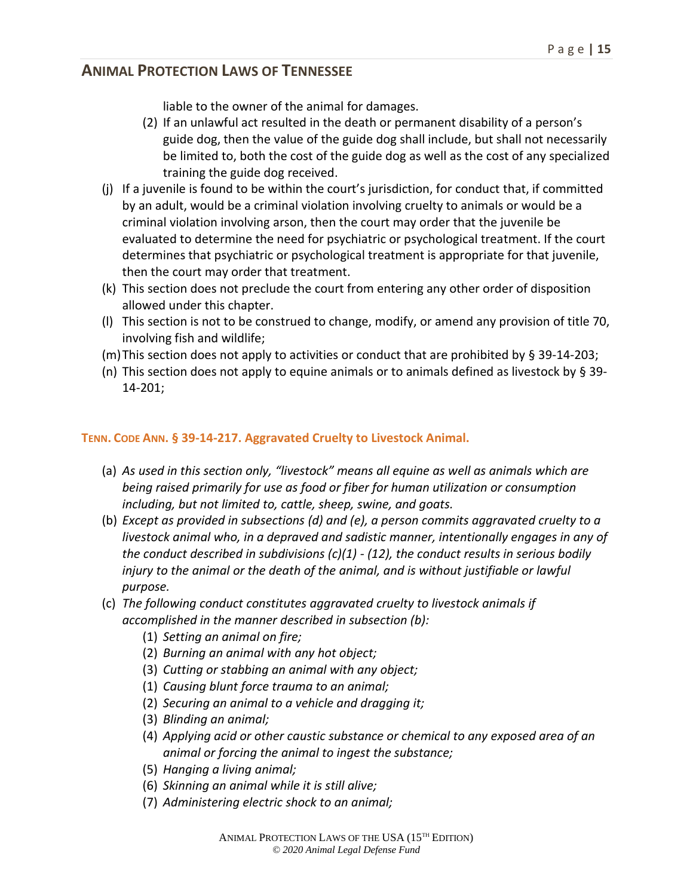liable to the owner of the animal for damages.

(2) If an unlawful act resulted in the death or permanent disability of a person's guide dog, then the value of the guide dog shall include, but shall not necessarily be limited to, both the cost of the guide dog as well as the cost of any specialized training the guide dog received.

(j) If a juvenile is found to be within the court's jurisdiction, for conduct that, if committed by an adult, would be a criminal violation involving cruelty to animals or would be a criminal violation involving arson, then the court may order that the juvenile be evaluated to determine the need for psychiatric or psychological treatment. If the court determines that psychiatric or psychological treatment is appropriate for that juvenile, then the court may order that treatment.

(k) This section does not preclude the court from entering any other order of disposition allowed under this chapter.

(l) This section is not to be construed to change, modify, or amend any provision of title 70, involving fish and wildlife;

(m) This section does not apply to activities or conduct that are prohibited by § 39-14-203;

(n) This section does not apply to equine animals or to animals defined as livestock by § 39-14-201;

### TENN. CODE ANN. § 39-14-217. Aggravated Cruelty to Livestock Animal.

(a) *As used in this section only, "livestock" means all equine as well as animals which are being raised primarily for use as food or fiber for human utilization or consumption including, but not limited to, cattle, sheep, swine, and goats.*

(b) *Except as provided in subsections (d) and (e), a person commits aggravated cruelty to a livestock animal who, in a depraved and sadistic manner, intentionally engages in any of the conduct described in subdivisions (c)(1) - (12), the conduct results in serious bodily injury to the animal or the death of the animal, and is without justifiable or lawful purpose.*

(c) *The following conduct constitutes aggravated cruelty to livestock animals if accomplished in the manner described in subsection (b):*

(1) *Setting an animal on fire;*

(2) *Burning an animal with any hot object;*

(3) *Cutting or stabbing an animal with any object;*

(1) *Causing blunt force trauma to an animal;*

(2) *Securing an animal to a vehicle and dragging it;*

(3) *Blinding an animal;*

(4) *Applying acid or other caustic substance or chemical to any exposed area of an animal or forcing the animal to ingest the substance;*

(5) *Hanging a living animal;*

(6) *Skinning an animal while it is still alive;*

(7) *Administering electric shock to an animal;*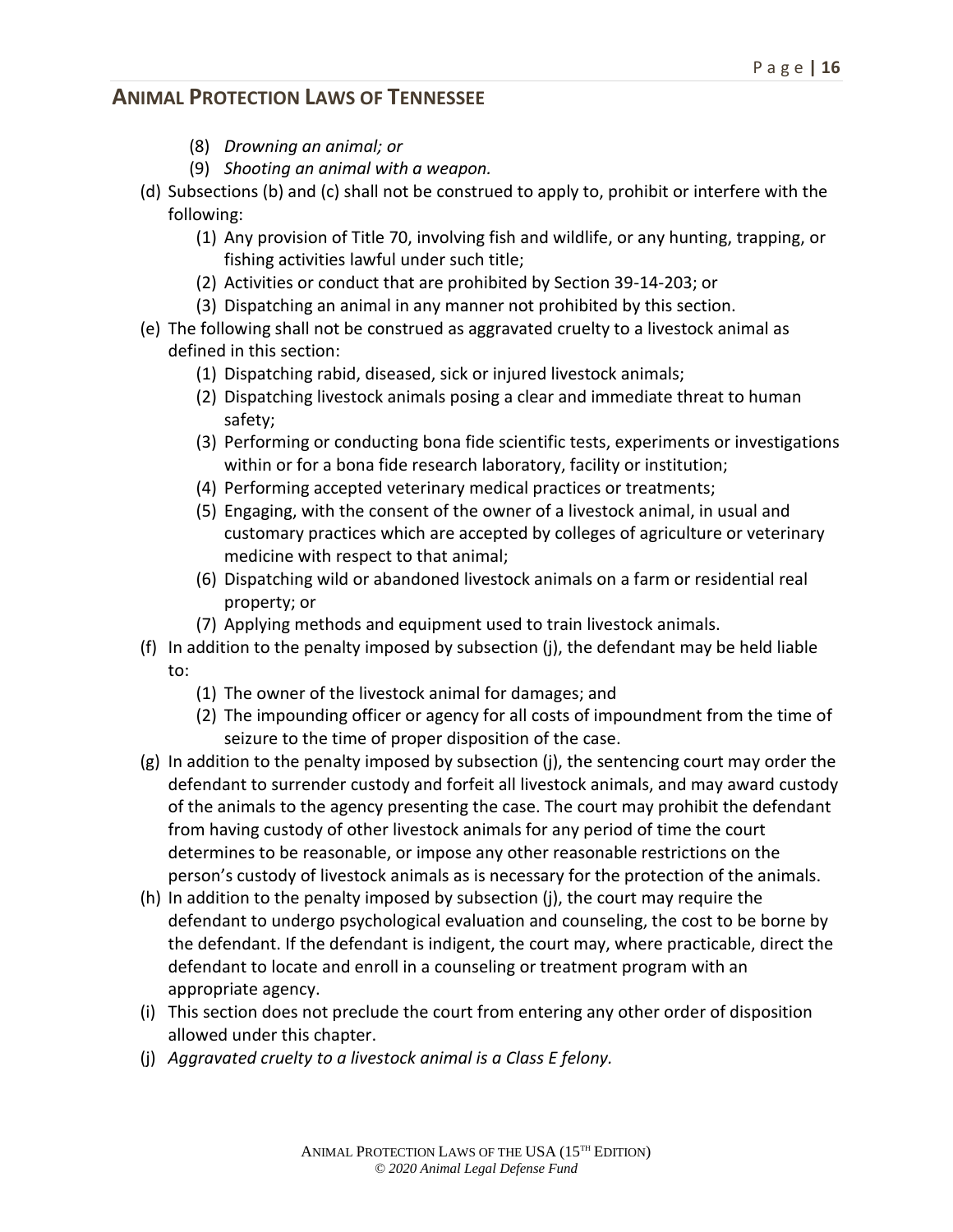(8) *Drowning an animal; or*
(9) *Shooting an animal with a weapon.*

(d) Subsections (b) and (c) shall not be construed to apply to, prohibit or interfere with the following:
  (1) Any provision of Title 70, involving fish and wildlife, or any hunting, trapping, or fishing activities lawful under such title;
  (2) Activities or conduct that are prohibited by Section 39-14-203; or
  (3) Dispatching an animal in any manner not prohibited by this section.

(e) The following shall not be construed as aggravated cruelty to a livestock animal as defined in this section:
  (1) Dispatching rabid, diseased, sick or injured livestock animals;
  (2) Dispatching livestock animals posing a clear and immediate threat to human safety;
  (3) Performing or conducting bona fide scientific tests, experiments or investigations within or for a bona fide research laboratory, facility or institution;
  (4) Performing accepted veterinary medical practices or treatments;
  (5) Engaging, with the consent of the owner of a livestock animal, in usual and customary practices which are accepted by colleges of agriculture or veterinary medicine with respect to that animal;
  (6) Dispatching wild or abandoned livestock animals on a farm or residential real property; or
  (7) Applying methods and equipment used to train livestock animals.

(f) In addition to the penalty imposed by subsection (j), the defendant may be held liable to:
  (1) The owner of the livestock animal for damages; and
  (2) The impounding officer or agency for all costs of impoundment from the time of seizure to the time of proper disposition of the case.

(g) In addition to the penalty imposed by subsection (j), the sentencing court may order the defendant to surrender custody and forfeit all livestock animals, and may award custody of the animals to the agency presenting the case. The court may prohibit the defendant from having custody of other livestock animals for any period of time the court determines to be reasonable, or impose any other reasonable restrictions on the person's custody of livestock animals as is necessary for the protection of the animals.

(h) In addition to the penalty imposed by subsection (j), the court may require the defendant to undergo psychological evaluation and counseling, the cost to be borne by the defendant. If the defendant is indigent, the court may, where practicable, direct the defendant to locate and enroll in a counseling or treatment program with an appropriate agency.

(i) This section does not preclude the court from entering any other order of disposition allowed under this chapter.

(j) *Aggravated cruelty to a livestock animal is a Class E felony.*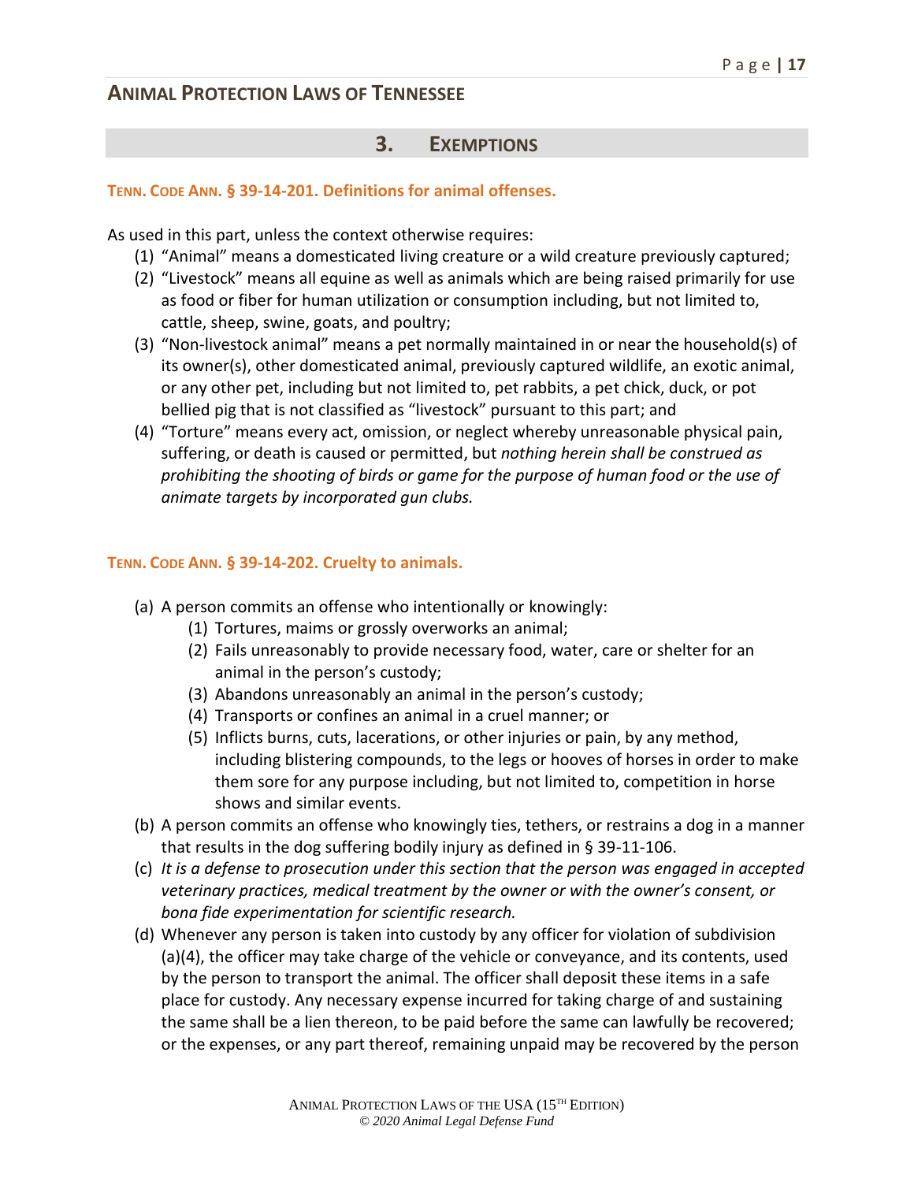## 3. EXEMPTIONS

### TENN. CODE ANN. § 39-14-201. Definitions for animal offenses.

As used in this part, unless the context otherwise requires:

(1) "Animal" means a domesticated living creature or a wild creature previously captured;

(2) "Livestock" means all equine as well as animals which are being raised primarily for use as food or fiber for human utilization or consumption including, but not limited to, cattle, sheep, swine, goats, and poultry;

(3) "Non-livestock animal" means a pet normally maintained in or near the household(s) of its owner(s), other domesticated animal, previously captured wildlife, an exotic animal, or any other pet, including but not limited to, pet rabbits, a pet chick, duck, or pot bellied pig that is not classified as "livestock" pursuant to this part; and

(4) "Torture" means every act, omission, or neglect whereby unreasonable physical pain, suffering, or death is caused or permitted, but *nothing herein shall be construed as prohibiting the shooting of birds or game for the purpose of human food or the use of animate targets by incorporated gun clubs.*

### TENN. CODE ANN. § 39-14-202. Cruelty to animals.

(a) A person commits an offense who intentionally or knowingly:

 (1) Tortures, maims or grossly overworks an animal;

 (2) Fails unreasonably to provide necessary food, water, care or shelter for an animal in the person's custody;

 (3) Abandons unreasonably an animal in the person's custody;

 (4) Transports or confines an animal in a cruel manner; or

 (5) Inflicts burns, cuts, lacerations, or other injuries or pain, by any method, including blistering compounds, to the legs or hooves of horses in order to make them sore for any purpose including, but not limited to, competition in horse shows and similar events.

(b) A person commits an offense who knowingly ties, tethers, or restrains a dog in a manner that results in the dog suffering bodily injury as defined in § 39-11-106.

(c) *It is a defense to prosecution under this section that the person was engaged in accepted veterinary practices, medical treatment by the owner or with the owner's consent, or bona fide experimentation for scientific research.*

(d) Whenever any person is taken into custody by any officer for violation of subdivision (a)(4), the officer may take charge of the vehicle or conveyance, and its contents, used by the person to transport the animal. The officer shall deposit these items in a safe place for custody. Any necessary expense incurred for taking charge of and sustaining the same shall be a lien thereon, to be paid before the same can lawfully be recovered; or the expenses, or any part thereof, remaining unpaid may be recovered by the person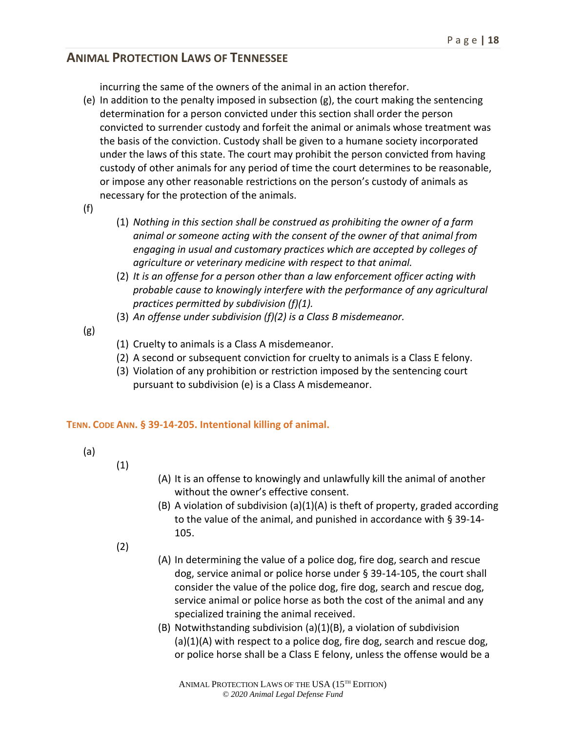incurring the same of the owners of the animal in an action therefor.

(e) In addition to the penalty imposed in subsection (g), the court making the sentencing determination for a person convicted under this section shall order the person convicted to surrender custody and forfeit the animal or animals whose treatment was the basis of the conviction. Custody shall be given to a humane society incorporated under the laws of this state. The court may prohibit the person convicted from having custody of other animals for any period of time the court determines to be reasonable, or impose any other reasonable restrictions on the person's custody of animals as necessary for the protection of the animals.

(f)

(1) *Nothing in this section shall be construed as prohibiting the owner of a farm animal or someone acting with the consent of the owner of that animal from engaging in usual and customary practices which are accepted by colleges of agriculture or veterinary medicine with respect to that animal.*

(2) *It is an offense for a person other than a law enforcement officer acting with probable cause to knowingly interfere with the performance of any agricultural practices permitted by subdivision (f)(1).*

(3) *An offense under subdivision (f)(2) is a Class B misdemeanor.*

(g)

(1) Cruelty to animals is a Class A misdemeanor.

(2) A second or subsequent conviction for cruelty to animals is a Class E felony.

(3) Violation of any prohibition or restriction imposed by the sentencing court pursuant to subdivision (e) is a Class A misdemeanor.

## TENN. CODE ANN. § 39-14-205. Intentional killing of animal.

(a)

(1)

(A) It is an offense to knowingly and unlawfully kill the animal of another without the owner's effective consent.

(B) A violation of subdivision (a)(1)(A) is theft of property, graded according to the value of the animal, and punished in accordance with § 39-14-105.

(2)

(A) In determining the value of a police dog, fire dog, search and rescue dog, service animal or police horse under § 39-14-105, the court shall consider the value of the police dog, fire dog, search and rescue dog, service animal or police horse as both the cost of the animal and any specialized training the animal received.

(B) Notwithstanding subdivision (a)(1)(B), a violation of subdivision (a)(1)(A) with respect to a police dog, fire dog, search and rescue dog, or police horse shall be a Class E felony, unless the offense would be a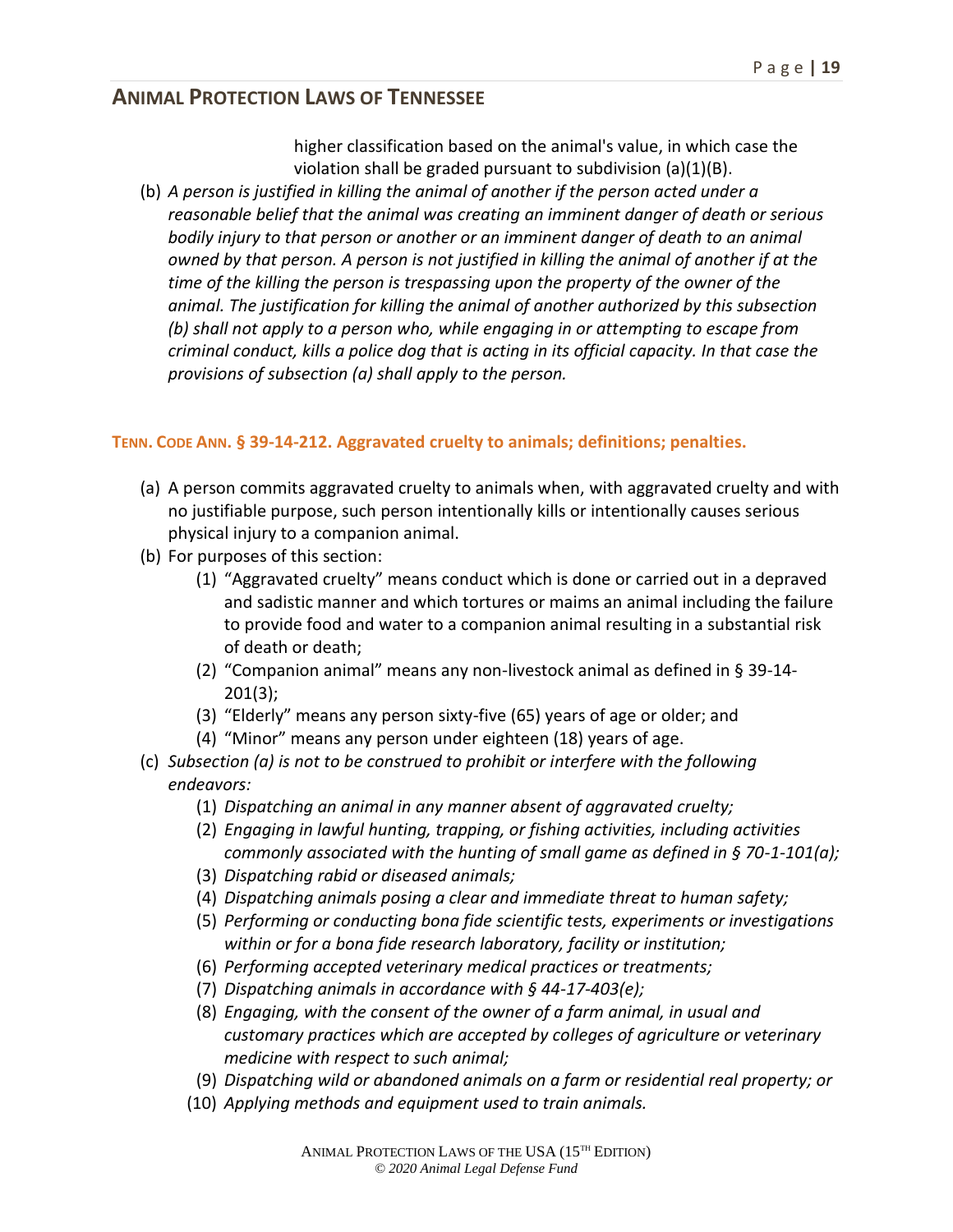higher classification based on the animal's value, in which case the violation shall be graded pursuant to subdivision (a)(1)(B).

(b) *A person is justified in killing the animal of another if the person acted under a reasonable belief that the animal was creating an imminent danger of death or serious bodily injury to that person or another or an imminent danger of death to an animal owned by that person. A person is not justified in killing the animal of another if at the time of the killing the person is trespassing upon the property of the owner of the animal. The justification for killing the animal of another authorized by this subsection (b) shall not apply to a person who, while engaging in or attempting to escape from criminal conduct, kills a police dog that is acting in its official capacity. In that case the provisions of subsection (a) shall apply to the person.*

#### TENN. CODE ANN. § 39-14-212. Aggravated cruelty to animals; definitions; penalties.

(a) A person commits aggravated cruelty to animals when, with aggravated cruelty and with no justifiable purpose, such person intentionally kills or intentionally causes serious physical injury to a companion animal.

(b) For purposes of this section:

  (1) "Aggravated cruelty" means conduct which is done or carried out in a depraved and sadistic manner and which tortures or maims an animal including the failure to provide food and water to a companion animal resulting in a substantial risk of death or death;

  (2) "Companion animal" means any non-livestock animal as defined in § 39-14-201(3);

  (3) "Elderly" means any person sixty-five (65) years of age or older; and

  (4) "Minor" means any person under eighteen (18) years of age.

(c) *Subsection (a) is not to be construed to prohibit or interfere with the following endeavors:*

  (1) *Dispatching an animal in any manner absent of aggravated cruelty;*

  (2) *Engaging in lawful hunting, trapping, or fishing activities, including activities commonly associated with the hunting of small game as defined in § 70-1-101(a);*

  (3) *Dispatching rabid or diseased animals;*

  (4) *Dispatching animals posing a clear and immediate threat to human safety;*

  (5) *Performing or conducting bona fide scientific tests, experiments or investigations within or for a bona fide research laboratory, facility or institution;*

  (6) *Performing accepted veterinary medical practices or treatments;*

  (7) *Dispatching animals in accordance with § 44-17-403(e);*

  (8) *Engaging, with the consent of the owner of a farm animal, in usual and customary practices which are accepted by colleges of agriculture or veterinary medicine with respect to such animal;*

  (9) *Dispatching wild or abandoned animals on a farm or residential real property; or*

  (10) *Applying methods and equipment used to train animals.*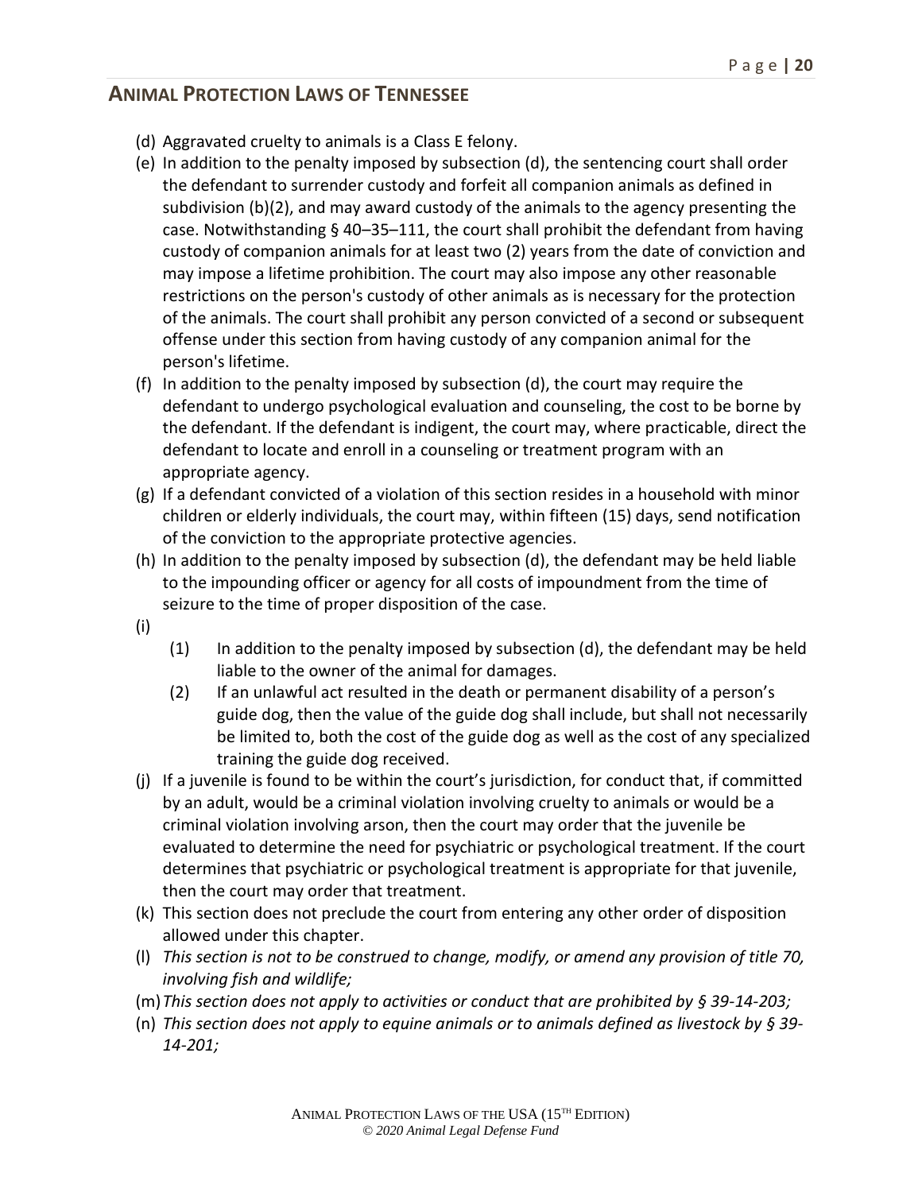## ANIMAL PROTECTION LAWS OF TENNESSEE

(d) Aggravated cruelty to animals is a Class E felony.

(e) In addition to the penalty imposed by subsection (d), the sentencing court shall order the defendant to surrender custody and forfeit all companion animals as defined in subdivision (b)(2), and may award custody of the animals to the agency presenting the case. Notwithstanding § 40–35–111, the court shall prohibit the defendant from having custody of companion animals for at least two (2) years from the date of conviction and may impose a lifetime prohibition. The court may also impose any other reasonable restrictions on the person's custody of other animals as is necessary for the protection of the animals. The court shall prohibit any person convicted of a second or subsequent offense under this section from having custody of any companion animal for the person's lifetime.

(f) In addition to the penalty imposed by subsection (d), the court may require the defendant to undergo psychological evaluation and counseling, the cost to be borne by the defendant. If the defendant is indigent, the court may, where practicable, direct the defendant to locate and enroll in a counseling or treatment program with an appropriate agency.

(g) If a defendant convicted of a violation of this section resides in a household with minor children or elderly individuals, the court may, within fifteen (15) days, send notification of the conviction to the appropriate protective agencies.

(h) In addition to the penalty imposed by subsection (d), the defendant may be held liable to the impounding officer or agency for all costs of impoundment from the time of seizure to the time of proper disposition of the case.

(i)

(1) In addition to the penalty imposed by subsection (d), the defendant may be held liable to the owner of the animal for damages.

(2) If an unlawful act resulted in the death or permanent disability of a person's guide dog, then the value of the guide dog shall include, but shall not necessarily be limited to, both the cost of the guide dog as well as the cost of any specialized training the guide dog received.

(j) If a juvenile is found to be within the court's jurisdiction, for conduct that, if committed by an adult, would be a criminal violation involving cruelty to animals or would be a criminal violation involving arson, then the court may order that the juvenile be evaluated to determine the need for psychiatric or psychological treatment. If the court determines that psychiatric or psychological treatment is appropriate for that juvenile, then the court may order that treatment.

(k) This section does not preclude the court from entering any other order of disposition allowed under this chapter.

(l) *This section is not to be construed to change, modify, or amend any provision of title 70, involving fish and wildlife;*

(m) *This section does not apply to activities or conduct that are prohibited by § 39-14-203;*

(n) *This section does not apply to equine animals or to animals defined as livestock by § 39-14-201;*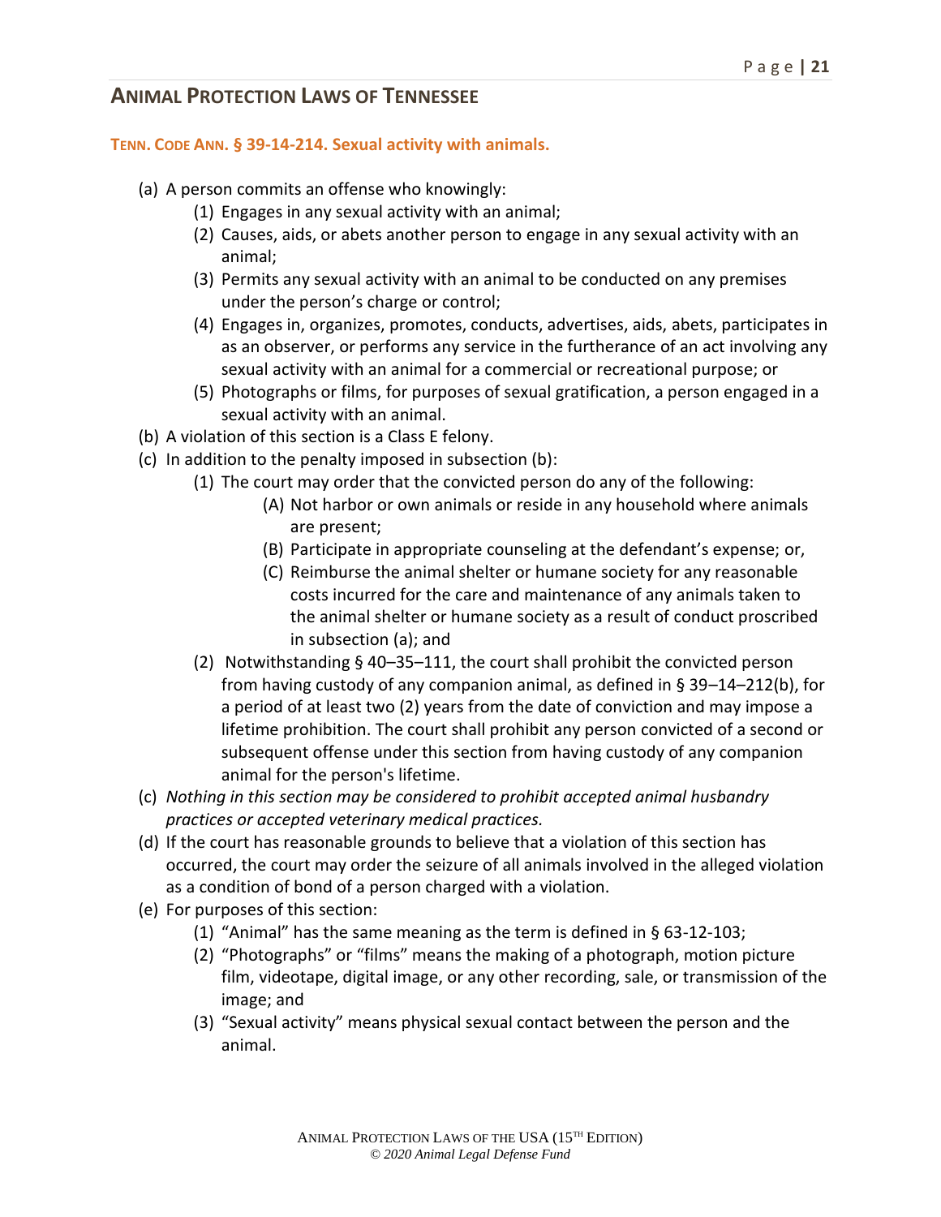## ANIMAL PROTECTION LAWS OF TENNESSEE

### TENN. CODE ANN. § 39-14-214. Sexual activity with animals.

(a) A person commits an offense who knowingly:

   (1) Engages in any sexual activity with an animal;

   (2) Causes, aids, or abets another person to engage in any sexual activity with an animal;

   (3) Permits any sexual activity with an animal to be conducted on any premises under the person's charge or control;

   (4) Engages in, organizes, promotes, conducts, advertises, aids, abets, participates in as an observer, or performs any service in the furtherance of an act involving any sexual activity with an animal for a commercial or recreational purpose; or

   (5) Photographs or films, for purposes of sexual gratification, a person engaged in a sexual activity with an animal.

(b) A violation of this section is a Class E felony.

(c) In addition to the penalty imposed in subsection (b):

   (1) The court may order that the convicted person do any of the following:

      (A) Not harbor or own animals or reside in any household where animals are present;

      (B) Participate in appropriate counseling at the defendant's expense; or,

      (C) Reimburse the animal shelter or humane society for any reasonable costs incurred for the care and maintenance of any animals taken to the animal shelter or humane society as a result of conduct proscribed in subsection (a); and

   (2) Notwithstanding § 40–35–111, the court shall prohibit the convicted person from having custody of any companion animal, as defined in § 39–14–212(b), for a period of at least two (2) years from the date of conviction and may impose a lifetime prohibition. The court shall prohibit any person convicted of a second or subsequent offense under this section from having custody of any companion animal for the person's lifetime.

(c) *Nothing in this section may be considered to prohibit accepted animal husbandry practices or accepted veterinary medical practices.*

(d) If the court has reasonable grounds to believe that a violation of this section has occurred, the court may order the seizure of all animals involved in the alleged violation as a condition of bond of a person charged with a violation.

(e) For purposes of this section:

   (1) "Animal" has the same meaning as the term is defined in § 63-12-103;

   (2) "Photographs" or "films" means the making of a photograph, motion picture film, videotape, digital image, or any other recording, sale, or transmission of the image; and

   (3) "Sexual activity" means physical sexual contact between the person and the animal.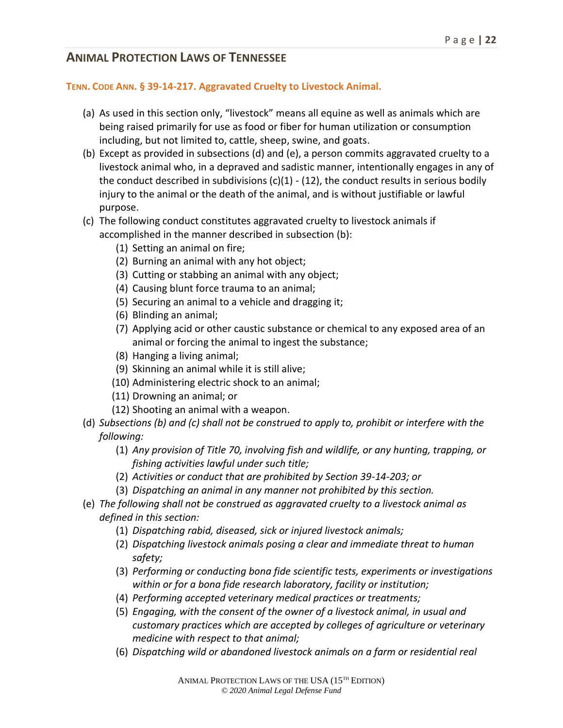## ANIMAL PROTECTION LAWS OF TENNESSEE

### TENN. CODE ANN. § 39-14-217. Aggravated Cruelty to Livestock Animal.

(a) As used in this section only, "livestock" means all equine as well as animals which are being raised primarily for use as food or fiber for human utilization or consumption including, but not limited to, cattle, sheep, swine, and goats.

(b) Except as provided in subsections (d) and (e), a person commits aggravated cruelty to a livestock animal who, in a depraved and sadistic manner, intentionally engages in any of the conduct described in subdivisions (c)(1) - (12), the conduct results in serious bodily injury to the animal or the death of the animal, and is without justifiable or lawful purpose.

(c) The following conduct constitutes aggravated cruelty to livestock animals if accomplished in the manner described in subsection (b):

- (1) Setting an animal on fire;
- (2) Burning an animal with any hot object;
- (3) Cutting or stabbing an animal with any object;
- (4) Causing blunt force trauma to an animal;
- (5) Securing an animal to a vehicle and dragging it;
- (6) Blinding an animal;
- (7) Applying acid or other caustic substance or chemical to any exposed area of an animal or forcing the animal to ingest the substance;
- (8) Hanging a living animal;
- (9) Skinning an animal while it is still alive;
- (10) Administering electric shock to an animal;
- (11) Drowning an animal; or
- (12) Shooting an animal with a weapon.

(d) *Subsections (b) and (c) shall not be construed to apply to, prohibit or interfere with the following:*

- (1) *Any provision of Title 70, involving fish and wildlife, or any hunting, trapping, or fishing activities lawful under such title;*
- (2) *Activities or conduct that are prohibited by Section 39-14-203; or*
- (3) *Dispatching an animal in any manner not prohibited by this section.*

(e) *The following shall not be construed as aggravated cruelty to a livestock animal as defined in this section:*

- (1) *Dispatching rabid, diseased, sick or injured livestock animals;*
- (2) *Dispatching livestock animals posing a clear and immediate threat to human safety;*
- (3) *Performing or conducting bona fide scientific tests, experiments or investigations within or for a bona fide research laboratory, facility or institution;*
- (4) *Performing accepted veterinary medical practices or treatments;*
- (5) *Engaging, with the consent of the owner of a livestock animal, in usual and customary practices which are accepted by colleges of agriculture or veterinary medicine with respect to that animal;*
- (6) *Dispatching wild or abandoned livestock animals on a farm or residential real*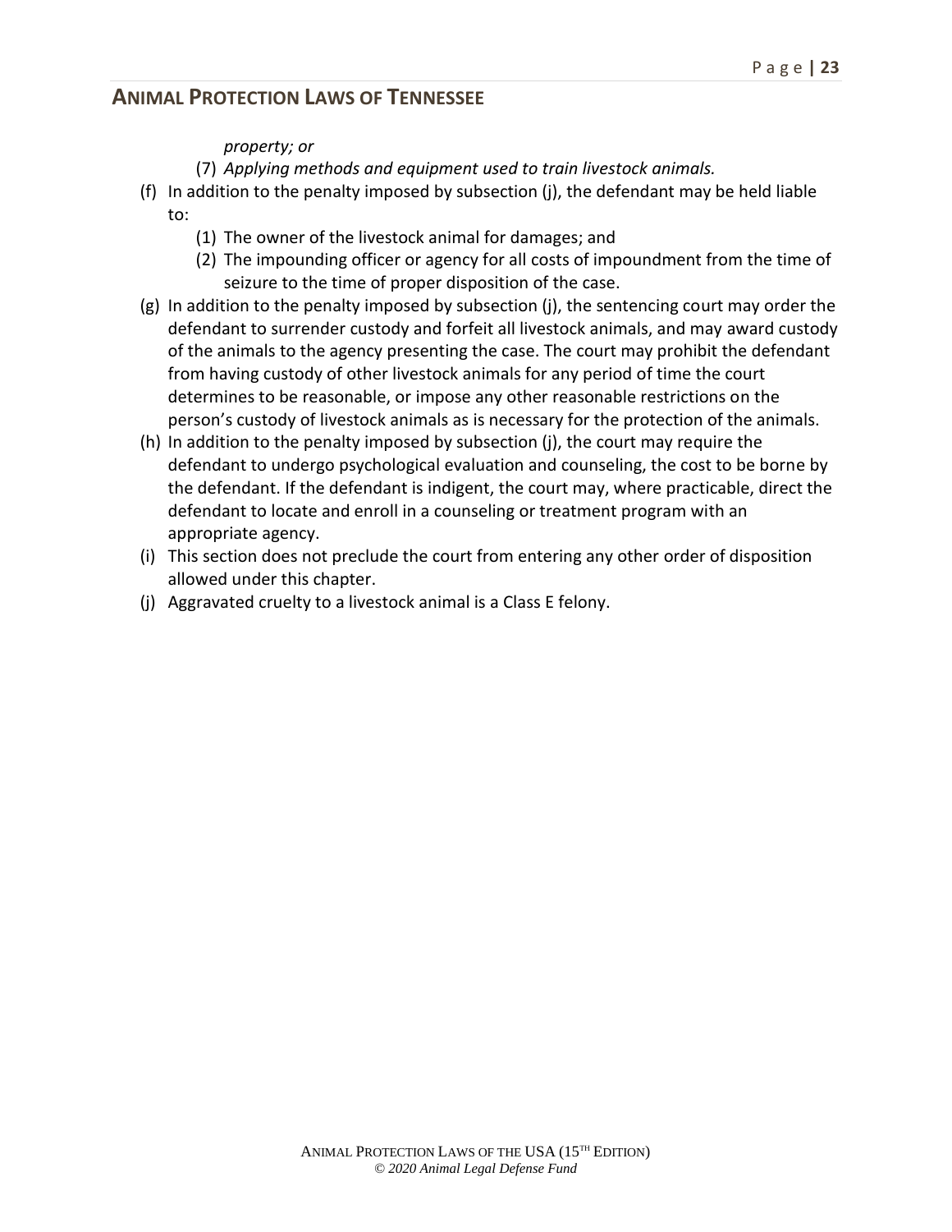*property; or*

(7) *Applying methods and equipment used to train livestock animals.*

(f) In addition to the penalty imposed by subsection (j), the defendant may be held liable to:

   (1) The owner of the livestock animal for damages; and
   
   (2) The impounding officer or agency for all costs of impoundment from the time of seizure to the time of proper disposition of the case.

(g) In addition to the penalty imposed by subsection (j), the sentencing court may order the defendant to surrender custody and forfeit all livestock animals, and may award custody of the animals to the agency presenting the case. The court may prohibit the defendant from having custody of other livestock animals for any period of time the court determines to be reasonable, or impose any other reasonable restrictions on the person's custody of livestock animals as is necessary for the protection of the animals.

(h) In addition to the penalty imposed by subsection (j), the court may require the defendant to undergo psychological evaluation and counseling, the cost to be borne by the defendant. If the defendant is indigent, the court may, where practicable, direct the defendant to locate and enroll in a counseling or treatment program with an appropriate agency.

(i) This section does not preclude the court from entering any other order of disposition allowed under this chapter.

(j) Aggravated cruelty to a livestock animal is a Class E felony.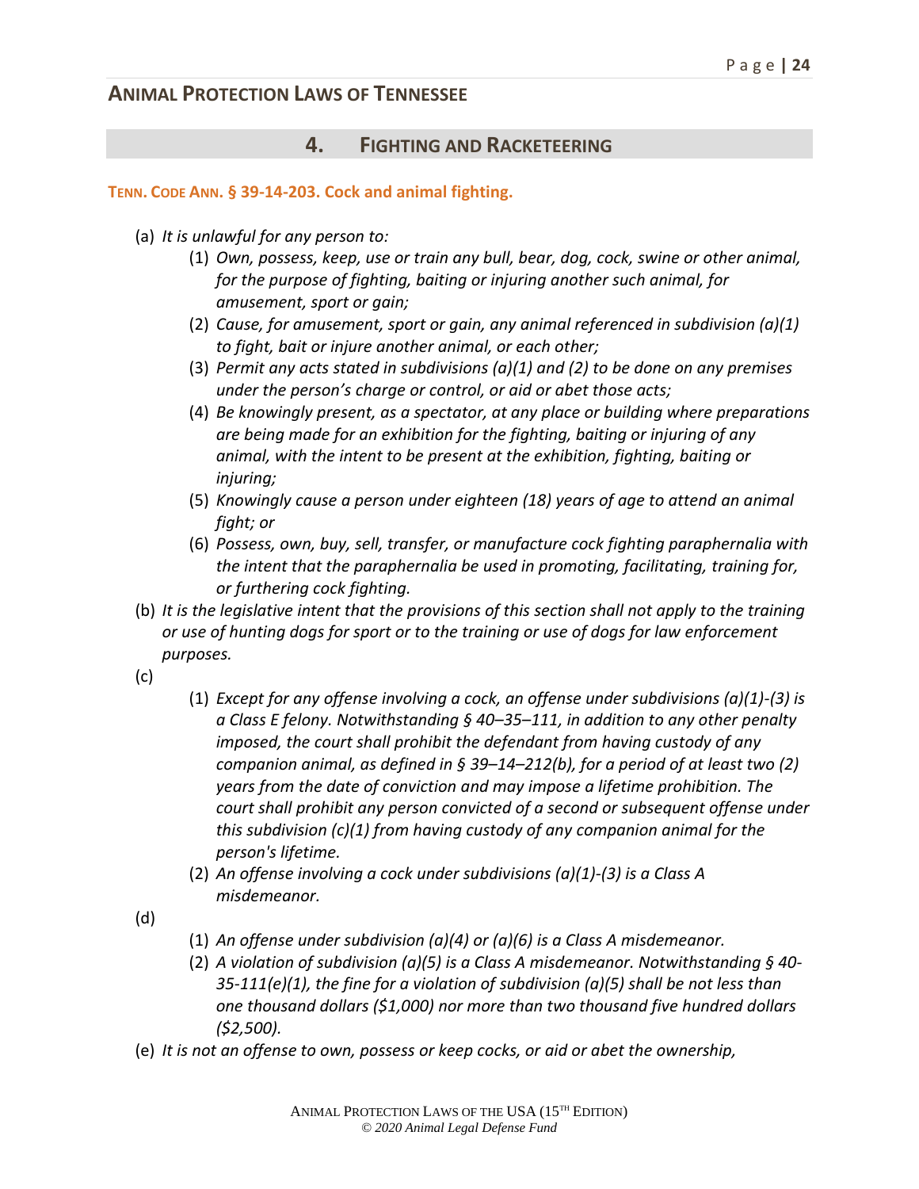## 4. FIGHTING AND RACKETEERING

**TENN. CODE ANN. § 39-14-203. Cock and animal fighting.**

(a) *It is unlawful for any person to:*

  (1) *Own, possess, keep, use or train any bull, bear, dog, cock, swine or other animal, for the purpose of fighting, baiting or injuring another such animal, for amusement, sport or gain;*

  (2) *Cause, for amusement, sport or gain, any animal referenced in subdivision (a)(1) to fight, bait or injure another animal, or each other;*

  (3) *Permit any acts stated in subdivisions (a)(1) and (2) to be done on any premises under the person's charge or control, or aid or abet those acts;*

  (4) *Be knowingly present, as a spectator, at any place or building where preparations are being made for an exhibition for the fighting, baiting or injuring of any animal, with the intent to be present at the exhibition, fighting, baiting or injuring;*

  (5) *Knowingly cause a person under eighteen (18) years of age to attend an animal fight; or*

  (6) *Possess, own, buy, sell, transfer, or manufacture cock fighting paraphernalia with the intent that the paraphernalia be used in promoting, facilitating, training for, or furthering cock fighting.*

(b) *It is the legislative intent that the provisions of this section shall not apply to the training or use of hunting dogs for sport or to the training or use of dogs for law enforcement purposes.*

(c)

  (1) *Except for any offense involving a cock, an offense under subdivisions (a)(1)-(3) is a Class E felony. Notwithstanding § 40–35–111, in addition to any other penalty imposed, the court shall prohibit the defendant from having custody of any companion animal, as defined in § 39–14–212(b), for a period of at least two (2) years from the date of conviction and may impose a lifetime prohibition. The court shall prohibit any person convicted of a second or subsequent offense under this subdivision (c)(1) from having custody of any companion animal for the person's lifetime.*

  (2) *An offense involving a cock under subdivisions (a)(1)-(3) is a Class A misdemeanor.*

(d)

  (1) *An offense under subdivision (a)(4) or (a)(6) is a Class A misdemeanor.*

  (2) *A violation of subdivision (a)(5) is a Class A misdemeanor. Notwithstanding § 40-35-111(e)(1), the fine for a violation of subdivision (a)(5) shall be not less than one thousand dollars ($1,000) nor more than two thousand five hundred dollars ($2,500).*

(e) *It is not an offense to own, possess or keep cocks, or aid or abet the ownership,*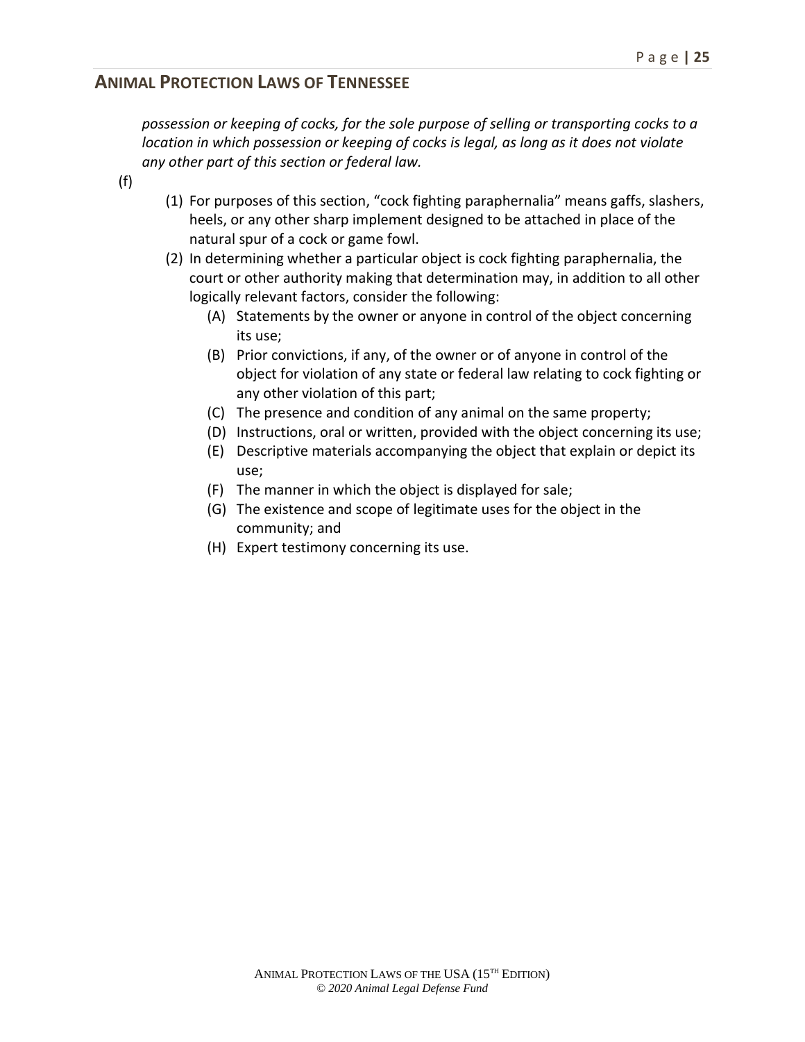*possession or keeping of cocks, for the sole purpose of selling or transporting cocks to a location in which possession or keeping of cocks is legal, as long as it does not violate any other part of this section or federal law.*

(f)

(1) For purposes of this section, "cock fighting paraphernalia" means gaffs, slashers, heels, or any other sharp implement designed to be attached in place of the natural spur of a cock or game fowl.

(2) In determining whether a particular object is cock fighting paraphernalia, the court or other authority making that determination may, in addition to all other logically relevant factors, consider the following:

  (A) Statements by the owner or anyone in control of the object concerning its use;

  (B) Prior convictions, if any, of the owner or of anyone in control of the object for violation of any state or federal law relating to cock fighting or any other violation of this part;

  (C) The presence and condition of any animal on the same property;

  (D) Instructions, oral or written, provided with the object concerning its use;

  (E) Descriptive materials accompanying the object that explain or depict its use;

  (F) The manner in which the object is displayed for sale;

  (G) The existence and scope of legitimate uses for the object in the community; and

  (H) Expert testimony concerning its use.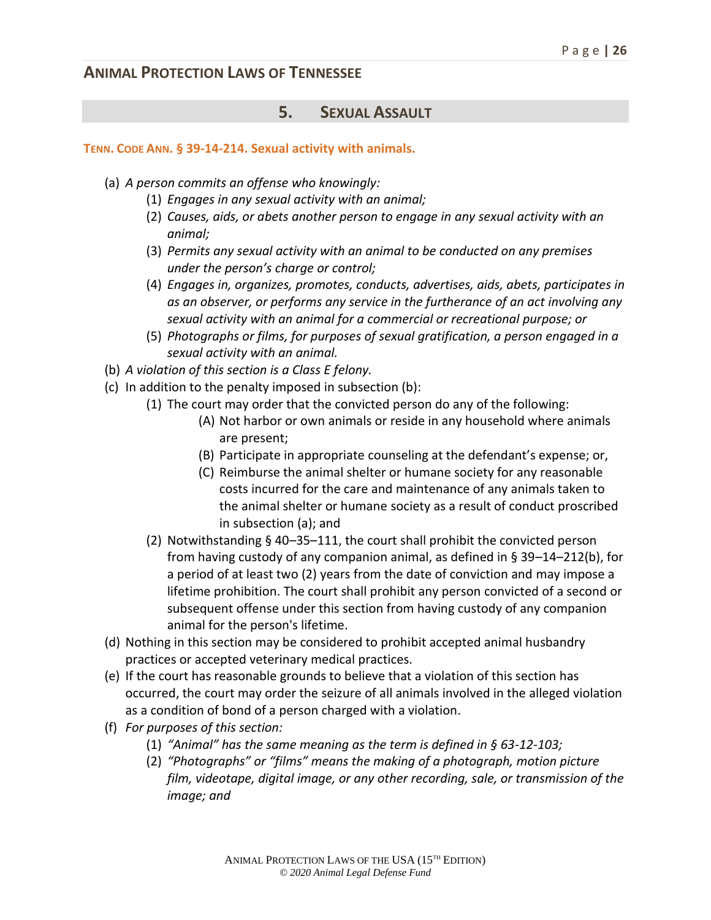## 5. Sexual Assault

### TENN. CODE ANN. § 39-14-214. Sexual activity with animals.

(a) *A person commits an offense who knowingly:*
   (1) *Engages in any sexual activity with an animal;*
   (2) *Causes, aids, or abets another person to engage in any sexual activity with an animal;*
   (3) *Permits any sexual activity with an animal to be conducted on any premises under the person's charge or control;*
   (4) *Engages in, organizes, promotes, conducts, advertises, aids, abets, participates in as an observer, or performs any service in the furtherance of an act involving any sexual activity with an animal for a commercial or recreational purpose; or*
   (5) *Photographs or films, for purposes of sexual gratification, a person engaged in a sexual activity with an animal.*

(b) *A violation of this section is a Class E felony.*

(c) In addition to the penalty imposed in subsection (b):
   (1) The court may order that the convicted person do any of the following:
      (A) Not harbor or own animals or reside in any household where animals are present;
      (B) Participate in appropriate counseling at the defendant's expense; or,
      (C) Reimburse the animal shelter or humane society for any reasonable costs incurred for the care and maintenance of any animals taken to the animal shelter or humane society as a result of conduct proscribed in subsection (a); and
   (2) Notwithstanding § 40–35–111, the court shall prohibit the convicted person from having custody of any companion animal, as defined in § 39–14–212(b), for a period of at least two (2) years from the date of conviction and may impose a lifetime prohibition. The court shall prohibit any person convicted of a second or subsequent offense under this section from having custody of any companion animal for the person's lifetime.

(d) Nothing in this section may be considered to prohibit accepted animal husbandry practices or accepted veterinary medical practices.

(e) If the court has reasonable grounds to believe that a violation of this section has occurred, the court may order the seizure of all animals involved in the alleged violation as a condition of bond of a person charged with a violation.

(f) *For purposes of this section:*
   (1) *"Animal" has the same meaning as the term is defined in § 63-12-103;*
   (2) *"Photographs" or "films" means the making of a photograph, motion picture film, videotape, digital image, or any other recording, sale, or transmission of the image; and*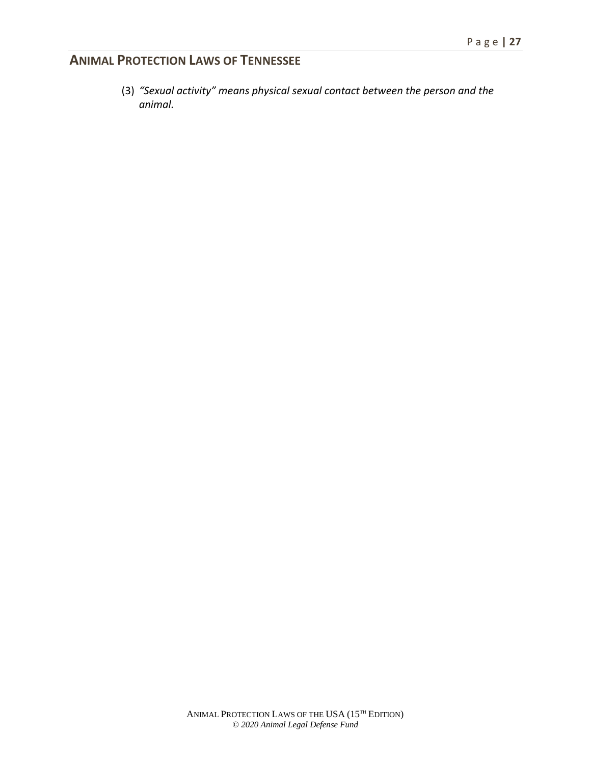(3) *"Sexual activity" means physical sexual contact between the person and the animal.*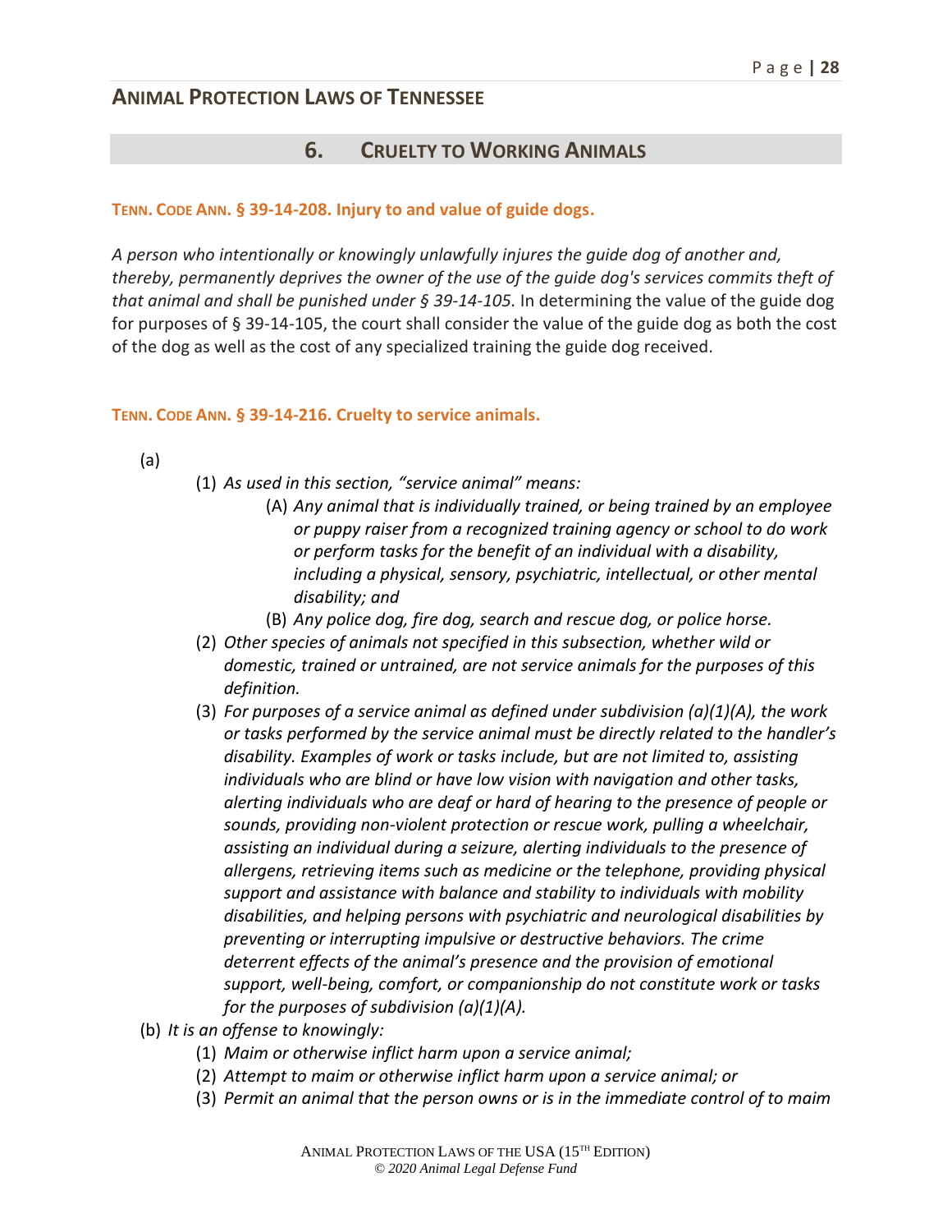## 6. Cruelty to Working Animals

**TENN. CODE ANN. § 39-14-208. Injury to and value of guide dogs.**

*A person who intentionally or knowingly unlawfully injures the guide dog of another and, thereby, permanently deprives the owner of the use of the guide dog's services commits theft of that animal and shall be punished under § 39-14-105.* In determining the value of the guide dog for purposes of § 39-14-105, the court shall consider the value of the guide dog as both the cost of the dog as well as the cost of any specialized training the guide dog received.

**TENN. CODE ANN. § 39-14-216. Cruelty to service animals.**

(a)

(1) *As used in this section, "service animal" means:*

(A) *Any animal that is individually trained, or being trained by an employee or puppy raiser from a recognized training agency or school to do work or perform tasks for the benefit of an individual with a disability, including a physical, sensory, psychiatric, intellectual, or other mental disability; and*

(B) *Any police dog, fire dog, search and rescue dog, or police horse.*

(2) *Other species of animals not specified in this subsection, whether wild or domestic, trained or untrained, are not service animals for the purposes of this definition.*

(3) *For purposes of a service animal as defined under subdivision (a)(1)(A), the work or tasks performed by the service animal must be directly related to the handler's disability. Examples of work or tasks include, but are not limited to, assisting individuals who are blind or have low vision with navigation and other tasks, alerting individuals who are deaf or hard of hearing to the presence of people or sounds, providing non-violent protection or rescue work, pulling a wheelchair, assisting an individual during a seizure, alerting individuals to the presence of allergens, retrieving items such as medicine or the telephone, providing physical support and assistance with balance and stability to individuals with mobility disabilities, and helping persons with psychiatric and neurological disabilities by preventing or interrupting impulsive or destructive behaviors. The crime deterrent effects of the animal's presence and the provision of emotional support, well-being, comfort, or companionship do not constitute work or tasks for the purposes of subdivision (a)(1)(A).*

(b) *It is an offense to knowingly:*

(1) *Maim or otherwise inflict harm upon a service animal;*

(2) *Attempt to maim or otherwise inflict harm upon a service animal; or*

(3) *Permit an animal that the person owns or is in the immediate control of to maim*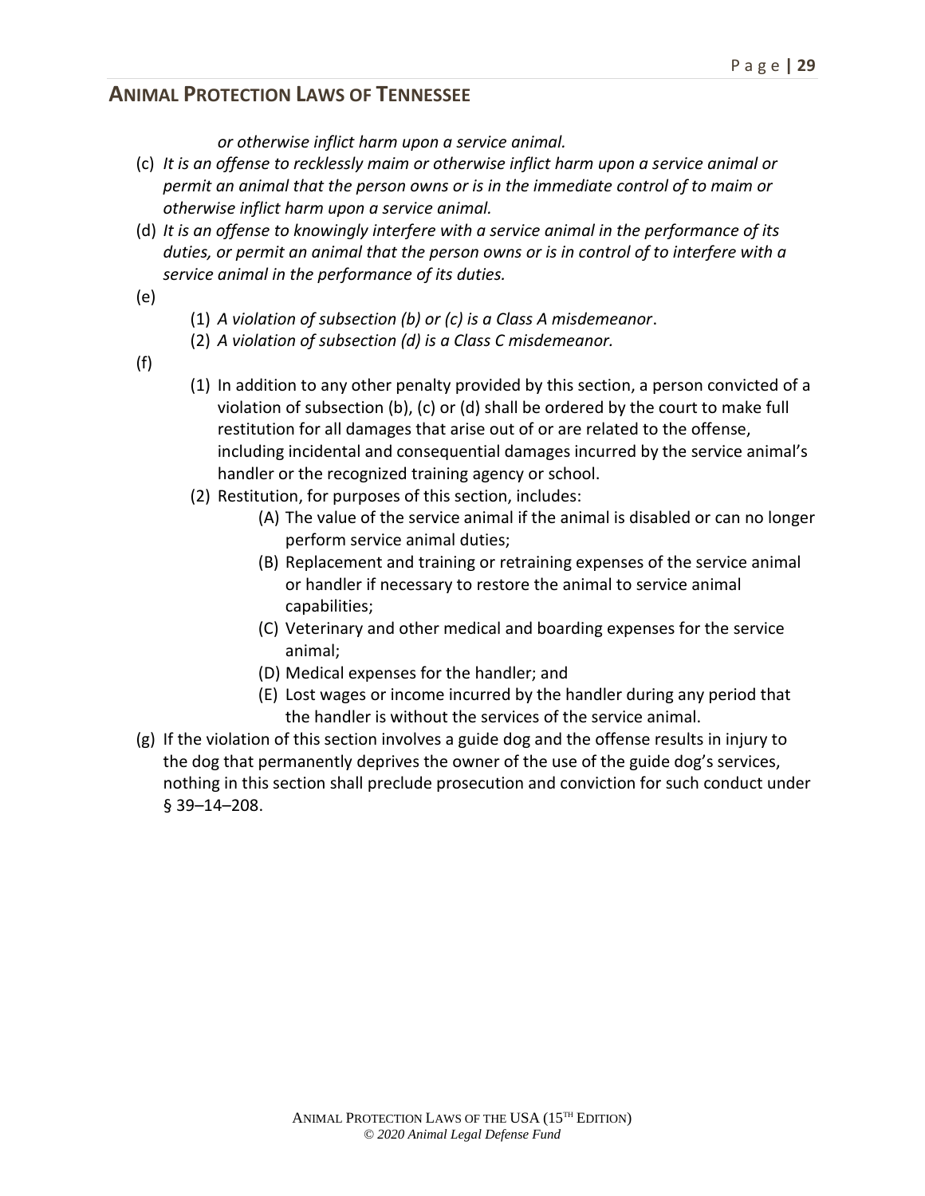*or otherwise inflict harm upon a service animal.*

(c) *It is an offense to recklessly maim or otherwise inflict harm upon a service animal or permit an animal that the person owns or is in the immediate control of to maim or otherwise inflict harm upon a service animal.*

(d) *It is an offense to knowingly interfere with a service animal in the performance of its duties, or permit an animal that the person owns or is in control of to interfere with a service animal in the performance of its duties.*

(e)

(1) *A violation of subsection (b) or (c) is a Class A misdemeanor*.

(2) *A violation of subsection (d) is a Class C misdemeanor.*

(f)

(1) In addition to any other penalty provided by this section, a person convicted of a violation of subsection (b), (c) or (d) shall be ordered by the court to make full restitution for all damages that arise out of or are related to the offense, including incidental and consequential damages incurred by the service animal's handler or the recognized training agency or school.

(2) Restitution, for purposes of this section, includes:

(A) The value of the service animal if the animal is disabled or can no longer perform service animal duties;

(B) Replacement and training or retraining expenses of the service animal or handler if necessary to restore the animal to service animal capabilities;

(C) Veterinary and other medical and boarding expenses for the service animal;

(D) Medical expenses for the handler; and

(E) Lost wages or income incurred by the handler during any period that the handler is without the services of the service animal.

(g) If the violation of this section involves a guide dog and the offense results in injury to the dog that permanently deprives the owner of the use of the guide dog's services, nothing in this section shall preclude prosecution and conviction for such conduct under § 39–14–208.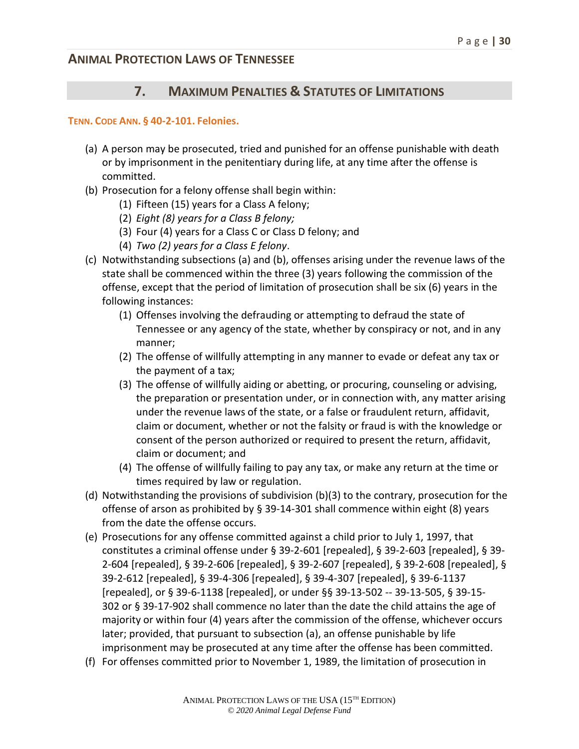## Animal Protection Laws of Tennessee

## 7. Maximum Penalties & Statutes of Limitations

**Tenn. Code Ann. § 40-2-101. Felonies.**

(a) A person may be prosecuted, tried and punished for an offense punishable with death or by imprisonment in the penitentiary during life, at any time after the offense is committed.

(b) Prosecution for a felony offense shall begin within:

  (1) Fifteen (15) years for a Class A felony;

  (2) *Eight (8) years for a Class B felony;*

  (3) Four (4) years for a Class C or Class D felony; and

  (4) *Two (2) years for a Class E felony*.

(c) Notwithstanding subsections (a) and (b), offenses arising under the revenue laws of the state shall be commenced within the three (3) years following the commission of the offense, except that the period of limitation of prosecution shall be six (6) years in the following instances:

  (1) Offenses involving the defrauding or attempting to defraud the state of Tennessee or any agency of the state, whether by conspiracy or not, and in any manner;

  (2) The offense of willfully attempting in any manner to evade or defeat any tax or the payment of a tax;

  (3) The offense of willfully aiding or abetting, or procuring, counseling or advising, the preparation or presentation under, or in connection with, any matter arising under the revenue laws of the state, or a false or fraudulent return, affidavit, claim or document, whether or not the falsity or fraud is with the knowledge or consent of the person authorized or required to present the return, affidavit, claim or document; and

  (4) The offense of willfully failing to pay any tax, or make any return at the time or times required by law or regulation.

(d) Notwithstanding the provisions of subdivision (b)(3) to the contrary, prosecution for the offense of arson as prohibited by § 39-14-301 shall commence within eight (8) years from the date the offense occurs.

(e) Prosecutions for any offense committed against a child prior to July 1, 1997, that constitutes a criminal offense under § 39-2-601 [repealed], § 39-2-603 [repealed], § 39-2-604 [repealed], § 39-2-606 [repealed], § 39-2-607 [repealed], § 39-2-608 [repealed], § 39-2-612 [repealed], § 39-4-306 [repealed], § 39-4-307 [repealed], § 39-6-1137 [repealed], or § 39-6-1138 [repealed], or under §§ 39-13-502 -- 39-13-505, § 39-15-302 or § 39-17-902 shall commence no later than the date the child attains the age of majority or within four (4) years after the commission of the offense, whichever occurs later; provided, that pursuant to subsection (a), an offense punishable by life imprisonment may be prosecuted at any time after the offense has been committed.

(f) For offenses committed prior to November 1, 1989, the limitation of prosecution in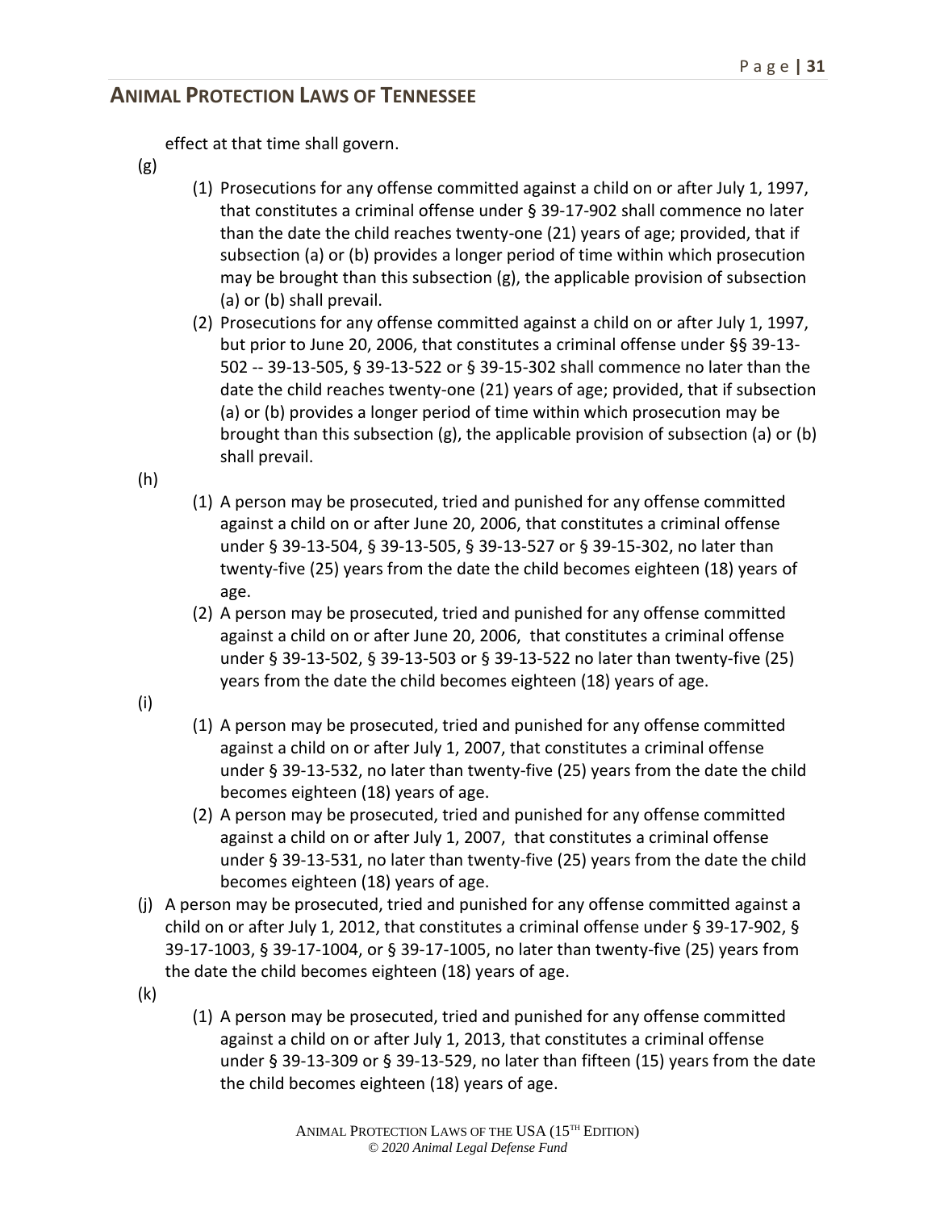effect at that time shall govern.

(g)

(1) Prosecutions for any offense committed against a child on or after July 1, 1997, that constitutes a criminal offense under § 39-17-902 shall commence no later than the date the child reaches twenty-one (21) years of age; provided, that if subsection (a) or (b) provides a longer period of time within which prosecution may be brought than this subsection (g), the applicable provision of subsection (a) or (b) shall prevail.

(2) Prosecutions for any offense committed against a child on or after July 1, 1997, but prior to June 20, 2006, that constitutes a criminal offense under §§ 39-13-502 -- 39-13-505, § 39-13-522 or § 39-15-302 shall commence no later than the date the child reaches twenty-one (21) years of age; provided, that if subsection (a) or (b) provides a longer period of time within which prosecution may be brought than this subsection (g), the applicable provision of subsection (a) or (b) shall prevail.

(h)

(1) A person may be prosecuted, tried and punished for any offense committed against a child on or after June 20, 2006, that constitutes a criminal offense under § 39-13-504, § 39-13-505, § 39-13-527 or § 39-15-302, no later than twenty-five (25) years from the date the child becomes eighteen (18) years of age.

(2) A person may be prosecuted, tried and punished for any offense committed against a child on or after June 20, 2006, that constitutes a criminal offense under § 39-13-502, § 39-13-503 or § 39-13-522 no later than twenty-five (25) years from the date the child becomes eighteen (18) years of age.

(i)

(1) A person may be prosecuted, tried and punished for any offense committed against a child on or after July 1, 2007, that constitutes a criminal offense under § 39-13-532, no later than twenty-five (25) years from the date the child becomes eighteen (18) years of age.

(2) A person may be prosecuted, tried and punished for any offense committed against a child on or after July 1, 2007, that constitutes a criminal offense under § 39-13-531, no later than twenty-five (25) years from the date the child becomes eighteen (18) years of age.

(j) A person may be prosecuted, tried and punished for any offense committed against a child on or after July 1, 2012, that constitutes a criminal offense under § 39-17-902, § 39-17-1003, § 39-17-1004, or § 39-17-1005, no later than twenty-five (25) years from the date the child becomes eighteen (18) years of age.

(k)

(1) A person may be prosecuted, tried and punished for any offense committed against a child on or after July 1, 2013, that constitutes a criminal offense under § 39-13-309 or § 39-13-529, no later than fifteen (15) years from the date the child becomes eighteen (18) years of age.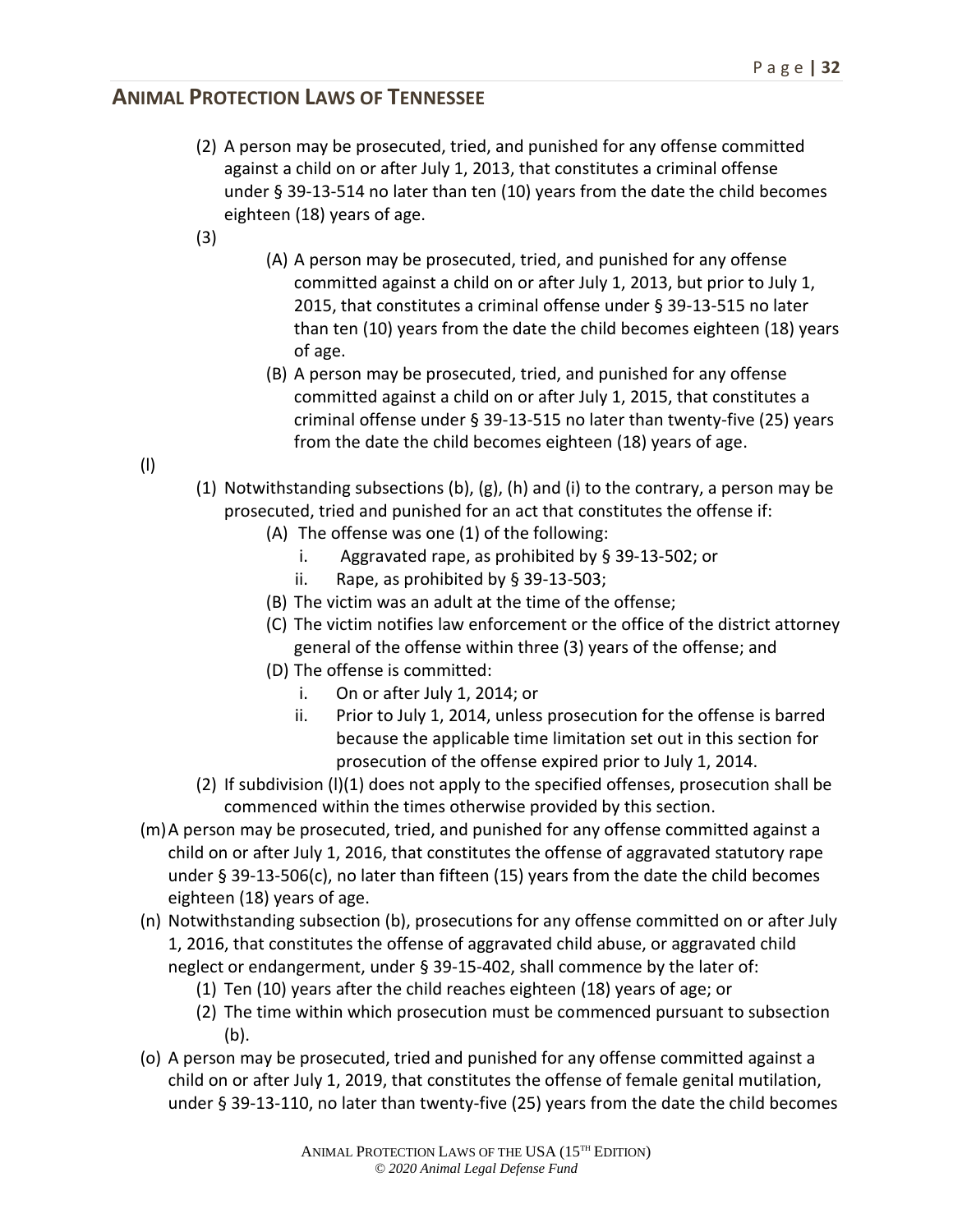(2) A person may be prosecuted, tried, and punished for any offense committed against a child on or after July 1, 2013, that constitutes a criminal offense under § 39-13-514 no later than ten (10) years from the date the child becomes eighteen (18) years of age.

(3)

(A) A person may be prosecuted, tried, and punished for any offense committed against a child on or after July 1, 2013, but prior to July 1, 2015, that constitutes a criminal offense under § 39-13-515 no later than ten (10) years from the date the child becomes eighteen (18) years of age.

(B) A person may be prosecuted, tried, and punished for any offense committed against a child on or after July 1, 2015, that constitutes a criminal offense under § 39-13-515 no later than twenty-five (25) years from the date the child becomes eighteen (18) years of age.

(l)

(1) Notwithstanding subsections (b), (g), (h) and (i) to the contrary, a person may be prosecuted, tried and punished for an act that constitutes the offense if:

(A) The offense was one (1) of the following:

i. Aggravated rape, as prohibited by § 39-13-502; or

ii. Rape, as prohibited by § 39-13-503;

(B) The victim was an adult at the time of the offense;

(C) The victim notifies law enforcement or the office of the district attorney general of the offense within three (3) years of the offense; and

(D) The offense is committed:

i. On or after July 1, 2014; or

ii. Prior to July 1, 2014, unless prosecution for the offense is barred because the applicable time limitation set out in this section for prosecution of the offense expired prior to July 1, 2014.

(2) If subdivision (l)(1) does not apply to the specified offenses, prosecution shall be commenced within the times otherwise provided by this section.

(m) A person may be prosecuted, tried, and punished for any offense committed against a child on or after July 1, 2016, that constitutes the offense of aggravated statutory rape under § 39-13-506(c), no later than fifteen (15) years from the date the child becomes eighteen (18) years of age.

(n) Notwithstanding subsection (b), prosecutions for any offense committed on or after July 1, 2016, that constitutes the offense of aggravated child abuse, or aggravated child neglect or endangerment, under § 39-15-402, shall commence by the later of:

(1) Ten (10) years after the child reaches eighteen (18) years of age; or

(2) The time within which prosecution must be commenced pursuant to subsection (b).

(o) A person may be prosecuted, tried and punished for any offense committed against a child on or after July 1, 2019, that constitutes the offense of female genital mutilation, under § 39-13-110, no later than twenty-five (25) years from the date the child becomes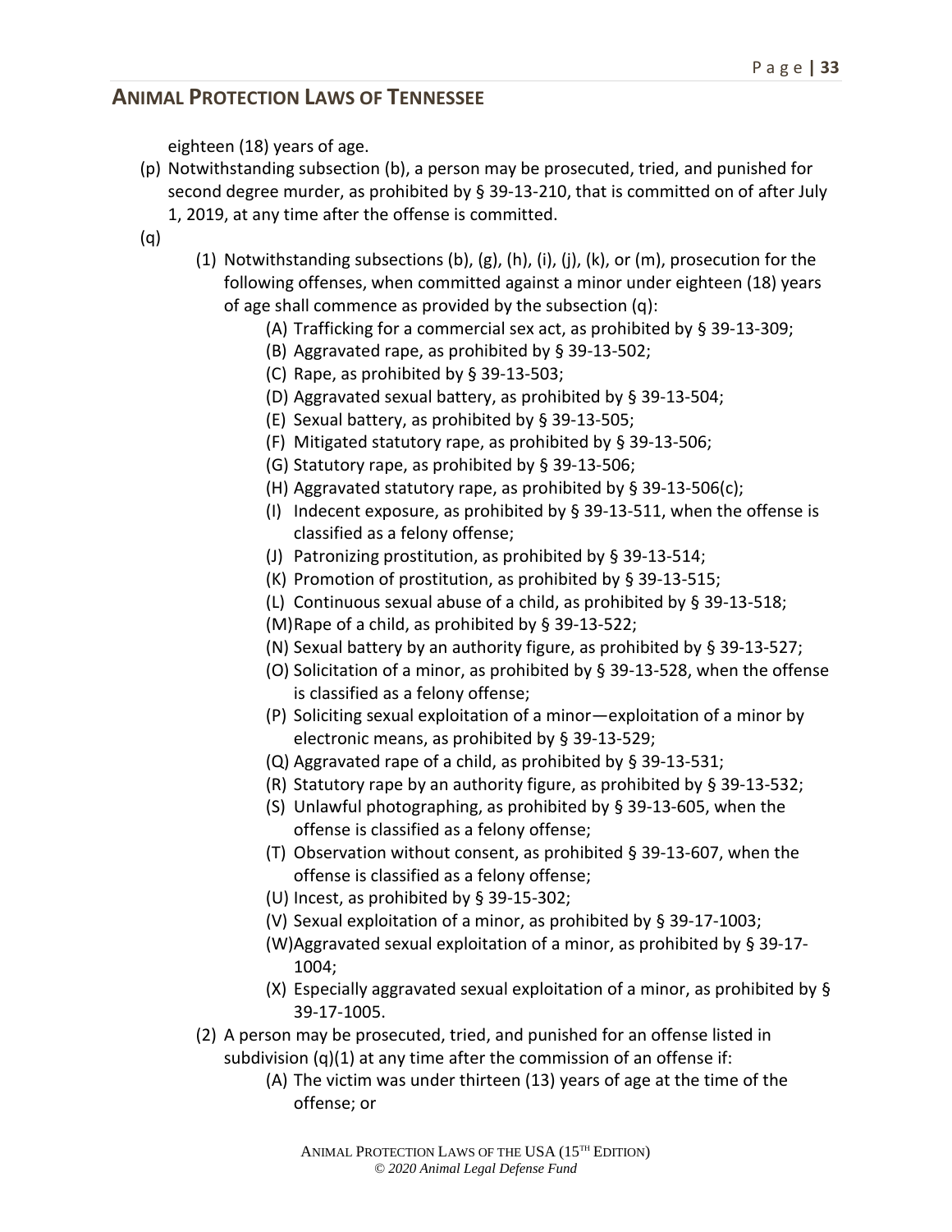eighteen (18) years of age.

(p) Notwithstanding subsection (b), a person may be prosecuted, tried, and punished for second degree murder, as prohibited by § 39-13-210, that is committed on of after July 1, 2019, at any time after the offense is committed.

(q)

(1) Notwithstanding subsections (b), (g), (h), (i), (j), (k), or (m), prosecution for the following offenses, when committed against a minor under eighteen (18) years of age shall commence as provided by the subsection (q):

(A) Trafficking for a commercial sex act, as prohibited by § 39-13-309;

(B) Aggravated rape, as prohibited by § 39-13-502;

(C) Rape, as prohibited by § 39-13-503;

(D) Aggravated sexual battery, as prohibited by § 39-13-504;

(E) Sexual battery, as prohibited by § 39-13-505;

(F) Mitigated statutory rape, as prohibited by § 39-13-506;

(G) Statutory rape, as prohibited by § 39-13-506;

(H) Aggravated statutory rape, as prohibited by § 39-13-506(c);

(I) Indecent exposure, as prohibited by § 39-13-511, when the offense is classified as a felony offense;

(J) Patronizing prostitution, as prohibited by § 39-13-514;

(K) Promotion of prostitution, as prohibited by § 39-13-515;

(L) Continuous sexual abuse of a child, as prohibited by § 39-13-518;

(M) Rape of a child, as prohibited by § 39-13-522;

(N) Sexual battery by an authority figure, as prohibited by § 39-13-527;

(O) Solicitation of a minor, as prohibited by § 39-13-528, when the offense is classified as a felony offense;

(P) Soliciting sexual exploitation of a minor—exploitation of a minor by electronic means, as prohibited by § 39-13-529;

(Q) Aggravated rape of a child, as prohibited by § 39-13-531;

(R) Statutory rape by an authority figure, as prohibited by § 39-13-532;

(S) Unlawful photographing, as prohibited by § 39-13-605, when the offense is classified as a felony offense;

(T) Observation without consent, as prohibited § 39-13-607, when the offense is classified as a felony offense;

(U) Incest, as prohibited by § 39-15-302;

(V) Sexual exploitation of a minor, as prohibited by § 39-17-1003;

(W) Aggravated sexual exploitation of a minor, as prohibited by § 39-17-1004;

(X) Especially aggravated sexual exploitation of a minor, as prohibited by § 39-17-1005.

(2) A person may be prosecuted, tried, and punished for an offense listed in subdivision (q)(1) at any time after the commission of an offense if:

(A) The victim was under thirteen (13) years of age at the time of the offense; or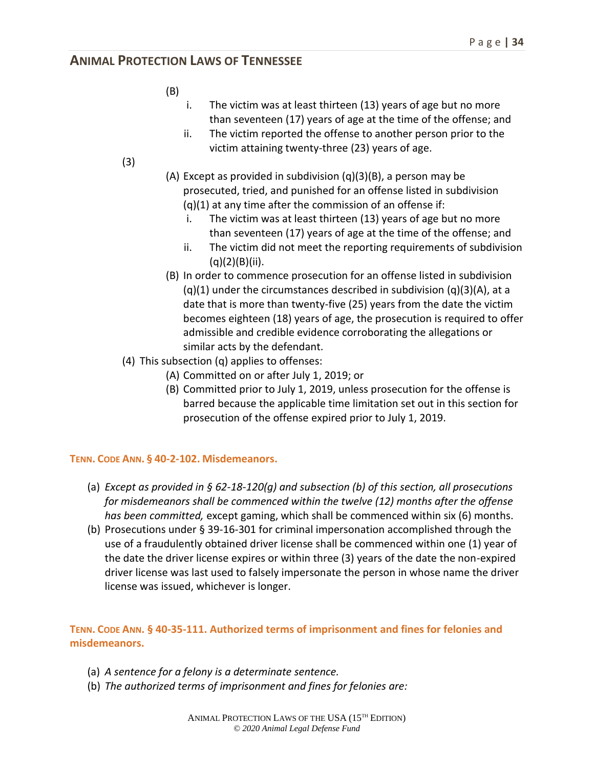(B)

i. The victim was at least thirteen (13) years of age but no more than seventeen (17) years of age at the time of the offense; and
ii. The victim reported the offense to another person prior to the victim attaining twenty-three (23) years of age.

(3)

(A) Except as provided in subdivision (q)(3)(B), a person may be prosecuted, tried, and punished for an offense listed in subdivision (q)(1) at any time after the commission of an offense if:
   i. The victim was at least thirteen (13) years of age but no more than seventeen (17) years of age at the time of the offense; and
   ii. The victim did not meet the reporting requirements of subdivision (q)(2)(B)(ii).

(B) In order to commence prosecution for an offense listed in subdivision (q)(1) under the circumstances described in subdivision (q)(3)(A), at a date that is more than twenty-five (25) years from the date the victim becomes eighteen (18) years of age, the prosecution is required to offer admissible and credible evidence corroborating the allegations or similar acts by the defendant.

(4) This subsection (q) applies to offenses:
   (A) Committed on or after July 1, 2019; or
   (B) Committed prior to July 1, 2019, unless prosecution for the offense is barred because the applicable time limitation set out in this section for prosecution of the offense expired prior to July 1, 2019.

### TENN. CODE ANN. § 40-2-102. Misdemeanors.

(a) *Except as provided in § 62-18-120(g) and subsection (b) of this section, all prosecutions for misdemeanors shall be commenced within the twelve (12) months after the offense has been committed,* except gaming, which shall be commenced within six (6) months.

(b) Prosecutions under § 39-16-301 for criminal impersonation accomplished through the use of a fraudulently obtained driver license shall be commenced within one (1) year of the date the driver license expires or within three (3) years of the date the non-expired driver license was last used to falsely impersonate the person in whose name the driver license was issued, whichever is longer.

### TENN. CODE ANN. § 40-35-111. Authorized terms of imprisonment and fines for felonies and misdemeanors.

(a) *A sentence for a felony is a determinate sentence.*

(b) *The authorized terms of imprisonment and fines for felonies are:*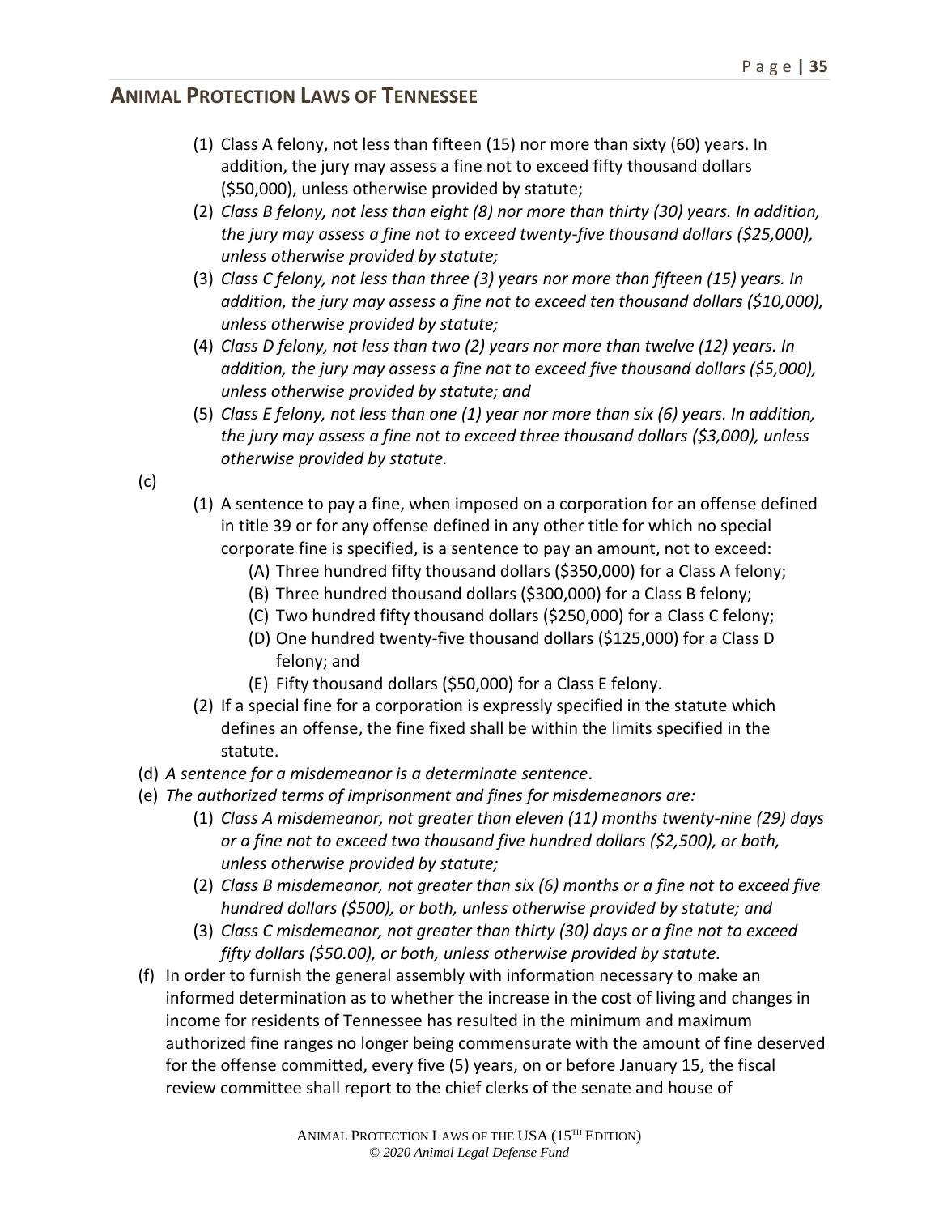(1) Class A felony, not less than fifteen (15) nor more than sixty (60) years. In addition, the jury may assess a fine not to exceed fifty thousand dollars ($50,000), unless otherwise provided by statute;
(2) *Class B felony, not less than eight (8) nor more than thirty (30) years. In addition, the jury may assess a fine not to exceed twenty-five thousand dollars ($25,000), unless otherwise provided by statute;*
(3) *Class C felony, not less than three (3) years nor more than fifteen (15) years. In addition, the jury may assess a fine not to exceed ten thousand dollars ($10,000), unless otherwise provided by statute;*
(4) *Class D felony, not less than two (2) years nor more than twelve (12) years. In addition, the jury may assess a fine not to exceed five thousand dollars ($5,000), unless otherwise provided by statute; and*
(5) *Class E felony, not less than one (1) year nor more than six (6) years. In addition, the jury may assess a fine not to exceed three thousand dollars ($3,000), unless otherwise provided by statute.*

(c)
(1) A sentence to pay a fine, when imposed on a corporation for an offense defined in title 39 or for any offense defined in any other title for which no special corporate fine is specified, is a sentence to pay an amount, not to exceed:
(A) Three hundred fifty thousand dollars ($350,000) for a Class A felony;
(B) Three hundred thousand dollars ($300,000) for a Class B felony;
(C) Two hundred fifty thousand dollars ($250,000) for a Class C felony;
(D) One hundred twenty-five thousand dollars ($125,000) for a Class D felony; and
(E) Fifty thousand dollars ($50,000) for a Class E felony.
(2) If a special fine for a corporation is expressly specified in the statute which defines an offense, the fine fixed shall be within the limits specified in the statute.

(d) *A sentence for a misdemeanor is a determinate sentence*.

(e) *The authorized terms of imprisonment and fines for misdemeanors are:*
(1) *Class A misdemeanor, not greater than eleven (11) months twenty-nine (29) days or a fine not to exceed two thousand five hundred dollars ($2,500), or both, unless otherwise provided by statute;*
(2) *Class B misdemeanor, not greater than six (6) months or a fine not to exceed five hundred dollars ($500), or both, unless otherwise provided by statute; and*
(3) *Class C misdemeanor, not greater than thirty (30) days or a fine not to exceed fifty dollars ($50.00), or both, unless otherwise provided by statute.*

(f) In order to furnish the general assembly with information necessary to make an informed determination as to whether the increase in the cost of living and changes in income for residents of Tennessee has resulted in the minimum and maximum authorized fine ranges no longer being commensurate with the amount of fine deserved for the offense committed, every five (5) years, on or before January 15, the fiscal review committee shall report to the chief clerks of the senate and house of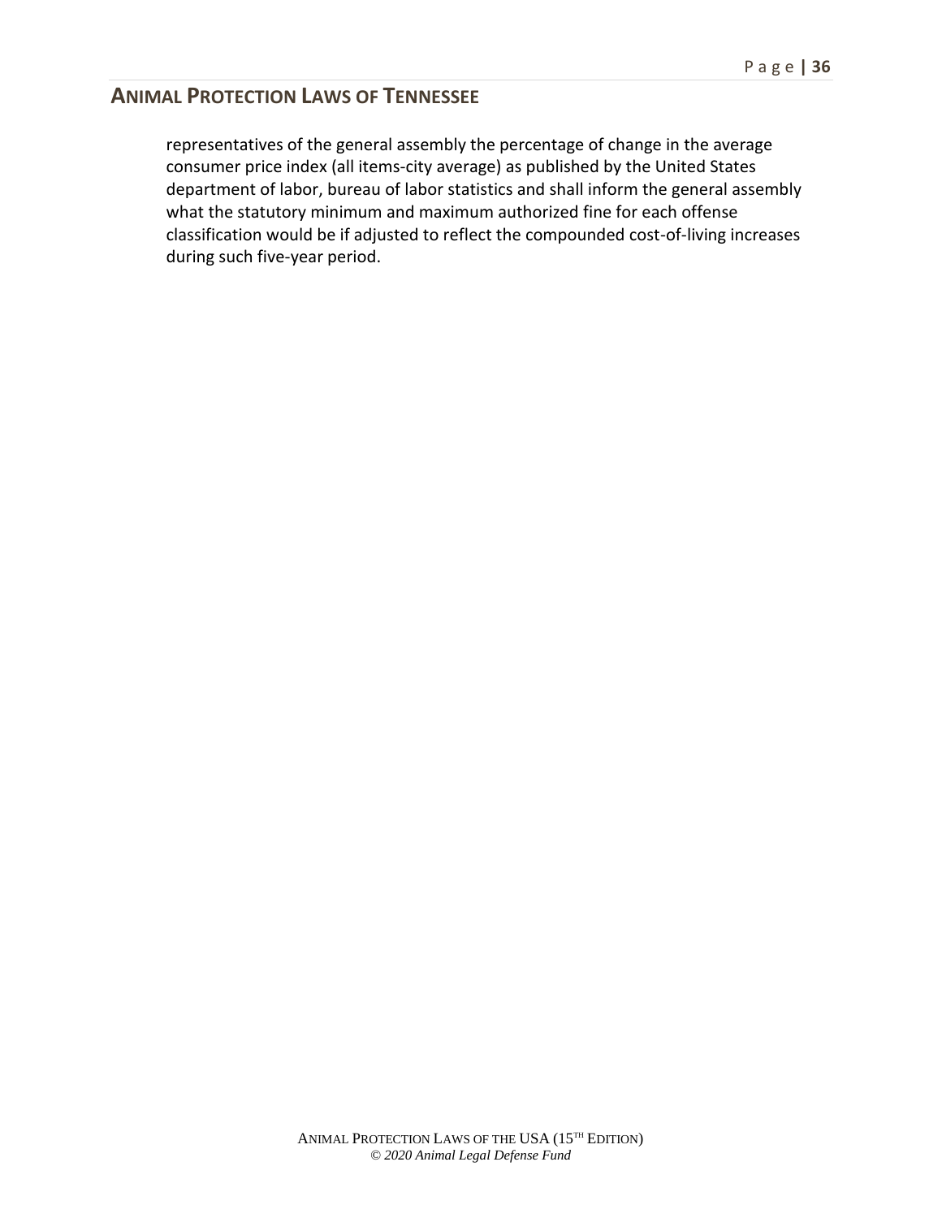representatives of the general assembly the percentage of change in the average consumer price index (all items-city average) as published by the United States department of labor, bureau of labor statistics and shall inform the general assembly what the statutory minimum and maximum authorized fine for each offense classification would be if adjusted to reflect the compounded cost-of-living increases during such five-year period.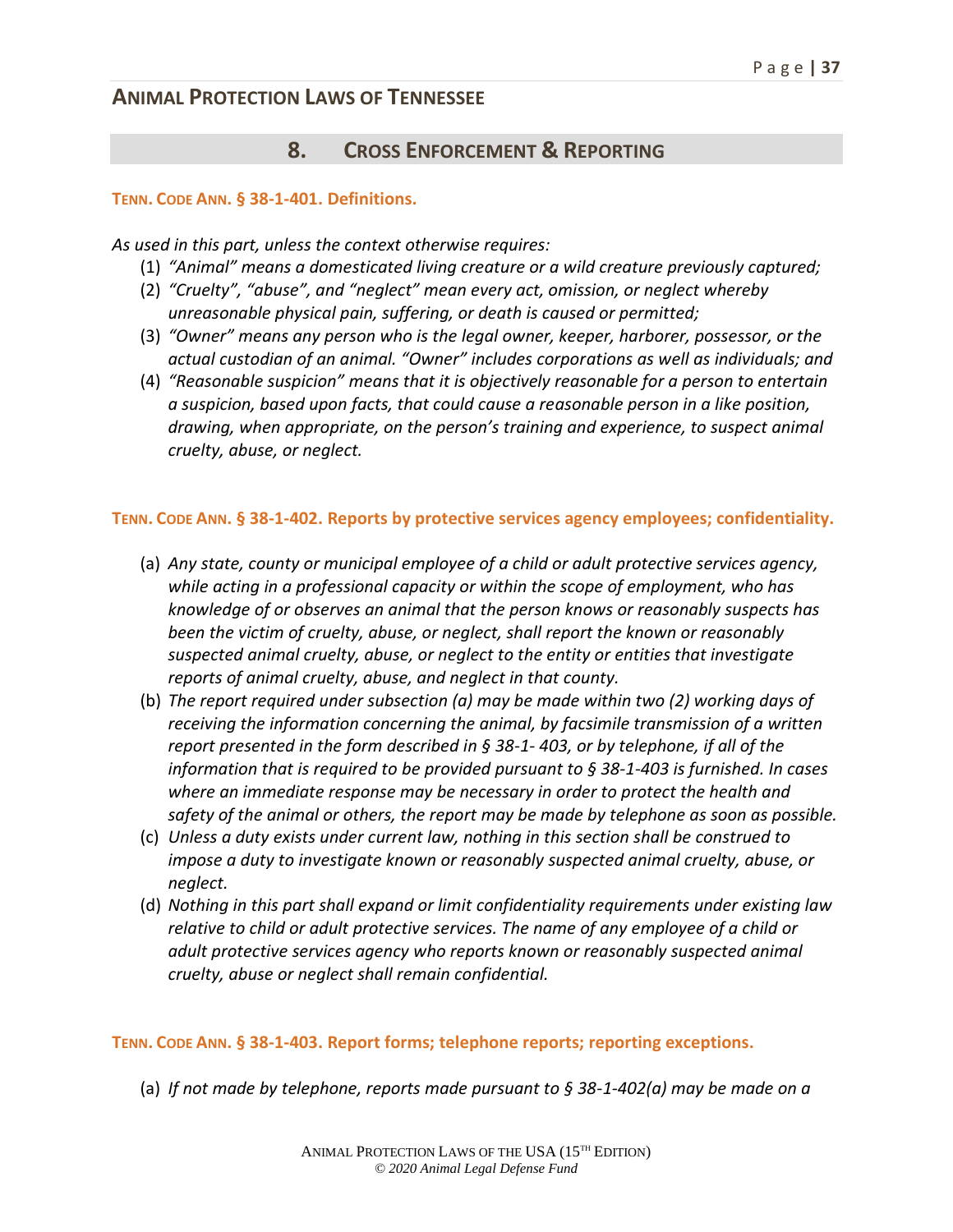## 8. CROSS ENFORCEMENT & REPORTING

**TENN. CODE ANN. § 38-1-401. Definitions.**

*As used in this part, unless the context otherwise requires:*

(1) *"Animal" means a domesticated living creature or a wild creature previously captured;*
(2) *"Cruelty", "abuse", and "neglect" mean every act, omission, or neglect whereby unreasonable physical pain, suffering, or death is caused or permitted;*
(3) *"Owner" means any person who is the legal owner, keeper, harborer, possessor, or the actual custodian of an animal. "Owner" includes corporations as well as individuals; and*
(4) *"Reasonable suspicion" means that it is objectively reasonable for a person to entertain a suspicion, based upon facts, that could cause a reasonable person in a like position, drawing, when appropriate, on the person's training and experience, to suspect animal cruelty, abuse, or neglect.*

**TENN. CODE ANN. § 38-1-402. Reports by protective services agency employees; confidentiality.**

(a) *Any state, county or municipal employee of a child or adult protective services agency, while acting in a professional capacity or within the scope of employment, who has knowledge of or observes an animal that the person knows or reasonably suspects has been the victim of cruelty, abuse, or neglect, shall report the known or reasonably suspected animal cruelty, abuse, or neglect to the entity or entities that investigate reports of animal cruelty, abuse, and neglect in that county.*
(b) *The report required under subsection (a) may be made within two (2) working days of receiving the information concerning the animal, by facsimile transmission of a written report presented in the form described in § 38-1- 403, or by telephone, if all of the information that is required to be provided pursuant to § 38-1-403 is furnished. In cases where an immediate response may be necessary in order to protect the health and safety of the animal or others, the report may be made by telephone as soon as possible.*
(c) *Unless a duty exists under current law, nothing in this section shall be construed to impose a duty to investigate known or reasonably suspected animal cruelty, abuse, or neglect.*
(d) *Nothing in this part shall expand or limit confidentiality requirements under existing law relative to child or adult protective services. The name of any employee of a child or adult protective services agency who reports known or reasonably suspected animal cruelty, abuse or neglect shall remain confidential.*

**TENN. CODE ANN. § 38-1-403. Report forms; telephone reports; reporting exceptions.**

(a) *If not made by telephone, reports made pursuant to § 38-1-402(a) may be made on a*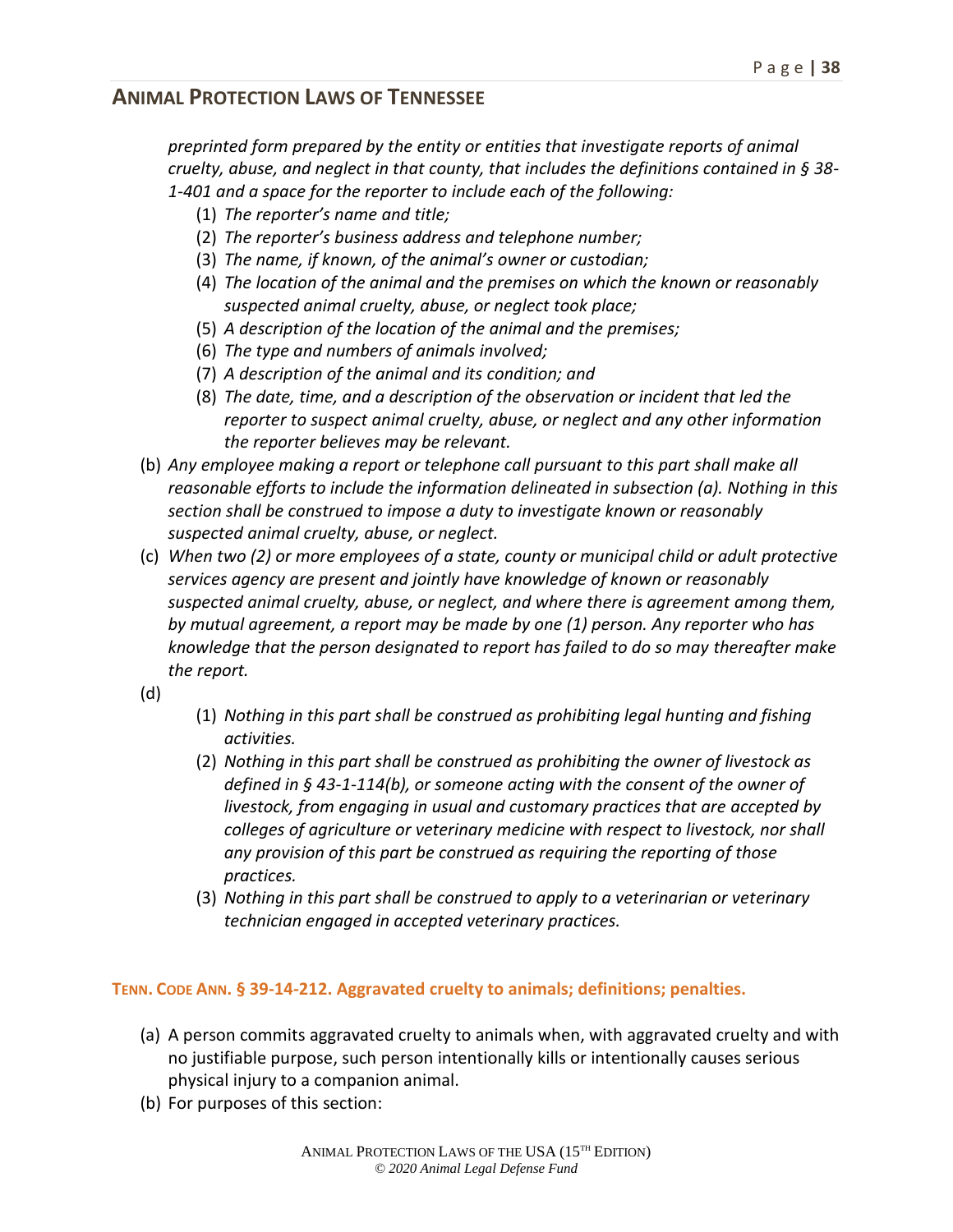*preprinted form prepared by the entity or entities that investigate reports of animal cruelty, abuse, and neglect in that county, that includes the definitions contained in § 38-1-401 and a space for the reporter to include each of the following:*

(1) *The reporter's name and title;*
(2) *The reporter's business address and telephone number;*
(3) *The name, if known, of the animal's owner or custodian;*
(4) *The location of the animal and the premises on which the known or reasonably suspected animal cruelty, abuse, or neglect took place;*
(5) *A description of the location of the animal and the premises;*
(6) *The type and numbers of animals involved;*
(7) *A description of the animal and its condition; and*
(8) *The date, time, and a description of the observation or incident that led the reporter to suspect animal cruelty, abuse, or neglect and any other information the reporter believes may be relevant.*

(b) *Any employee making a report or telephone call pursuant to this part shall make all reasonable efforts to include the information delineated in subsection (a). Nothing in this section shall be construed to impose a duty to investigate known or reasonably suspected animal cruelty, abuse, or neglect.*

(c) *When two (2) or more employees of a state, county or municipal child or adult protective services agency are present and jointly have knowledge of known or reasonably suspected animal cruelty, abuse, or neglect, and where there is agreement among them, by mutual agreement, a report may be made by one (1) person. Any reporter who has knowledge that the person designated to report has failed to do so may thereafter make the report.*

(d)

(1) *Nothing in this part shall be construed as prohibiting legal hunting and fishing activities.*
(2) *Nothing in this part shall be construed as prohibiting the owner of livestock as defined in § 43-1-114(b), or someone acting with the consent of the owner of livestock, from engaging in usual and customary practices that are accepted by colleges of agriculture or veterinary medicine with respect to livestock, nor shall any provision of this part be construed as requiring the reporting of those practices.*
(3) *Nothing in this part shall be construed to apply to a veterinarian or veterinary technician engaged in accepted veterinary practices.*

### TENN. CODE ANN. § 39-14-212. Aggravated cruelty to animals; definitions; penalties.

(a) A person commits aggravated cruelty to animals when, with aggravated cruelty and with no justifiable purpose, such person intentionally kills or intentionally causes serious physical injury to a companion animal.

(b) For purposes of this section: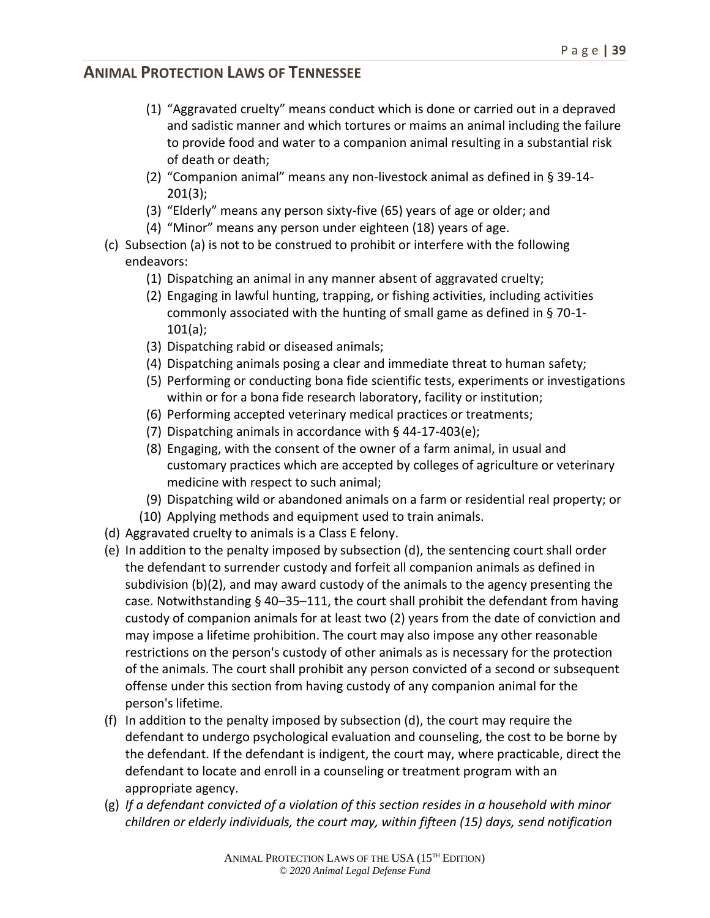## ANIMAL PROTECTION LAWS OF TENNESSEE

(1) "Aggravated cruelty" means conduct which is done or carried out in a depraved and sadistic manner and which tortures or maims an animal including the failure to provide food and water to a companion animal resulting in a substantial risk of death or death;

(2) "Companion animal" means any non-livestock animal as defined in § 39-14-201(3);

(3) "Elderly" means any person sixty-five (65) years of age or older; and

(4) "Minor" means any person under eighteen (18) years of age.

(c) Subsection (a) is not to be construed to prohibit or interfere with the following endeavors:

(1) Dispatching an animal in any manner absent of aggravated cruelty;

(2) Engaging in lawful hunting, trapping, or fishing activities, including activities commonly associated with the hunting of small game as defined in § 70-1-101(a);

(3) Dispatching rabid or diseased animals;

(4) Dispatching animals posing a clear and immediate threat to human safety;

(5) Performing or conducting bona fide scientific tests, experiments or investigations within or for a bona fide research laboratory, facility or institution;

(6) Performing accepted veterinary medical practices or treatments;

(7) Dispatching animals in accordance with § 44-17-403(e);

(8) Engaging, with the consent of the owner of a farm animal, in usual and customary practices which are accepted by colleges of agriculture or veterinary medicine with respect to such animal;

(9) Dispatching wild or abandoned animals on a farm or residential real property; or

(10) Applying methods and equipment used to train animals.

(d) Aggravated cruelty to animals is a Class E felony.

(e) In addition to the penalty imposed by subsection (d), the sentencing court shall order the defendant to surrender custody and forfeit all companion animals as defined in subdivision (b)(2), and may award custody of the animals to the agency presenting the case. Notwithstanding § 40–35–111, the court shall prohibit the defendant from having custody of companion animals for at least two (2) years from the date of conviction and may impose a lifetime prohibition. The court may also impose any other reasonable restrictions on the person's custody of other animals as is necessary for the protection of the animals. The court shall prohibit any person convicted of a second or subsequent offense under this section from having custody of any companion animal for the person's lifetime.

(f) In addition to the penalty imposed by subsection (d), the court may require the defendant to undergo psychological evaluation and counseling, the cost to be borne by the defendant. If the defendant is indigent, the court may, where practicable, direct the defendant to locate and enroll in a counseling or treatment program with an appropriate agency.

(g) *If a defendant convicted of a violation of this section resides in a household with minor children or elderly individuals, the court may, within fifteen (15) days, send notification*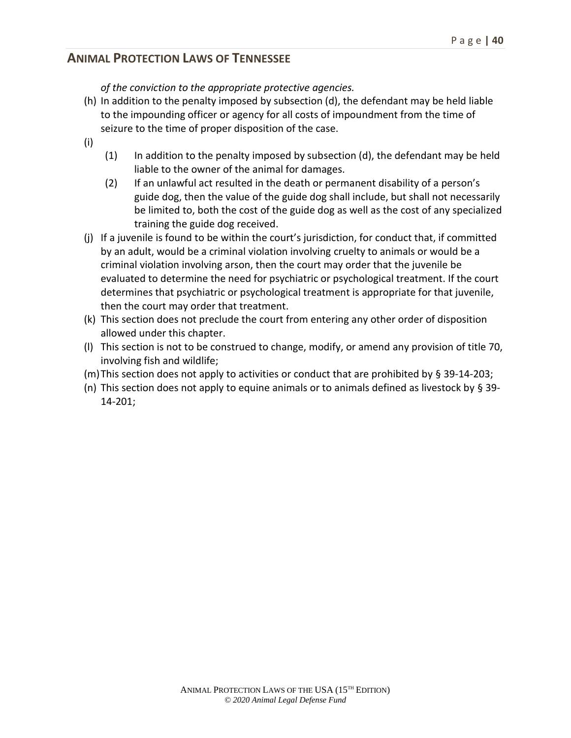*of the conviction to the appropriate protective agencies.*

(h) In addition to the penalty imposed by subsection (d), the defendant may be held liable to the impounding officer or agency for all costs of impoundment from the time of seizure to the time of proper disposition of the case.

(i)

- (1) In addition to the penalty imposed by subsection (d), the defendant may be held liable to the owner of the animal for damages.
- (2) If an unlawful act resulted in the death or permanent disability of a person's guide dog, then the value of the guide dog shall include, but shall not necessarily be limited to, both the cost of the guide dog as well as the cost of any specialized training the guide dog received.

(j) If a juvenile is found to be within the court's jurisdiction, for conduct that, if committed by an adult, would be a criminal violation involving cruelty to animals or would be a criminal violation involving arson, then the court may order that the juvenile be evaluated to determine the need for psychiatric or psychological treatment. If the court determines that psychiatric or psychological treatment is appropriate for that juvenile, then the court may order that treatment.

(k) This section does not preclude the court from entering any other order of disposition allowed under this chapter.

(l) This section is not to be construed to change, modify, or amend any provision of title 70, involving fish and wildlife;

(m) This section does not apply to activities or conduct that are prohibited by § 39-14-203;

(n) This section does not apply to equine animals or to animals defined as livestock by § 39-14-201;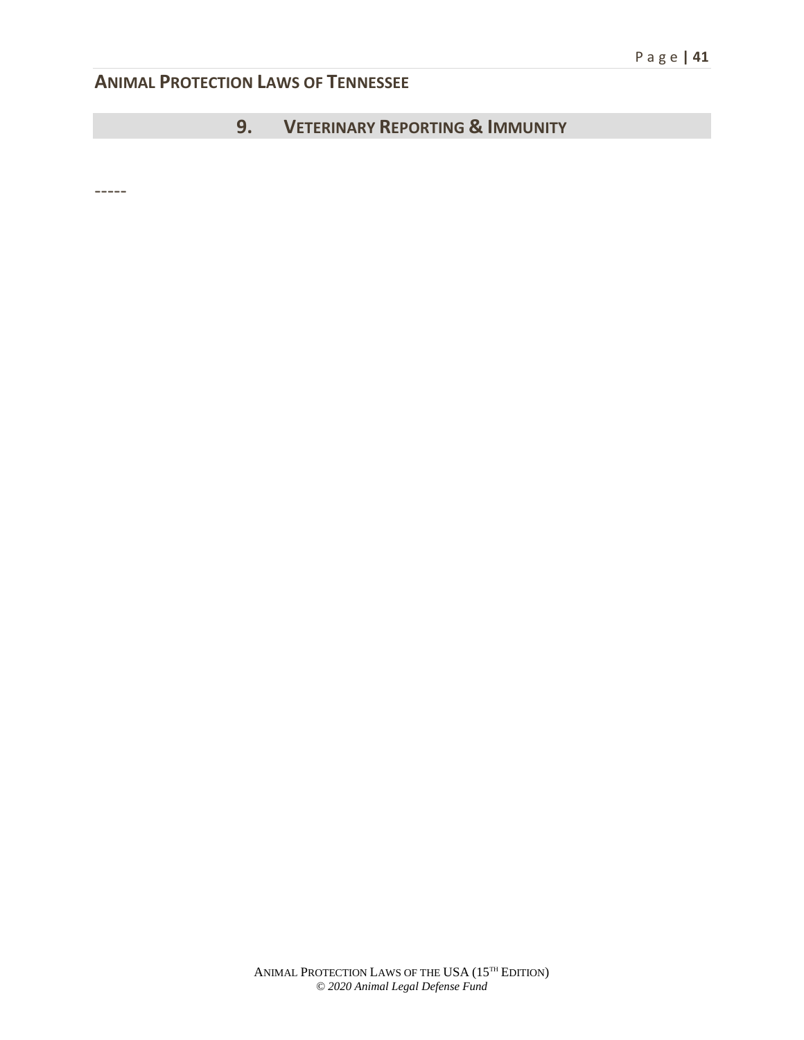## 9. VETERINARY REPORTING & IMMUNITY

-----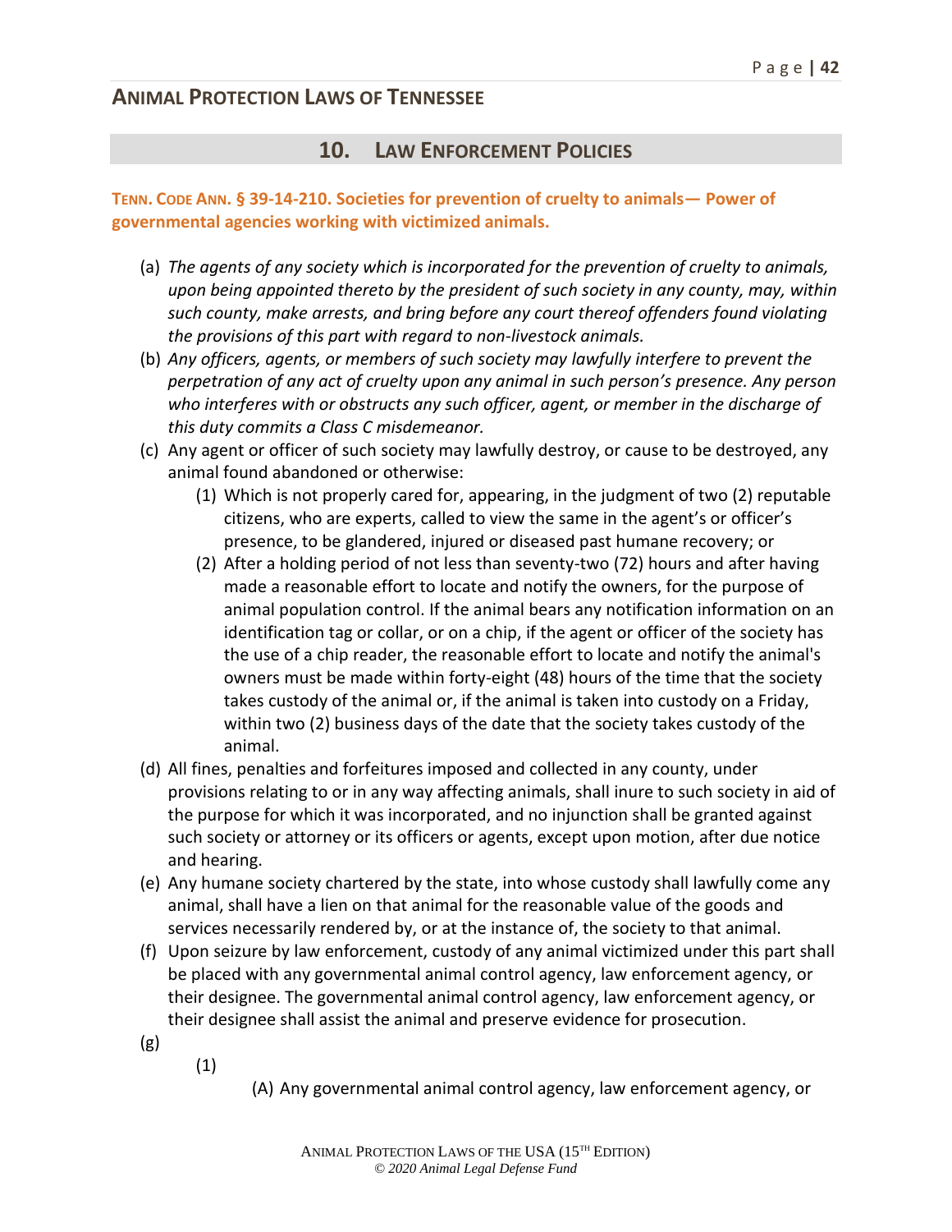## ANIMAL PROTECTION LAWS OF TENNESSEE

## 10. LAW ENFORCEMENT POLICIES

### TENN. CODE ANN. § 39-14-210. Societies for prevention of cruelty to animals— Power of governmental agencies working with victimized animals.

(a) *The agents of any society which is incorporated for the prevention of cruelty to animals, upon being appointed thereto by the president of such society in any county, may, within such county, make arrests, and bring before any court thereof offenders found violating the provisions of this part with regard to non-livestock animals.*

(b) *Any officers, agents, or members of such society may lawfully interfere to prevent the perpetration of any act of cruelty upon any animal in such person's presence. Any person who interferes with or obstructs any such officer, agent, or member in the discharge of this duty commits a Class C misdemeanor.*

(c) Any agent or officer of such society may lawfully destroy, or cause to be destroyed, any animal found abandoned or otherwise:

   (1) Which is not properly cared for, appearing, in the judgment of two (2) reputable citizens, who are experts, called to view the same in the agent's or officer's presence, to be glandered, injured or diseased past humane recovery; or

   (2) After a holding period of not less than seventy-two (72) hours and after having made a reasonable effort to locate and notify the owners, for the purpose of animal population control. If the animal bears any notification information on an identification tag or collar, or on a chip, if the agent or officer of the society has the use of a chip reader, the reasonable effort to locate and notify the animal's owners must be made within forty-eight (48) hours of the time that the society takes custody of the animal or, if the animal is taken into custody on a Friday, within two (2) business days of the date that the society takes custody of the animal.

(d) All fines, penalties and forfeitures imposed and collected in any county, under provisions relating to or in any way affecting animals, shall inure to such society in aid of the purpose for which it was incorporated, and no injunction shall be granted against such society or attorney or its officers or agents, except upon motion, after due notice and hearing.

(e) Any humane society chartered by the state, into whose custody shall lawfully come any animal, shall have a lien on that animal for the reasonable value of the goods and services necessarily rendered by, or at the instance of, the society to that animal.

(f) Upon seizure by law enforcement, custody of any animal victimized under this part shall be placed with any governmental animal control agency, law enforcement agency, or their designee. The governmental animal control agency, law enforcement agency, or their designee shall assist the animal and preserve evidence for prosecution.

(g)

   (1)

      (A) Any governmental animal control agency, law enforcement agency, or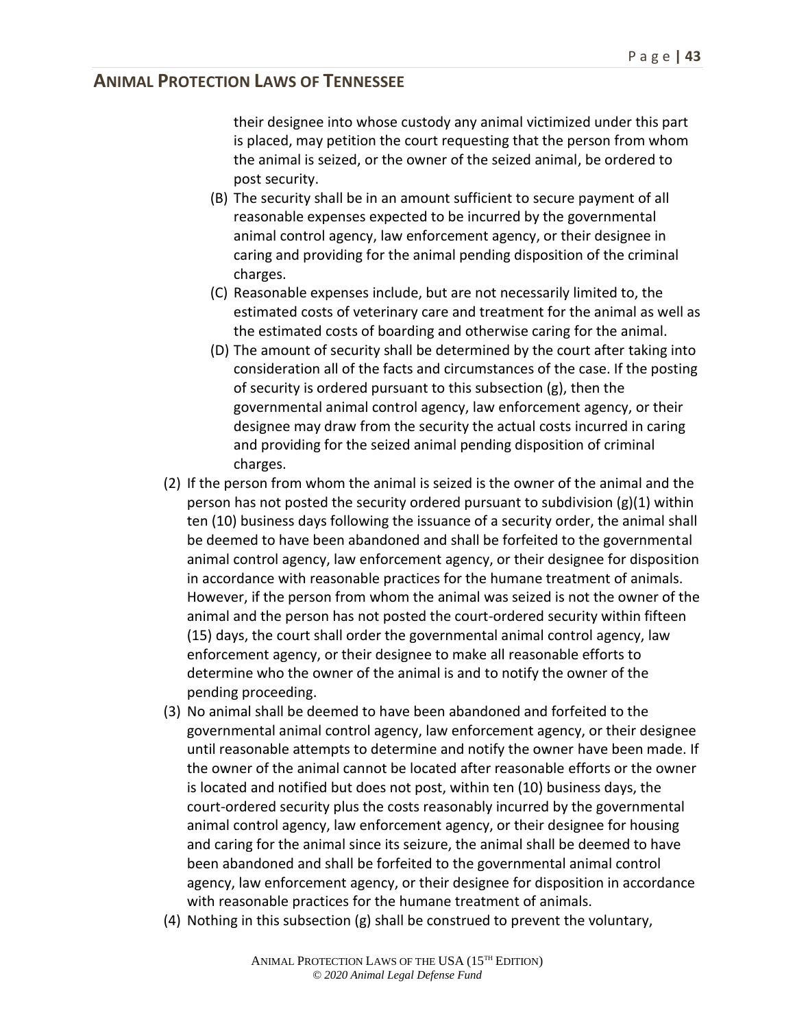their designee into whose custody any animal victimized under this part is placed, may petition the court requesting that the person from whom the animal is seized, or the owner of the seized animal, be ordered to post security.

   (B) The security shall be in an amount sufficient to secure payment of all reasonable expenses expected to be incurred by the governmental animal control agency, law enforcement agency, or their designee in caring and providing for the animal pending disposition of the criminal charges.

   (C) Reasonable expenses include, but are not necessarily limited to, the estimated costs of veterinary care and treatment for the animal as well as the estimated costs of boarding and otherwise caring for the animal.

   (D) The amount of security shall be determined by the court after taking into consideration all of the facts and circumstances of the case. If the posting of security is ordered pursuant to this subsection (g), then the governmental animal control agency, law enforcement agency, or their designee may draw from the security the actual costs incurred in caring and providing for the seized animal pending disposition of criminal charges.

(2) If the person from whom the animal is seized is the owner of the animal and the person has not posted the security ordered pursuant to subdivision (g)(1) within ten (10) business days following the issuance of a security order, the animal shall be deemed to have been abandoned and shall be forfeited to the governmental animal control agency, law enforcement agency, or their designee for disposition in accordance with reasonable practices for the humane treatment of animals. However, if the person from whom the animal was seized is not the owner of the animal and the person has not posted the court-ordered security within fifteen (15) days, the court shall order the governmental animal control agency, law enforcement agency, or their designee to make all reasonable efforts to determine who the owner of the animal is and to notify the owner of the pending proceeding.

(3) No animal shall be deemed to have been abandoned and forfeited to the governmental animal control agency, law enforcement agency, or their designee until reasonable attempts to determine and notify the owner have been made. If the owner of the animal cannot be located after reasonable efforts or the owner is located and notified but does not post, within ten (10) business days, the court-ordered security plus the costs reasonably incurred by the governmental animal control agency, law enforcement agency, or their designee for housing and caring for the animal since its seizure, the animal shall be deemed to have been abandoned and shall be forfeited to the governmental animal control agency, law enforcement agency, or their designee for disposition in accordance with reasonable practices for the humane treatment of animals.

(4) Nothing in this subsection (g) shall be construed to prevent the voluntary,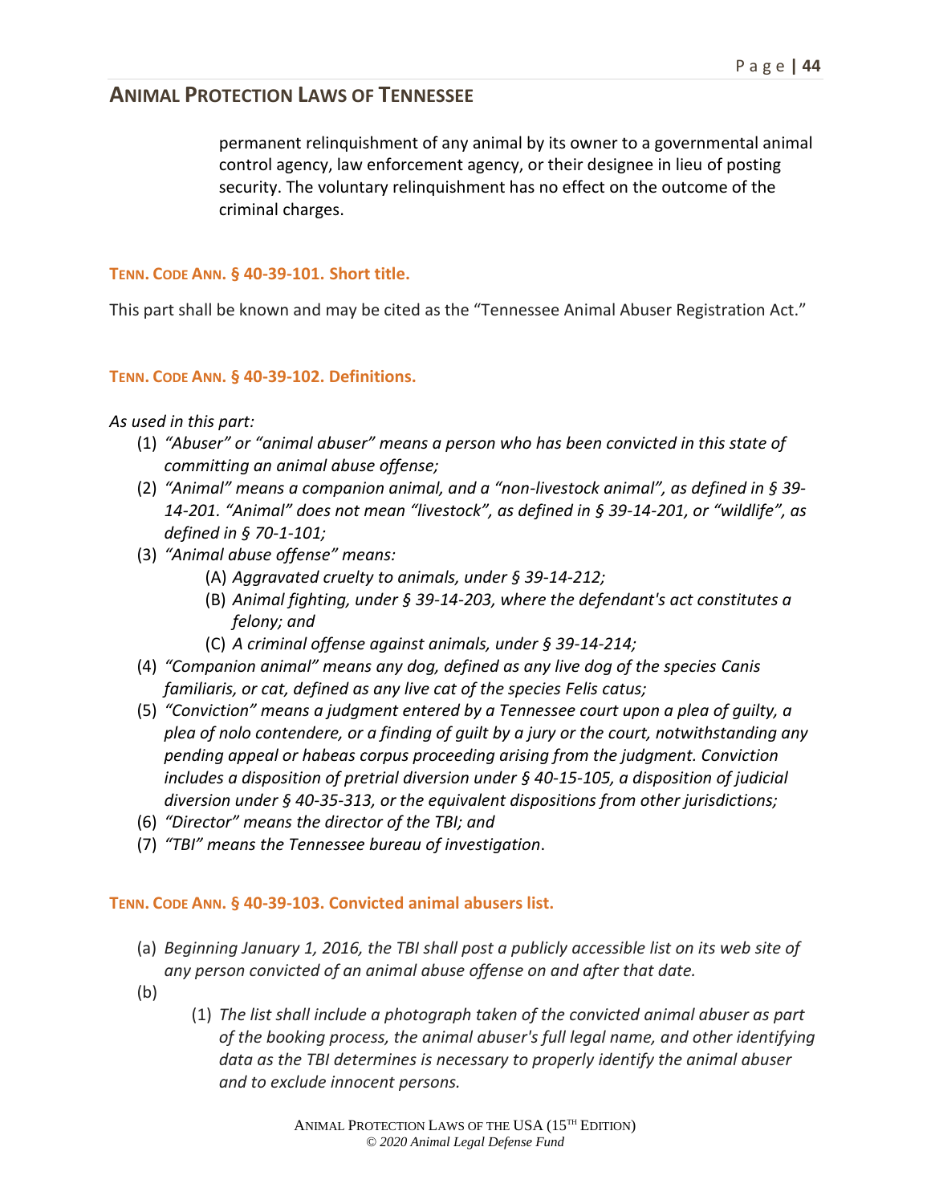permanent relinquishment of any animal by its owner to a governmental animal control agency, law enforcement agency, or their designee in lieu of posting security. The voluntary relinquishment has no effect on the outcome of the criminal charges.

### TENN. CODE ANN. § 40-39-101. Short title.

This part shall be known and may be cited as the "Tennessee Animal Abuser Registration Act."

### TENN. CODE ANN. § 40-39-102. Definitions.

*As used in this part:*

(1) *"Abuser" or "animal abuser" means a person who has been convicted in this state of committing an animal abuse offense;*

(2) *"Animal" means a companion animal, and a "non-livestock animal", as defined in § 39-14-201. "Animal" does not mean "livestock", as defined in § 39-14-201, or "wildlife", as defined in § 70-1-101;*

(3) *"Animal abuse offense" means:*

  (A) *Aggravated cruelty to animals, under § 39-14-212;*

  (B) *Animal fighting, under § 39-14-203, where the defendant's act constitutes a felony; and*

  (C) *A criminal offense against animals, under § 39-14-214;*

(4) *"Companion animal" means any dog, defined as any live dog of the species Canis familiaris, or cat, defined as any live cat of the species Felis catus;*

(5) *"Conviction" means a judgment entered by a Tennessee court upon a plea of guilty, a plea of nolo contendere, or a finding of guilt by a jury or the court, notwithstanding any pending appeal or habeas corpus proceeding arising from the judgment. Conviction includes a disposition of pretrial diversion under § 40-15-105, a disposition of judicial diversion under § 40-35-313, or the equivalent dispositions from other jurisdictions;*

(6) *"Director" means the director of the TBI; and*

(7) *"TBI" means the Tennessee bureau of investigation.*

### TENN. CODE ANN. § 40-39-103. Convicted animal abusers list.

(a) *Beginning January 1, 2016, the TBI shall post a publicly accessible list on its web site of any person convicted of an animal abuse offense on and after that date.*

(b)

  (1) *The list shall include a photograph taken of the convicted animal abuser as part of the booking process, the animal abuser's full legal name, and other identifying data as the TBI determines is necessary to properly identify the animal abuser and to exclude innocent persons.*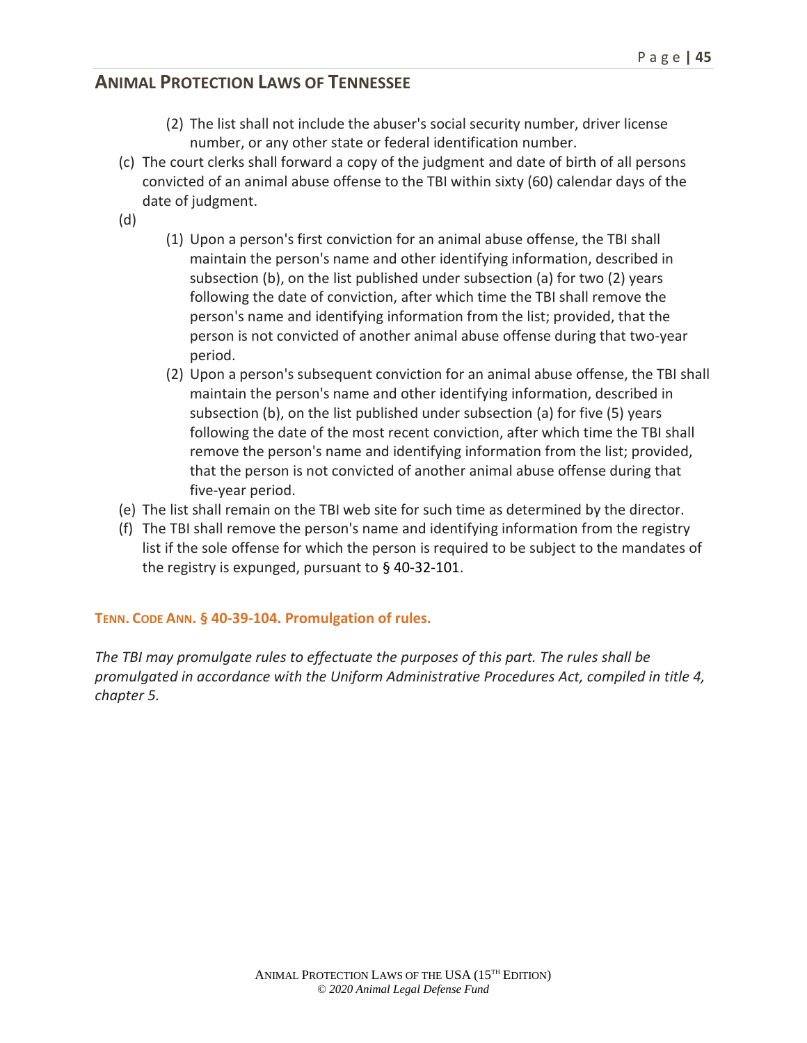(2) The list shall not include the abuser's social security number, driver license number, or any other state or federal identification number.

(c) The court clerks shall forward a copy of the judgment and date of birth of all persons convicted of an animal abuse offense to the TBI within sixty (60) calendar days of the date of judgment.

(d)

(1) Upon a person's first conviction for an animal abuse offense, the TBI shall maintain the person's name and other identifying information, described in subsection (b), on the list published under subsection (a) for two (2) years following the date of conviction, after which time the TBI shall remove the person's name and identifying information from the list; provided, that the person is not convicted of another animal abuse offense during that two-year period.

(2) Upon a person's subsequent conviction for an animal abuse offense, the TBI shall maintain the person's name and other identifying information, described in subsection (b), on the list published under subsection (a) for five (5) years following the date of the most recent conviction, after which time the TBI shall remove the person's name and identifying information from the list; provided, that the person is not convicted of another animal abuse offense during that five-year period.

(e) The list shall remain on the TBI web site for such time as determined by the director.

(f) The TBI shall remove the person's name and identifying information from the registry list if the sole offense for which the person is required to be subject to the mandates of the registry is expunged, pursuant to § 40-32-101.

### TENN. CODE ANN. § 40-39-104. Promulgation of rules.

*The TBI may promulgate rules to effectuate the purposes of this part. The rules shall be promulgated in accordance with the Uniform Administrative Procedures Act, compiled in title 4, chapter 5.*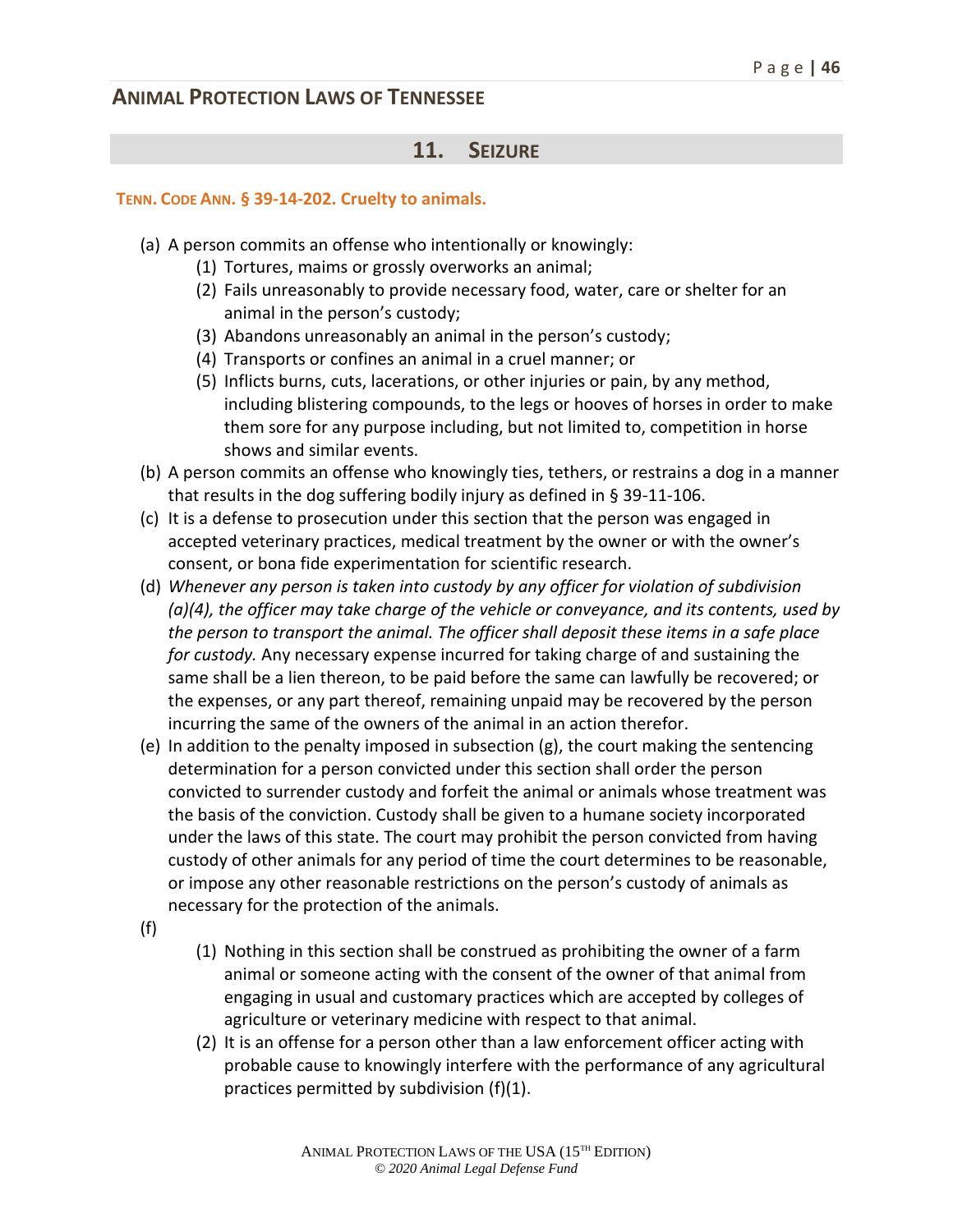## 11. SEIZURE

**TENN. CODE ANN. § 39-14-202. Cruelty to animals.**

(a) A person commits an offense who intentionally or knowingly:

  (1) Tortures, maims or grossly overworks an animal;

  (2) Fails unreasonably to provide necessary food, water, care or shelter for an animal in the person's custody;

  (3) Abandons unreasonably an animal in the person's custody;

  (4) Transports or confines an animal in a cruel manner; or

  (5) Inflicts burns, cuts, lacerations, or other injuries or pain, by any method, including blistering compounds, to the legs or hooves of horses in order to make them sore for any purpose including, but not limited to, competition in horse shows and similar events.

(b) A person commits an offense who knowingly ties, tethers, or restrains a dog in a manner that results in the dog suffering bodily injury as defined in § 39-11-106.

(c) It is a defense to prosecution under this section that the person was engaged in accepted veterinary practices, medical treatment by the owner or with the owner's consent, or bona fide experimentation for scientific research.

(d) *Whenever any person is taken into custody by any officer for violation of subdivision (a)(4), the officer may take charge of the vehicle or conveyance, and its contents, used by the person to transport the animal. The officer shall deposit these items in a safe place for custody.* Any necessary expense incurred for taking charge of and sustaining the same shall be a lien thereon, to be paid before the same can lawfully be recovered; or the expenses, or any part thereof, remaining unpaid may be recovered by the person incurring the same of the owners of the animal in an action therefor.

(e) In addition to the penalty imposed in subsection (g), the court making the sentencing determination for a person convicted under this section shall order the person convicted to surrender custody and forfeit the animal or animals whose treatment was the basis of the conviction. Custody shall be given to a humane society incorporated under the laws of this state. The court may prohibit the person convicted from having custody of other animals for any period of time the court determines to be reasonable, or impose any other reasonable restrictions on the person's custody of animals as necessary for the protection of the animals.

(f)

  (1) Nothing in this section shall be construed as prohibiting the owner of a farm animal or someone acting with the consent of the owner of that animal from engaging in usual and customary practices which are accepted by colleges of agriculture or veterinary medicine with respect to that animal.

  (2) It is an offense for a person other than a law enforcement officer acting with probable cause to knowingly interfere with the performance of any agricultural practices permitted by subdivision (f)(1).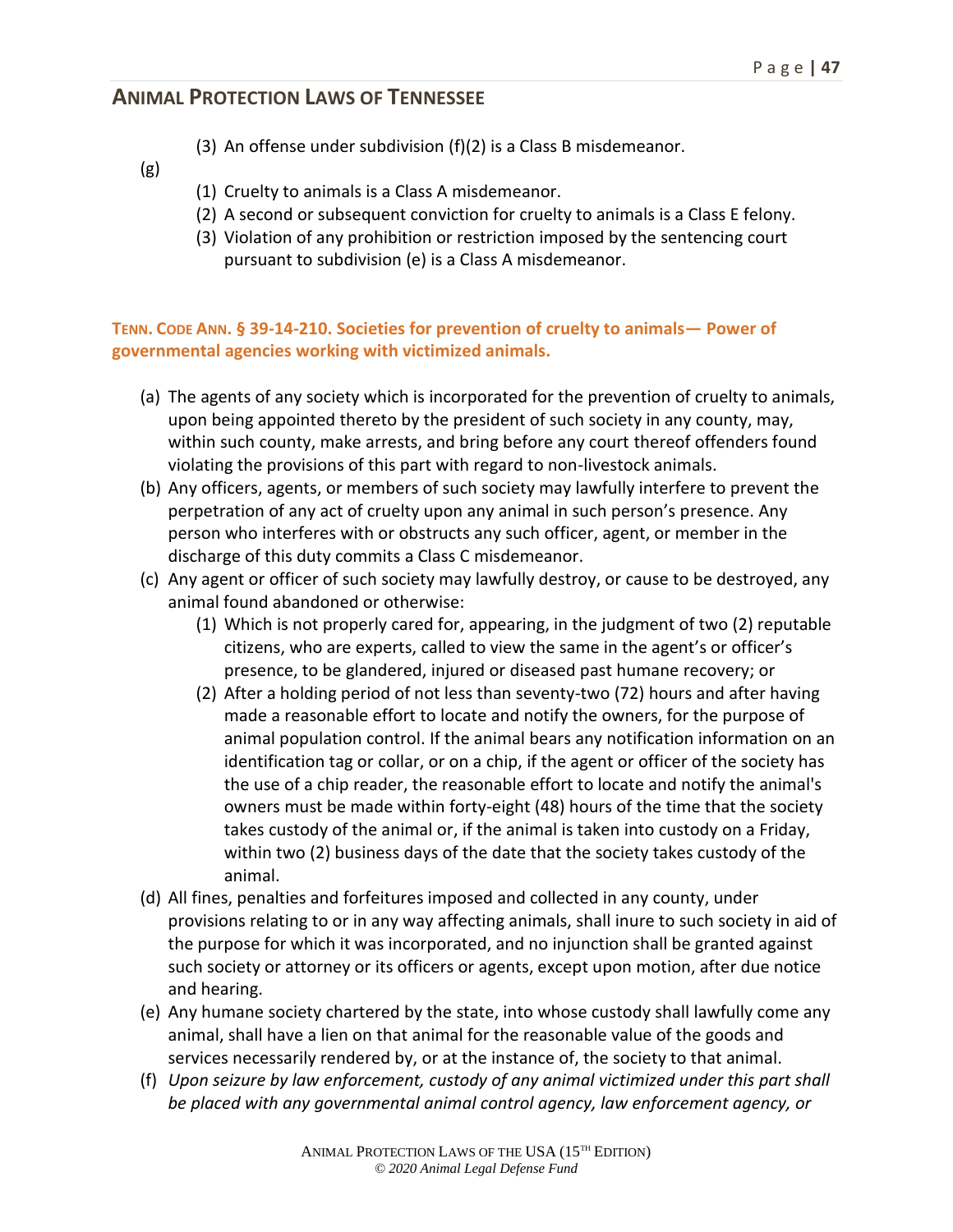(3) An offense under subdivision (f)(2) is a Class B misdemeanor.

(g)

(1) Cruelty to animals is a Class A misdemeanor.

(2) A second or subsequent conviction for cruelty to animals is a Class E felony.

(3) Violation of any prohibition or restriction imposed by the sentencing court pursuant to subdivision (e) is a Class A misdemeanor.

### TENN. CODE ANN. § 39-14-210. Societies for prevention of cruelty to animals— Power of governmental agencies working with victimized animals.

(a) The agents of any society which is incorporated for the prevention of cruelty to animals, upon being appointed thereto by the president of such society in any county, may, within such county, make arrests, and bring before any court thereof offenders found violating the provisions of this part with regard to non-livestock animals.

(b) Any officers, agents, or members of such society may lawfully interfere to prevent the perpetration of any act of cruelty upon any animal in such person's presence. Any person who interferes with or obstructs any such officer, agent, or member in the discharge of this duty commits a Class C misdemeanor.

(c) Any agent or officer of such society may lawfully destroy, or cause to be destroyed, any animal found abandoned or otherwise:

(1) Which is not properly cared for, appearing, in the judgment of two (2) reputable citizens, who are experts, called to view the same in the agent's or officer's presence, to be glandered, injured or diseased past humane recovery; or

(2) After a holding period of not less than seventy-two (72) hours and after having made a reasonable effort to locate and notify the owners, for the purpose of animal population control. If the animal bears any notification information on an identification tag or collar, or on a chip, if the agent or officer of the society has the use of a chip reader, the reasonable effort to locate and notify the animal's owners must be made within forty-eight (48) hours of the time that the society takes custody of the animal or, if the animal is taken into custody on a Friday, within two (2) business days of the date that the society takes custody of the animal.

(d) All fines, penalties and forfeitures imposed and collected in any county, under provisions relating to or in any way affecting animals, shall inure to such society in aid of the purpose for which it was incorporated, and no injunction shall be granted against such society or attorney or its officers or agents, except upon motion, after due notice and hearing.

(e) Any humane society chartered by the state, into whose custody shall lawfully come any animal, shall have a lien on that animal for the reasonable value of the goods and services necessarily rendered by, or at the instance of, the society to that animal.

(f) *Upon seizure by law enforcement, custody of any animal victimized under this part shall be placed with any governmental animal control agency, law enforcement agency, or*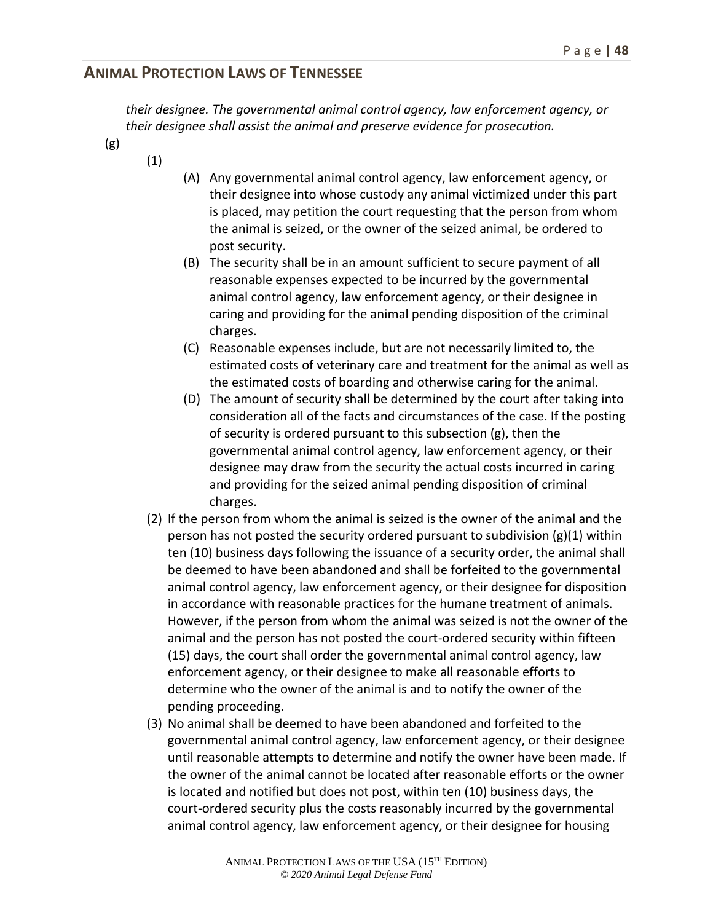*their designee. The governmental animal control agency, law enforcement agency, or their designee shall assist the animal and preserve evidence for prosecution.*

(g)

(1)

(A) Any governmental animal control agency, law enforcement agency, or their designee into whose custody any animal victimized under this part is placed, may petition the court requesting that the person from whom the animal is seized, or the owner of the seized animal, be ordered to post security.

(B) The security shall be in an amount sufficient to secure payment of all reasonable expenses expected to be incurred by the governmental animal control agency, law enforcement agency, or their designee in caring and providing for the animal pending disposition of the criminal charges.

(C) Reasonable expenses include, but are not necessarily limited to, the estimated costs of veterinary care and treatment for the animal as well as the estimated costs of boarding and otherwise caring for the animal.

(D) The amount of security shall be determined by the court after taking into consideration all of the facts and circumstances of the case. If the posting of security is ordered pursuant to this subsection (g), then the governmental animal control agency, law enforcement agency, or their designee may draw from the security the actual costs incurred in caring and providing for the seized animal pending disposition of criminal charges.

(2) If the person from whom the animal is seized is the owner of the animal and the person has not posted the security ordered pursuant to subdivision (g)(1) within ten (10) business days following the issuance of a security order, the animal shall be deemed to have been abandoned and shall be forfeited to the governmental animal control agency, law enforcement agency, or their designee for disposition in accordance with reasonable practices for the humane treatment of animals. However, if the person from whom the animal was seized is not the owner of the animal and the person has not posted the court-ordered security within fifteen (15) days, the court shall order the governmental animal control agency, law enforcement agency, or their designee to make all reasonable efforts to determine who the owner of the animal is and to notify the owner of the pending proceeding.

(3) No animal shall be deemed to have been abandoned and forfeited to the governmental animal control agency, law enforcement agency, or their designee until reasonable attempts to determine and notify the owner have been made. If the owner of the animal cannot be located after reasonable efforts or the owner is located and notified but does not post, within ten (10) business days, the court-ordered security plus the costs reasonably incurred by the governmental animal control agency, law enforcement agency, or their designee for housing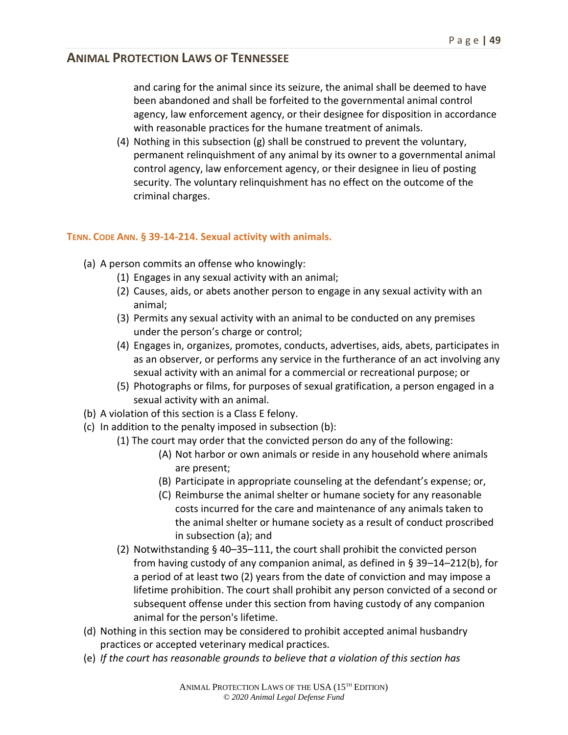and caring for the animal since its seizure, the animal shall be deemed to have been abandoned and shall be forfeited to the governmental animal control agency, law enforcement agency, or their designee for disposition in accordance with reasonable practices for the humane treatment of animals.

(4) Nothing in this subsection (g) shall be construed to prevent the voluntary, permanent relinquishment of any animal by its owner to a governmental animal control agency, law enforcement agency, or their designee in lieu of posting security. The voluntary relinquishment has no effect on the outcome of the criminal charges.

### TENN. CODE ANN. § 39-14-214. Sexual activity with animals.

(a) A person commits an offense who knowingly:
- (1) Engages in any sexual activity with an animal;
- (2) Causes, aids, or abets another person to engage in any sexual activity with an animal;
- (3) Permits any sexual activity with an animal to be conducted on any premises under the person's charge or control;
- (4) Engages in, organizes, promotes, conducts, advertises, aids, abets, participates in as an observer, or performs any service in the furtherance of an act involving any sexual activity with an animal for a commercial or recreational purpose; or
- (5) Photographs or films, for purposes of sexual gratification, a person engaged in a sexual activity with an animal.

(b) A violation of this section is a Class E felony.

(c) In addition to the penalty imposed in subsection (b):
- (1) The court may order that the convicted person do any of the following:
  - (A) Not harbor or own animals or reside in any household where animals are present;
  - (B) Participate in appropriate counseling at the defendant's expense; or,
  - (C) Reimburse the animal shelter or humane society for any reasonable costs incurred for the care and maintenance of any animals taken to the animal shelter or humane society as a result of conduct proscribed in subsection (a); and
- (2) Notwithstanding § 40–35–111, the court shall prohibit the convicted person from having custody of any companion animal, as defined in § 39–14–212(b), for a period of at least two (2) years from the date of conviction and may impose a lifetime prohibition. The court shall prohibit any person convicted of a second or subsequent offense under this section from having custody of any companion animal for the person's lifetime.

(d) Nothing in this section may be considered to prohibit accepted animal husbandry practices or accepted veterinary medical practices.

(e) *If the court has reasonable grounds to believe that a violation of this section has*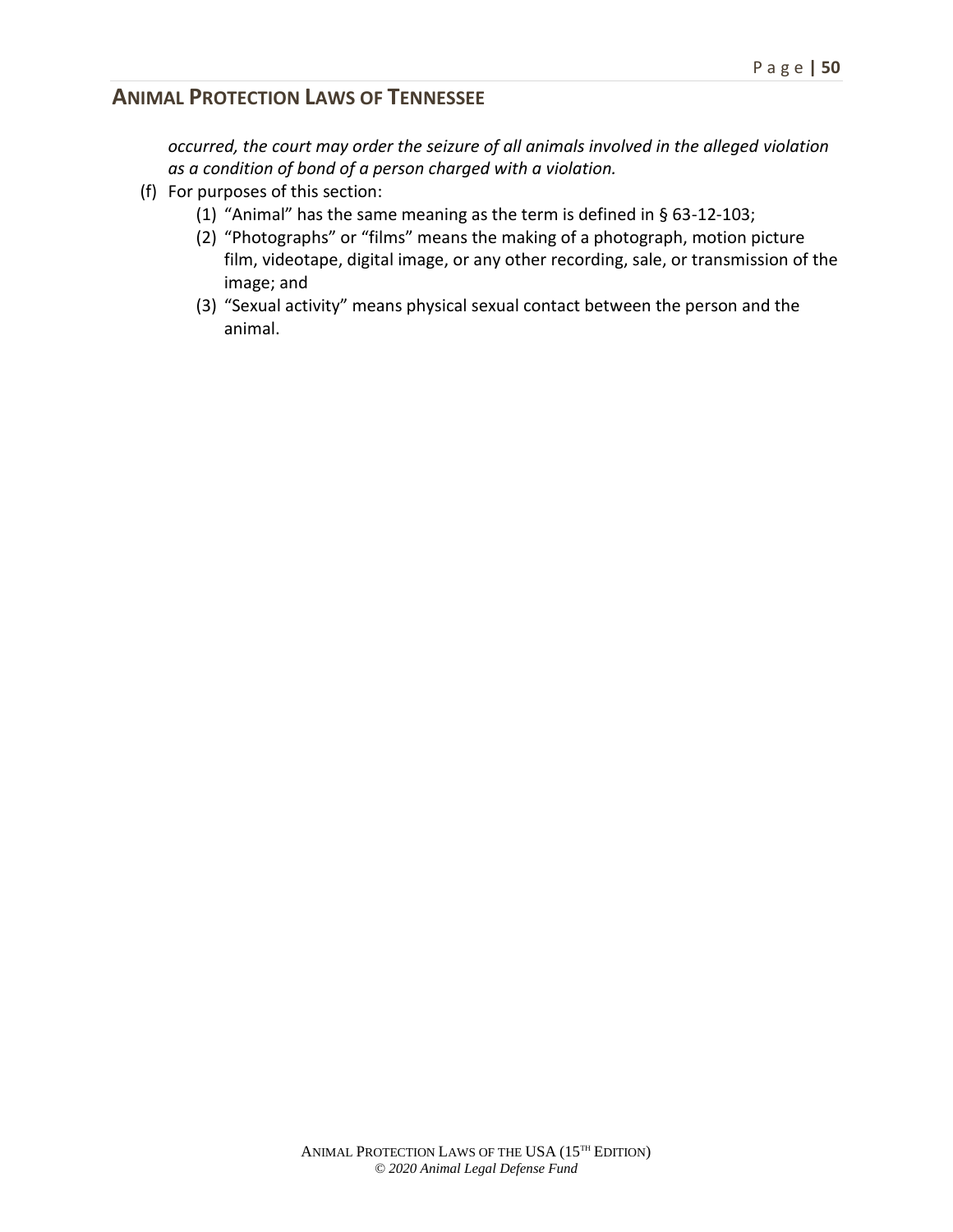*occurred, the court may order the seizure of all animals involved in the alleged violation as a condition of bond of a person charged with a violation.*

(f) For purposes of this section:

(1) "Animal" has the same meaning as the term is defined in § 63-12-103;

(2) "Photographs" or "films" means the making of a photograph, motion picture film, videotape, digital image, or any other recording, sale, or transmission of the image; and

(3) "Sexual activity" means physical sexual contact between the person and the animal.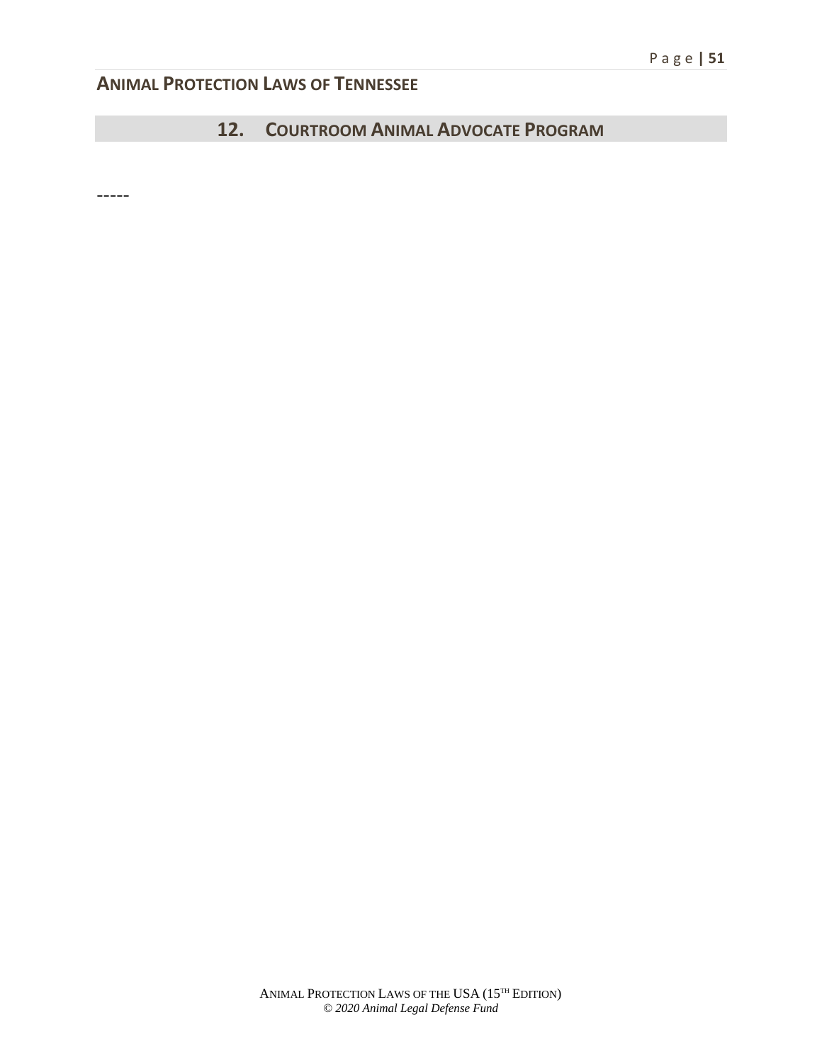## 12. COURTROOM ANIMAL ADVOCATE PROGRAM

-----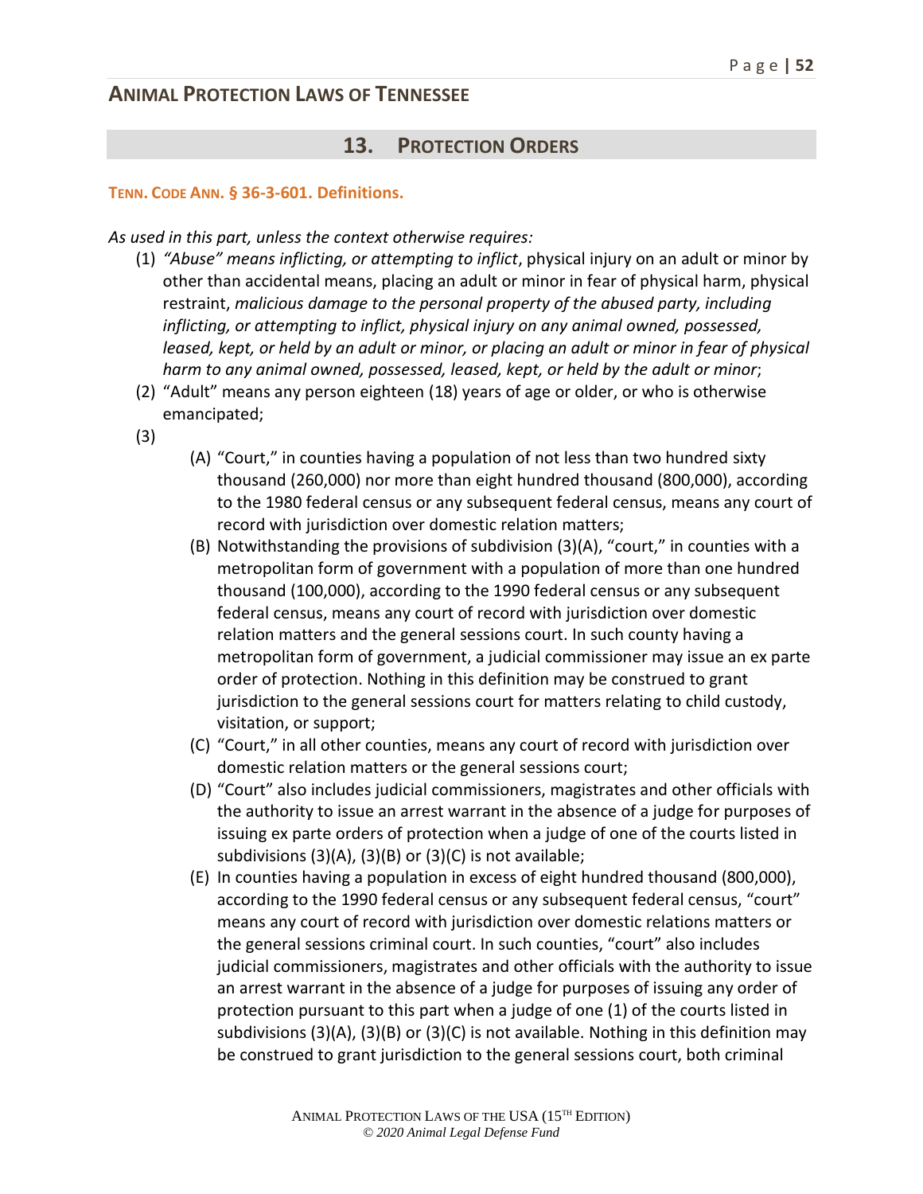## 13. PROTECTION ORDERS

### TENN. CODE ANN. § 36-3-601. Definitions.

*As used in this part, unless the context otherwise requires:*

(1) *"Abuse" means inflicting, or attempting to inflict*, physical injury on an adult or minor by other than accidental means, placing an adult or minor in fear of physical harm, physical restraint, *malicious damage to the personal property of the abused party, including inflicting, or attempting to inflict, physical injury on any animal owned, possessed, leased, kept, or held by an adult or minor, or placing an adult or minor in fear of physical harm to any animal owned, possessed, leased, kept, or held by the adult or minor*;

(2) "Adult" means any person eighteen (18) years of age or older, or who is otherwise emancipated;

(3)

(A) "Court," in counties having a population of not less than two hundred sixty thousand (260,000) nor more than eight hundred thousand (800,000), according to the 1980 federal census or any subsequent federal census, means any court of record with jurisdiction over domestic relation matters;

(B) Notwithstanding the provisions of subdivision (3)(A), "court," in counties with a metropolitan form of government with a population of more than one hundred thousand (100,000), according to the 1990 federal census or any subsequent federal census, means any court of record with jurisdiction over domestic relation matters and the general sessions court. In such county having a metropolitan form of government, a judicial commissioner may issue an ex parte order of protection. Nothing in this definition may be construed to grant jurisdiction to the general sessions court for matters relating to child custody, visitation, or support;

(C) "Court," in all other counties, means any court of record with jurisdiction over domestic relation matters or the general sessions court;

(D) "Court" also includes judicial commissioners, magistrates and other officials with the authority to issue an arrest warrant in the absence of a judge for purposes of issuing ex parte orders of protection when a judge of one of the courts listed in subdivisions (3)(A), (3)(B) or (3)(C) is not available;

(E) In counties having a population in excess of eight hundred thousand (800,000), according to the 1990 federal census or any subsequent federal census, "court" means any court of record with jurisdiction over domestic relations matters or the general sessions criminal court. In such counties, "court" also includes judicial commissioners, magistrates and other officials with the authority to issue an arrest warrant in the absence of a judge for purposes of issuing any order of protection pursuant to this part when a judge of one (1) of the courts listed in subdivisions (3)(A), (3)(B) or (3)(C) is not available. Nothing in this definition may be construed to grant jurisdiction to the general sessions court, both criminal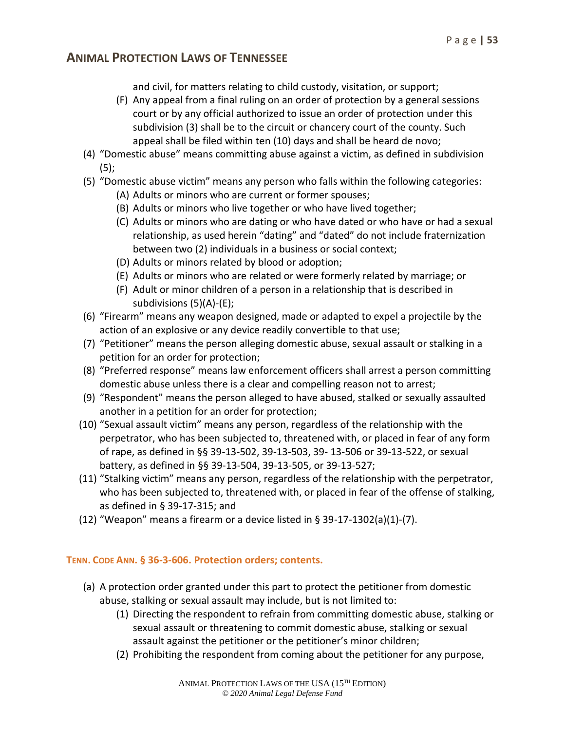and civil, for matters relating to child custody, visitation, or support;

(F) Any appeal from a final ruling on an order of protection by a general sessions court or by any official authorized to issue an order of protection under this subdivision (3) shall be to the circuit or chancery court of the county. Such appeal shall be filed within ten (10) days and shall be heard de novo;

(4) "Domestic abuse" means committing abuse against a victim, as defined in subdivision (5);

(5) "Domestic abuse victim" means any person who falls within the following categories:

(A) Adults or minors who are current or former spouses;

(B) Adults or minors who live together or who have lived together;

(C) Adults or minors who are dating or who have dated or who have or had a sexual relationship, as used herein "dating" and "dated" do not include fraternization between two (2) individuals in a business or social context;

(D) Adults or minors related by blood or adoption;

(E) Adults or minors who are related or were formerly related by marriage; or

(F) Adult or minor children of a person in a relationship that is described in subdivisions (5)(A)-(E);

(6) "Firearm" means any weapon designed, made or adapted to expel a projectile by the action of an explosive or any device readily convertible to that use;

(7) "Petitioner" means the person alleging domestic abuse, sexual assault or stalking in a petition for an order for protection;

(8) "Preferred response" means law enforcement officers shall arrest a person committing domestic abuse unless there is a clear and compelling reason not to arrest;

(9) "Respondent" means the person alleged to have abused, stalked or sexually assaulted another in a petition for an order for protection;

(10) "Sexual assault victim" means any person, regardless of the relationship with the perpetrator, who has been subjected to, threatened with, or placed in fear of any form of rape, as defined in §§ 39-13-502, 39-13-503, 39- 13-506 or 39-13-522, or sexual battery, as defined in §§ 39-13-504, 39-13-505, or 39-13-527;

(11) "Stalking victim" means any person, regardless of the relationship with the perpetrator, who has been subjected to, threatened with, or placed in fear of the offense of stalking, as defined in § 39-17-315; and

(12) "Weapon" means a firearm or a device listed in § 39-17-1302(a)(1)-(7).

### TENN. CODE ANN. § 36-3-606. Protection orders; contents.

(a) A protection order granted under this part to protect the petitioner from domestic abuse, stalking or sexual assault may include, but is not limited to:

(1) Directing the respondent to refrain from committing domestic abuse, stalking or sexual assault or threatening to commit domestic abuse, stalking or sexual assault against the petitioner or the petitioner's minor children;

(2) Prohibiting the respondent from coming about the petitioner for any purpose,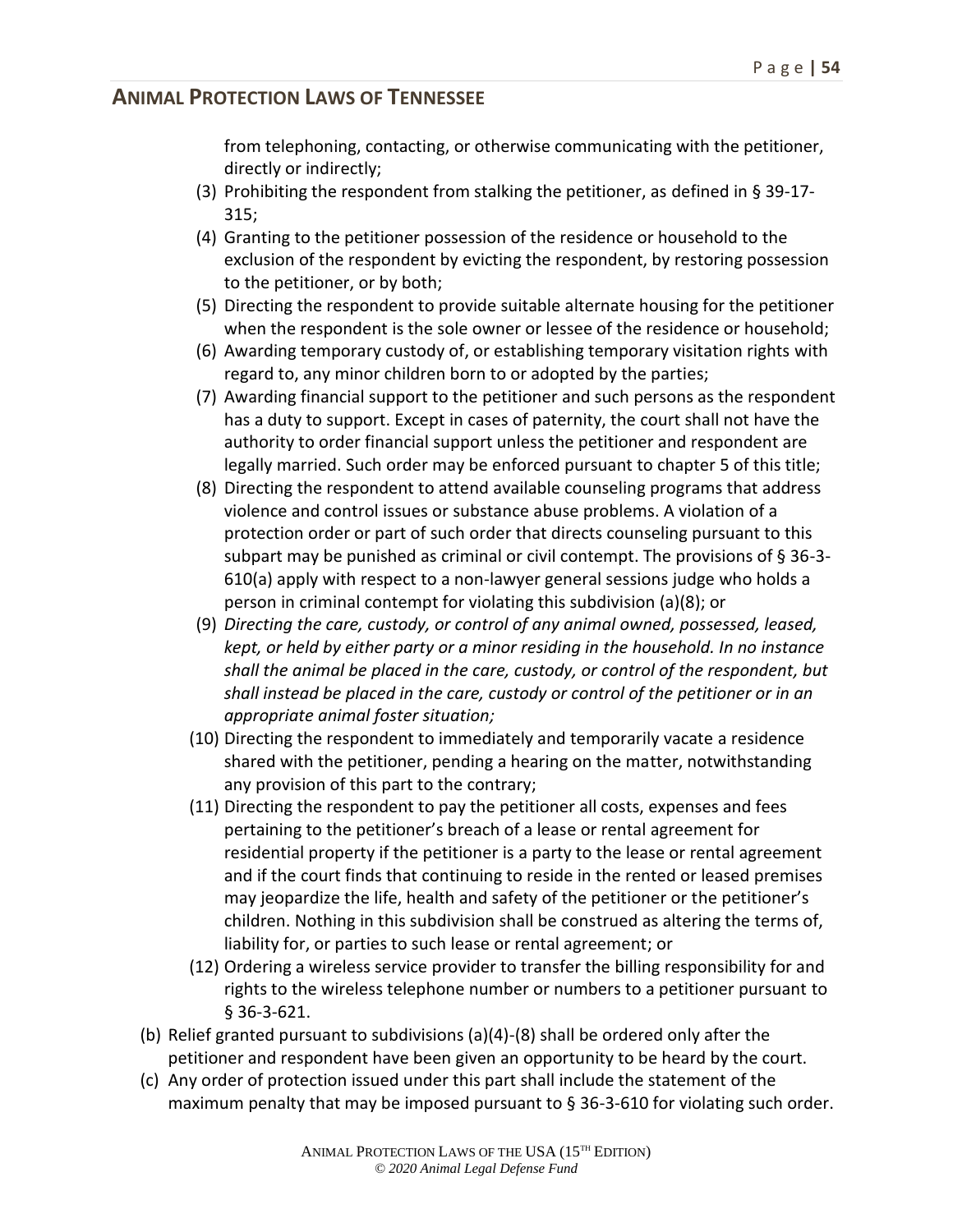from telephoning, contacting, or otherwise communicating with the petitioner, directly or indirectly;

(3) Prohibiting the respondent from stalking the petitioner, as defined in § 39-17-315;

(4) Granting to the petitioner possession of the residence or household to the exclusion of the respondent by evicting the respondent, by restoring possession to the petitioner, or by both;

(5) Directing the respondent to provide suitable alternate housing for the petitioner when the respondent is the sole owner or lessee of the residence or household;

(6) Awarding temporary custody of, or establishing temporary visitation rights with regard to, any minor children born to or adopted by the parties;

(7) Awarding financial support to the petitioner and such persons as the respondent has a duty to support. Except in cases of paternity, the court shall not have the authority to order financial support unless the petitioner and respondent are legally married. Such order may be enforced pursuant to chapter 5 of this title;

(8) Directing the respondent to attend available counseling programs that address violence and control issues or substance abuse problems. A violation of a protection order or part of such order that directs counseling pursuant to this subpart may be punished as criminal or civil contempt. The provisions of § 36-3-610(a) apply with respect to a non-lawyer general sessions judge who holds a person in criminal contempt for violating this subdivision (a)(8); or

(9) *Directing the care, custody, or control of any animal owned, possessed, leased, kept, or held by either party or a minor residing in the household. In no instance shall the animal be placed in the care, custody, or control of the respondent, but shall instead be placed in the care, custody or control of the petitioner or in an appropriate animal foster situation;*

(10) Directing the respondent to immediately and temporarily vacate a residence shared with the petitioner, pending a hearing on the matter, notwithstanding any provision of this part to the contrary;

(11) Directing the respondent to pay the petitioner all costs, expenses and fees pertaining to the petitioner's breach of a lease or rental agreement for residential property if the petitioner is a party to the lease or rental agreement and if the court finds that continuing to reside in the rented or leased premises may jeopardize the life, health and safety of the petitioner or the petitioner's children. Nothing in this subdivision shall be construed as altering the terms of, liability for, or parties to such lease or rental agreement; or

(12) Ordering a wireless service provider to transfer the billing responsibility for and rights to the wireless telephone number or numbers to a petitioner pursuant to § 36-3-621.

(b) Relief granted pursuant to subdivisions (a)(4)-(8) shall be ordered only after the petitioner and respondent have been given an opportunity to be heard by the court.

(c) Any order of protection issued under this part shall include the statement of the maximum penalty that may be imposed pursuant to § 36-3-610 for violating such order.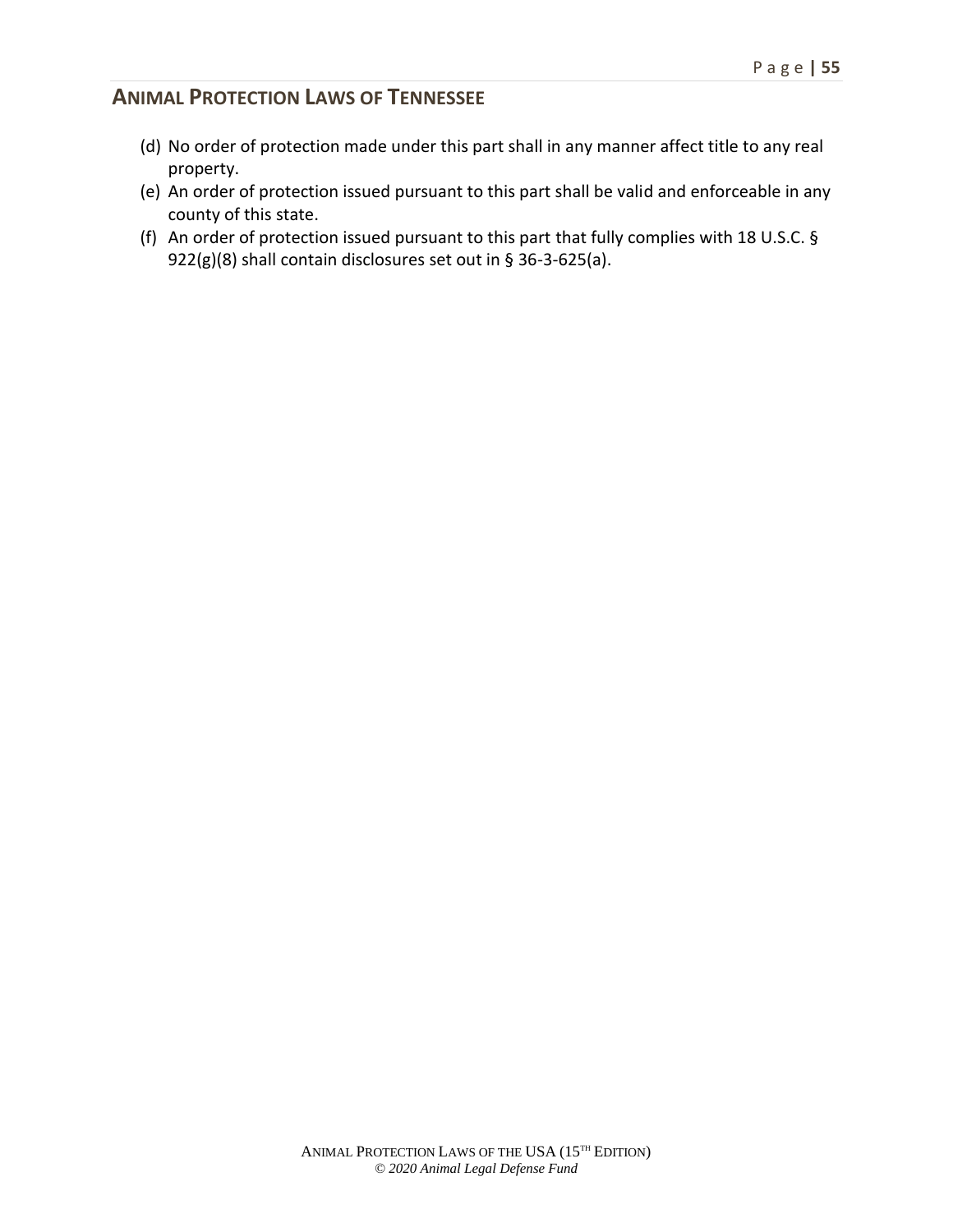(d) No order of protection made under this part shall in any manner affect title to any real property.

(e) An order of protection issued pursuant to this part shall be valid and enforceable in any county of this state.

(f) An order of protection issued pursuant to this part that fully complies with 18 U.S.C. § 922(g)(8) shall contain disclosures set out in § 36-3-625(a).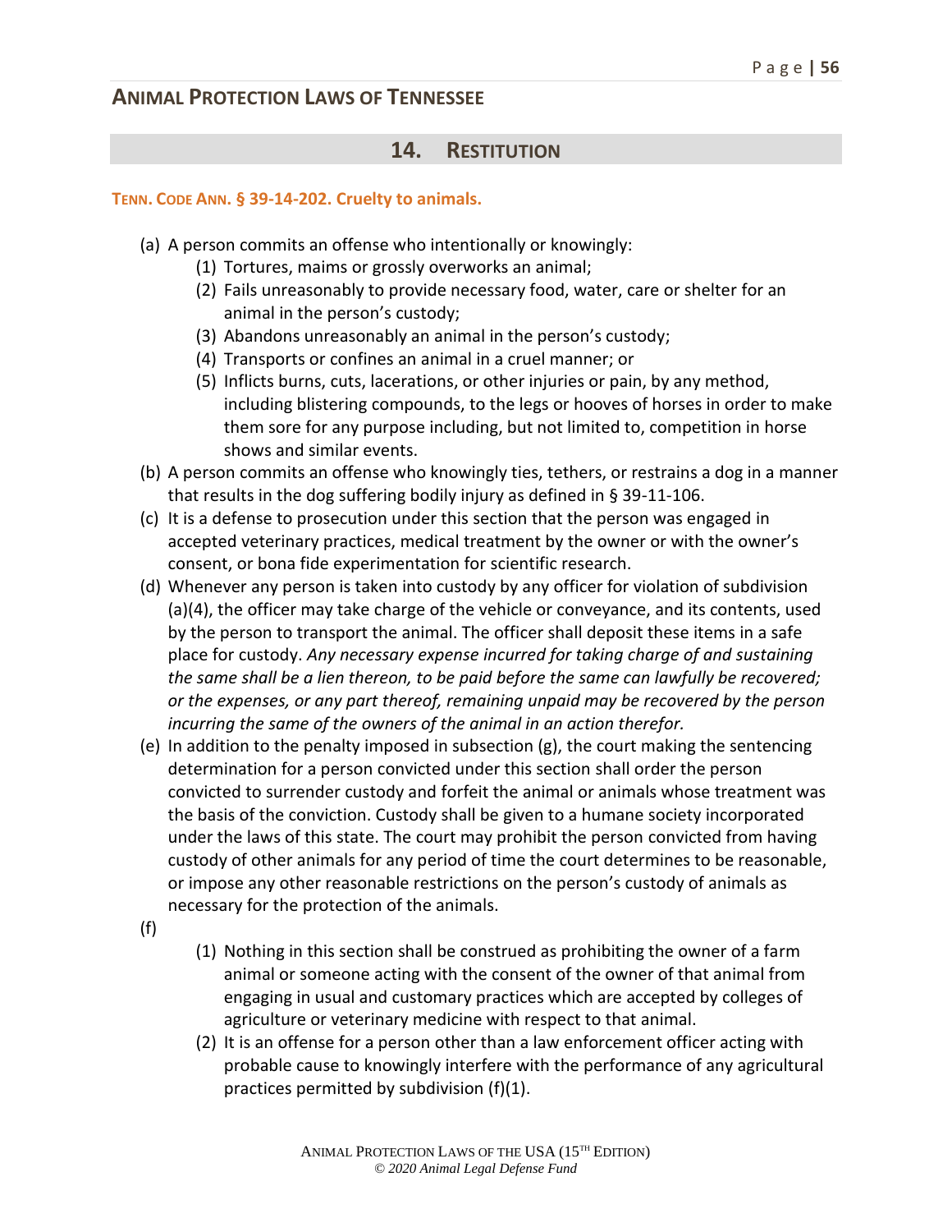## ANIMAL PROTECTION LAWS OF TENNESSEE

## 14. RESTITUTION

### TENN. CODE ANN. § 39-14-202. Cruelty to animals.

(a) A person commits an offense who intentionally or knowingly:

(1) Tortures, maims or grossly overworks an animal;

(2) Fails unreasonably to provide necessary food, water, care or shelter for an animal in the person's custody;

(3) Abandons unreasonably an animal in the person's custody;

(4) Transports or confines an animal in a cruel manner; or

(5) Inflicts burns, cuts, lacerations, or other injuries or pain, by any method, including blistering compounds, to the legs or hooves of horses in order to make them sore for any purpose including, but not limited to, competition in horse shows and similar events.

(b) A person commits an offense who knowingly ties, tethers, or restrains a dog in a manner that results in the dog suffering bodily injury as defined in § 39-11-106.

(c) It is a defense to prosecution under this section that the person was engaged in accepted veterinary practices, medical treatment by the owner or with the owner's consent, or bona fide experimentation for scientific research.

(d) Whenever any person is taken into custody by any officer for violation of subdivision (a)(4), the officer may take charge of the vehicle or conveyance, and its contents, used by the person to transport the animal. The officer shall deposit these items in a safe place for custody. *Any necessary expense incurred for taking charge of and sustaining the same shall be a lien thereon, to be paid before the same can lawfully be recovered; or the expenses, or any part thereof, remaining unpaid may be recovered by the person incurring the same of the owners of the animal in an action therefor.*

(e) In addition to the penalty imposed in subsection (g), the court making the sentencing determination for a person convicted under this section shall order the person convicted to surrender custody and forfeit the animal or animals whose treatment was the basis of the conviction. Custody shall be given to a humane society incorporated under the laws of this state. The court may prohibit the person convicted from having custody of other animals for any period of time the court determines to be reasonable, or impose any other reasonable restrictions on the person's custody of animals as necessary for the protection of the animals.

(f)

(1) Nothing in this section shall be construed as prohibiting the owner of a farm animal or someone acting with the consent of the owner of that animal from engaging in usual and customary practices which are accepted by colleges of agriculture or veterinary medicine with respect to that animal.

(2) It is an offense for a person other than a law enforcement officer acting with probable cause to knowingly interfere with the performance of any agricultural practices permitted by subdivision (f)(1).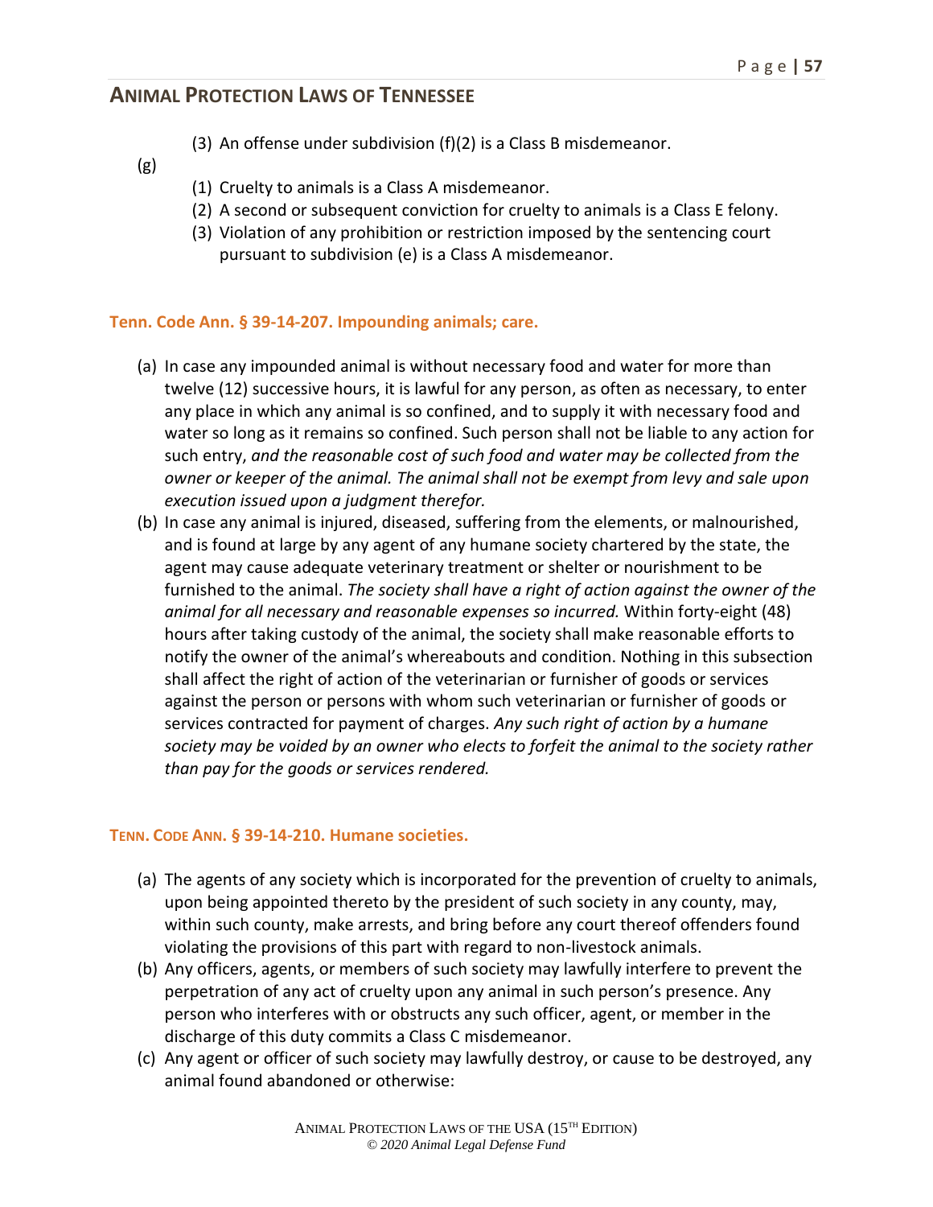(3) An offense under subdivision (f)(2) is a Class B misdemeanor.

(g)

(1) Cruelty to animals is a Class A misdemeanor.
(2) A second or subsequent conviction for cruelty to animals is a Class E felony.
(3) Violation of any prohibition or restriction imposed by the sentencing court pursuant to subdivision (e) is a Class A misdemeanor.

### Tenn. Code Ann. § 39-14-207. Impounding animals; care.

(a) In case any impounded animal is without necessary food and water for more than twelve (12) successive hours, it is lawful for any person, as often as necessary, to enter any place in which any animal is so confined, and to supply it with necessary food and water so long as it remains so confined. Such person shall not be liable to any action for such entry, *and the reasonable cost of such food and water may be collected from the owner or keeper of the animal. The animal shall not be exempt from levy and sale upon execution issued upon a judgment therefor.*

(b) In case any animal is injured, diseased, suffering from the elements, or malnourished, and is found at large by any agent of any humane society chartered by the state, the agent may cause adequate veterinary treatment or shelter or nourishment to be furnished to the animal. *The society shall have a right of action against the owner of the animal for all necessary and reasonable expenses so incurred.* Within forty-eight (48) hours after taking custody of the animal, the society shall make reasonable efforts to notify the owner of the animal's whereabouts and condition. Nothing in this subsection shall affect the right of action of the veterinarian or furnisher of goods or services against the person or persons with whom such veterinarian or furnisher of goods or services contracted for payment of charges. *Any such right of action by a humane society may be voided by an owner who elects to forfeit the animal to the society rather than pay for the goods or services rendered.*

### TENN. CODE ANN. § 39-14-210. Humane societies.

(a) The agents of any society which is incorporated for the prevention of cruelty to animals, upon being appointed thereto by the president of such society in any county, may, within such county, make arrests, and bring before any court thereof offenders found violating the provisions of this part with regard to non-livestock animals.

(b) Any officers, agents, or members of such society may lawfully interfere to prevent the perpetration of any act of cruelty upon any animal in such person's presence. Any person who interferes with or obstructs any such officer, agent, or member in the discharge of this duty commits a Class C misdemeanor.

(c) Any agent or officer of such society may lawfully destroy, or cause to be destroyed, any animal found abandoned or otherwise: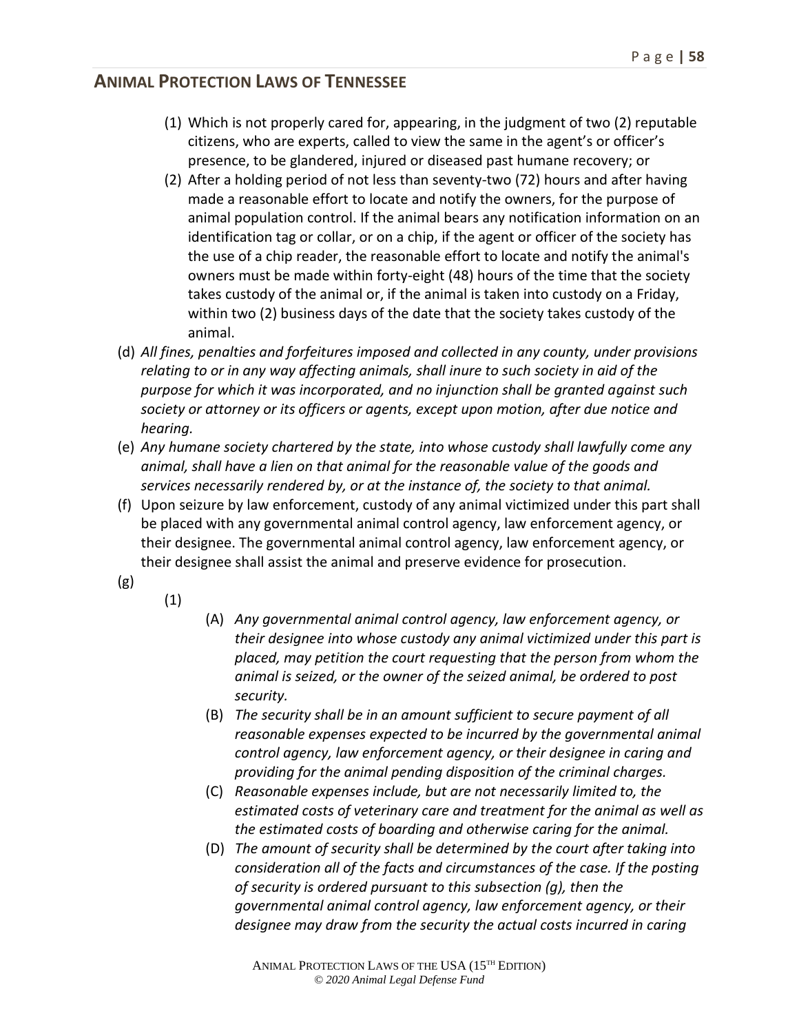(1) Which is not properly cared for, appearing, in the judgment of two (2) reputable citizens, who are experts, called to view the same in the agent's or officer's presence, to be glandered, injured or diseased past humane recovery; or

(2) After a holding period of not less than seventy-two (72) hours and after having made a reasonable effort to locate and notify the owners, for the purpose of animal population control. If the animal bears any notification information on an identification tag or collar, or on a chip, if the agent or officer of the society has the use of a chip reader, the reasonable effort to locate and notify the animal's owners must be made within forty-eight (48) hours of the time that the society takes custody of the animal or, if the animal is taken into custody on a Friday, within two (2) business days of the date that the society takes custody of the animal.

(d) *All fines, penalties and forfeitures imposed and collected in any county, under provisions relating to or in any way affecting animals, shall inure to such society in aid of the purpose for which it was incorporated, and no injunction shall be granted against such society or attorney or its officers or agents, except upon motion, after due notice and hearing.*

(e) *Any humane society chartered by the state, into whose custody shall lawfully come any animal, shall have a lien on that animal for the reasonable value of the goods and services necessarily rendered by, or at the instance of, the society to that animal.*

(f) Upon seizure by law enforcement, custody of any animal victimized under this part shall be placed with any governmental animal control agency, law enforcement agency, or their designee. The governmental animal control agency, law enforcement agency, or their designee shall assist the animal and preserve evidence for prosecution.

(g)

(1)

(A) *Any governmental animal control agency, law enforcement agency, or their designee into whose custody any animal victimized under this part is placed, may petition the court requesting that the person from whom the animal is seized, or the owner of the seized animal, be ordered to post security.*

(B) *The security shall be in an amount sufficient to secure payment of all reasonable expenses expected to be incurred by the governmental animal control agency, law enforcement agency, or their designee in caring and providing for the animal pending disposition of the criminal charges.*

(C) *Reasonable expenses include, but are not necessarily limited to, the estimated costs of veterinary care and treatment for the animal as well as the estimated costs of boarding and otherwise caring for the animal.*

(D) *The amount of security shall be determined by the court after taking into consideration all of the facts and circumstances of the case. If the posting of security is ordered pursuant to this subsection (g), then the governmental animal control agency, law enforcement agency, or their designee may draw from the security the actual costs incurred in caring*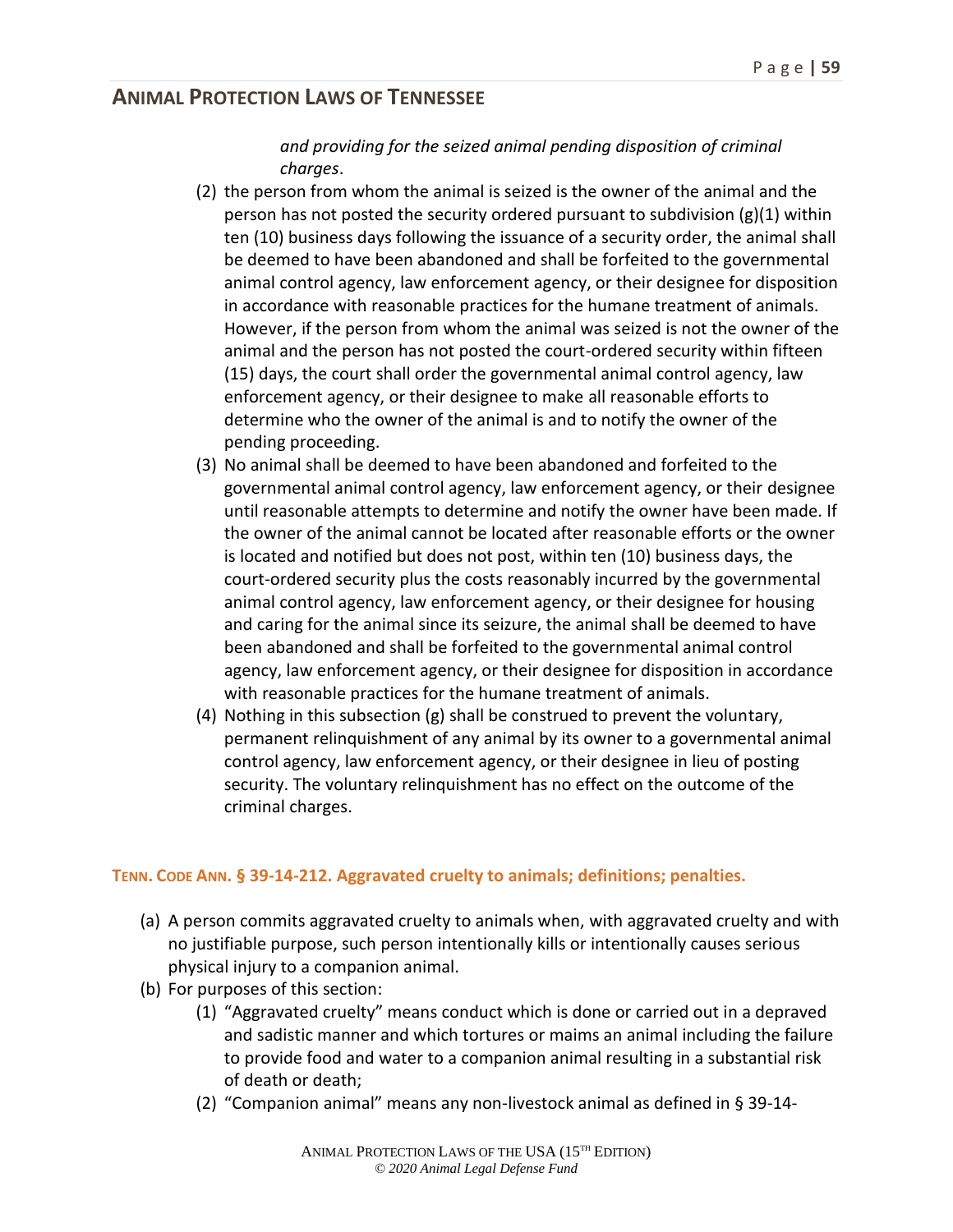*and providing for the seized animal pending disposition of criminal charges*.

(2) the person from whom the animal is seized is the owner of the animal and the person has not posted the security ordered pursuant to subdivision (g)(1) within ten (10) business days following the issuance of a security order, the animal shall be deemed to have been abandoned and shall be forfeited to the governmental animal control agency, law enforcement agency, or their designee for disposition in accordance with reasonable practices for the humane treatment of animals. However, if the person from whom the animal was seized is not the owner of the animal and the person has not posted the court-ordered security within fifteen (15) days, the court shall order the governmental animal control agency, law enforcement agency, or their designee to make all reasonable efforts to determine who the owner of the animal is and to notify the owner of the pending proceeding.

(3) No animal shall be deemed to have been abandoned and forfeited to the governmental animal control agency, law enforcement agency, or their designee until reasonable attempts to determine and notify the owner have been made. If the owner of the animal cannot be located after reasonable efforts or the owner is located and notified but does not post, within ten (10) business days, the court-ordered security plus the costs reasonably incurred by the governmental animal control agency, law enforcement agency, or their designee for housing and caring for the animal since its seizure, the animal shall be deemed to have been abandoned and shall be forfeited to the governmental animal control agency, law enforcement agency, or their designee for disposition in accordance with reasonable practices for the humane treatment of animals.

(4) Nothing in this subsection (g) shall be construed to prevent the voluntary, permanent relinquishment of any animal by its owner to a governmental animal control agency, law enforcement agency, or their designee in lieu of posting security. The voluntary relinquishment has no effect on the outcome of the criminal charges.

### TENN. CODE ANN. § 39-14-212. Aggravated cruelty to animals; definitions; penalties.

(a) A person commits aggravated cruelty to animals when, with aggravated cruelty and with no justifiable purpose, such person intentionally kills or intentionally causes serious physical injury to a companion animal.

(b) For purposes of this section:

(1) "Aggravated cruelty" means conduct which is done or carried out in a depraved and sadistic manner and which tortures or maims an animal including the failure to provide food and water to a companion animal resulting in a substantial risk of death or death;

(2) "Companion animal" means any non-livestock animal as defined in § 39-14-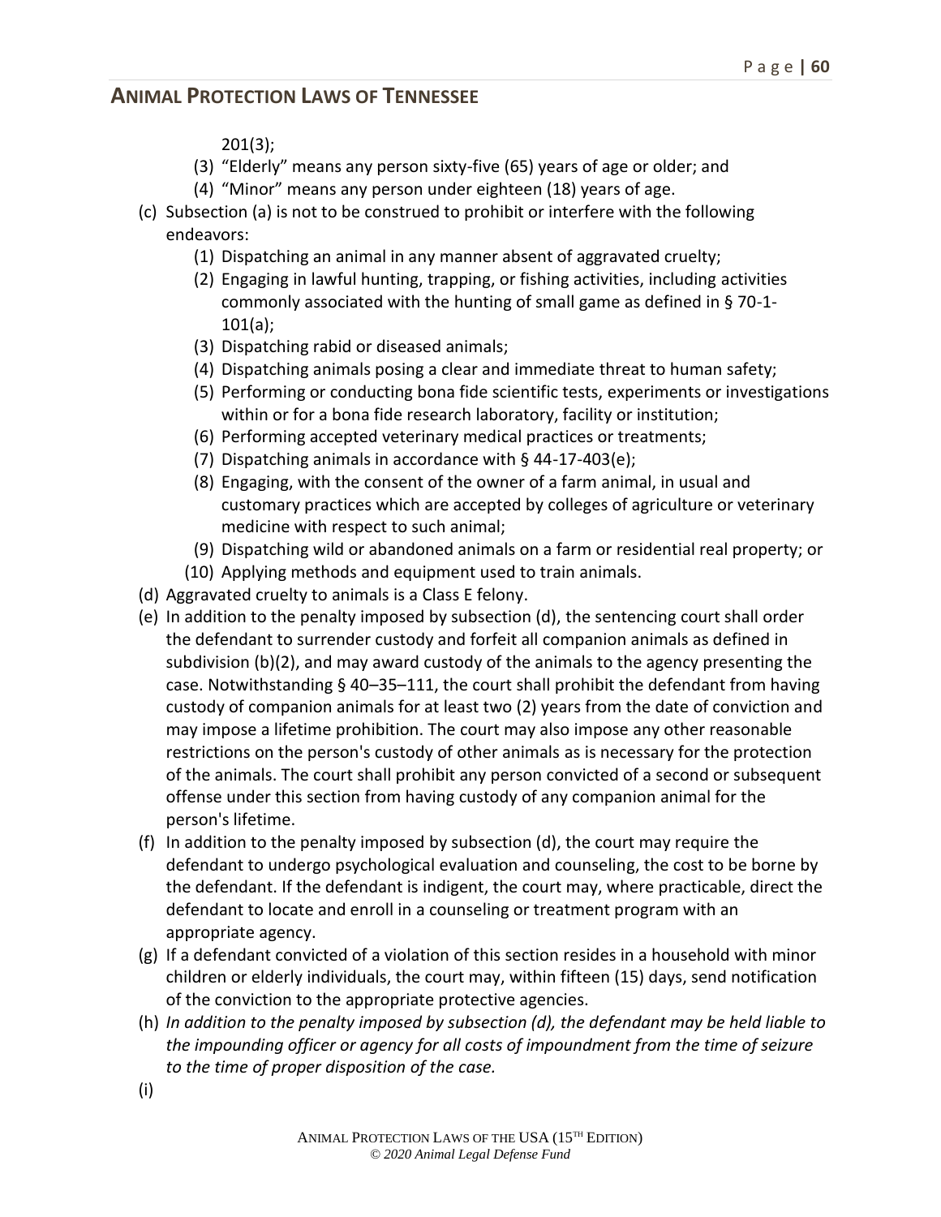201(3);

(3) "Elderly" means any person sixty-five (65) years of age or older; and
(4) "Minor" means any person under eighteen (18) years of age.

(c) Subsection (a) is not to be construed to prohibit or interfere with the following endeavors:
   (1) Dispatching an animal in any manner absent of aggravated cruelty;
   (2) Engaging in lawful hunting, trapping, or fishing activities, including activities commonly associated with the hunting of small game as defined in § 70-1-101(a);
   (3) Dispatching rabid or diseased animals;
   (4) Dispatching animals posing a clear and immediate threat to human safety;
   (5) Performing or conducting bona fide scientific tests, experiments or investigations within or for a bona fide research laboratory, facility or institution;
   (6) Performing accepted veterinary medical practices or treatments;
   (7) Dispatching animals in accordance with § 44-17-403(e);
   (8) Engaging, with the consent of the owner of a farm animal, in usual and customary practices which are accepted by colleges of agriculture or veterinary medicine with respect to such animal;
   (9) Dispatching wild or abandoned animals on a farm or residential real property; or
   (10) Applying methods and equipment used to train animals.

(d) Aggravated cruelty to animals is a Class E felony.

(e) In addition to the penalty imposed by subsection (d), the sentencing court shall order the defendant to surrender custody and forfeit all companion animals as defined in subdivision (b)(2), and may award custody of the animals to the agency presenting the case. Notwithstanding § 40–35–111, the court shall prohibit the defendant from having custody of companion animals for at least two (2) years from the date of conviction and may impose a lifetime prohibition. The court may also impose any other reasonable restrictions on the person's custody of other animals as is necessary for the protection of the animals. The court shall prohibit any person convicted of a second or subsequent offense under this section from having custody of any companion animal for the person's lifetime.

(f) In addition to the penalty imposed by subsection (d), the court may require the defendant to undergo psychological evaluation and counseling, the cost to be borne by the defendant. If the defendant is indigent, the court may, where practicable, direct the defendant to locate and enroll in a counseling or treatment program with an appropriate agency.

(g) If a defendant convicted of a violation of this section resides in a household with minor children or elderly individuals, the court may, within fifteen (15) days, send notification of the conviction to the appropriate protective agencies.

(h) *In addition to the penalty imposed by subsection (d), the defendant may be held liable to the impounding officer or agency for all costs of impoundment from the time of seizure to the time of proper disposition of the case.*

(i)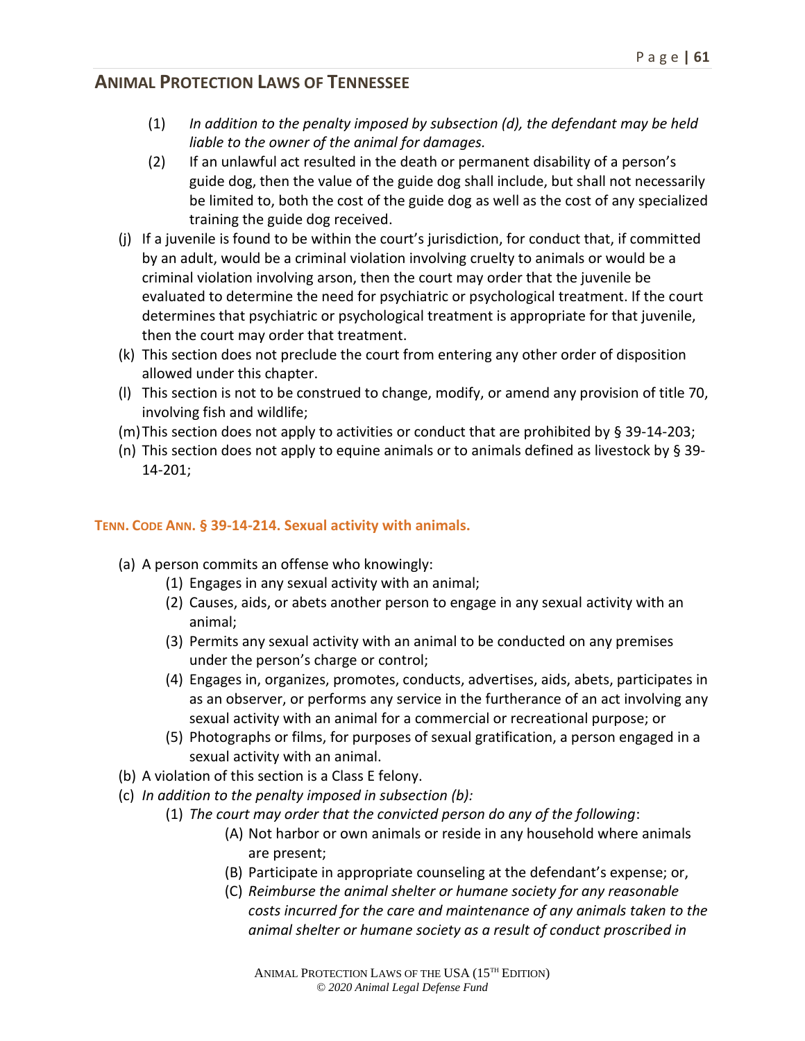(1) *In addition to the penalty imposed by subsection (d), the defendant may be held liable to the owner of the animal for damages.*

(2) If an unlawful act resulted in the death or permanent disability of a person's guide dog, then the value of the guide dog shall include, but shall not necessarily be limited to, both the cost of the guide dog as well as the cost of any specialized training the guide dog received.

(j) If a juvenile is found to be within the court's jurisdiction, for conduct that, if committed by an adult, would be a criminal violation involving cruelty to animals or would be a criminal violation involving arson, then the court may order that the juvenile be evaluated to determine the need for psychiatric or psychological treatment. If the court determines that psychiatric or psychological treatment is appropriate for that juvenile, then the court may order that treatment.

(k) This section does not preclude the court from entering any other order of disposition allowed under this chapter.

(l) This section is not to be construed to change, modify, or amend any provision of title 70, involving fish and wildlife;

(m) This section does not apply to activities or conduct that are prohibited by § 39-14-203;

(n) This section does not apply to equine animals or to animals defined as livestock by § 39-14-201;

### TENN. CODE ANN. § 39-14-214. Sexual activity with animals.

(a) A person commits an offense who knowingly:

(1) Engages in any sexual activity with an animal;

(2) Causes, aids, or abets another person to engage in any sexual activity with an animal;

(3) Permits any sexual activity with an animal to be conducted on any premises under the person's charge or control;

(4) Engages in, organizes, promotes, conducts, advertises, aids, abets, participates in as an observer, or performs any service in the furtherance of an act involving any sexual activity with an animal for a commercial or recreational purpose; or

(5) Photographs or films, for purposes of sexual gratification, a person engaged in a sexual activity with an animal.

(b) A violation of this section is a Class E felony.

(c) *In addition to the penalty imposed in subsection (b):*

(1) *The court may order that the convicted person do any of the following*:

(A) Not harbor or own animals or reside in any household where animals are present;

(B) Participate in appropriate counseling at the defendant's expense; or,

(C) *Reimburse the animal shelter or humane society for any reasonable costs incurred for the care and maintenance of any animals taken to the animal shelter or humane society as a result of conduct proscribed in*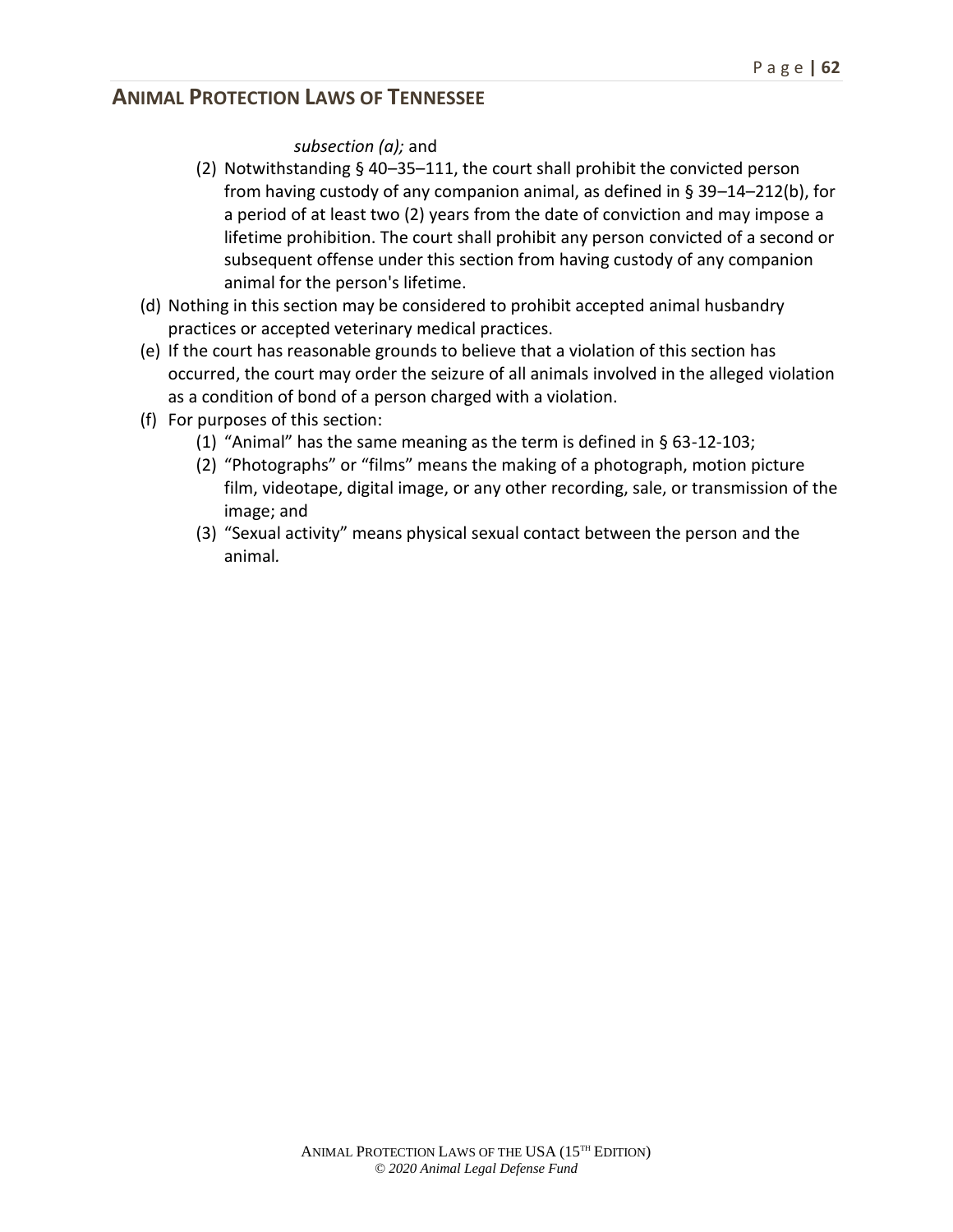*subsection (a);* and

(2) Notwithstanding § 40–35–111, the court shall prohibit the convicted person from having custody of any companion animal, as defined in § 39–14–212(b), for a period of at least two (2) years from the date of conviction and may impose a lifetime prohibition. The court shall prohibit any person convicted of a second or subsequent offense under this section from having custody of any companion animal for the person's lifetime.

(d) Nothing in this section may be considered to prohibit accepted animal husbandry practices or accepted veterinary medical practices.

(e) If the court has reasonable grounds to believe that a violation of this section has occurred, the court may order the seizure of all animals involved in the alleged violation as a condition of bond of a person charged with a violation.

(f) For purposes of this section:

(1) "Animal" has the same meaning as the term is defined in § 63-12-103;

(2) "Photographs" or "films" means the making of a photograph, motion picture film, videotape, digital image, or any other recording, sale, or transmission of the image; and

(3) "Sexual activity" means physical sexual contact between the person and the animal.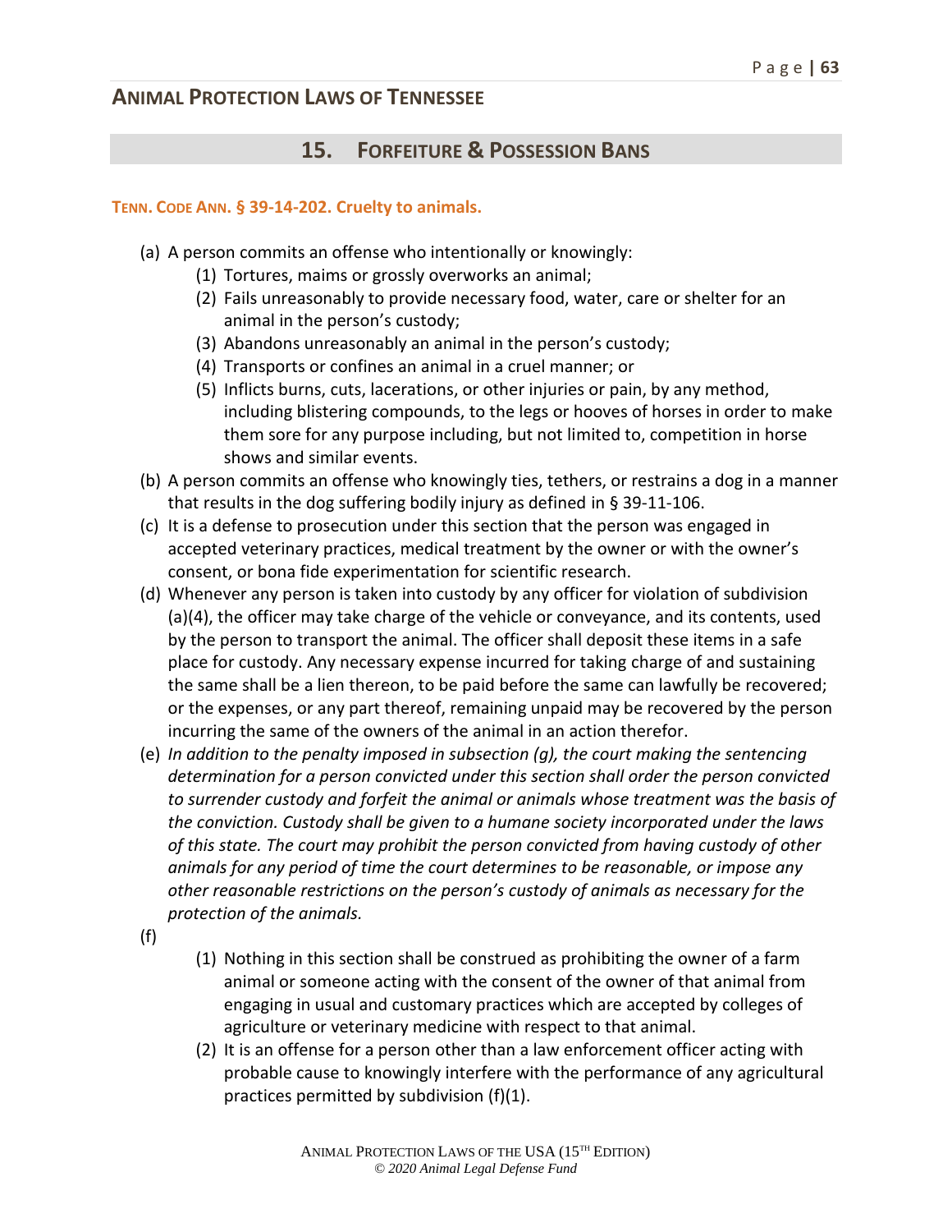## 15. FORFEITURE & POSSESSION BANS

### TENN. CODE ANN. § 39-14-202. Cruelty to animals.

(a) A person commits an offense who intentionally or knowingly:

  (1) Tortures, maims or grossly overworks an animal;

  (2) Fails unreasonably to provide necessary food, water, care or shelter for an animal in the person's custody;

  (3) Abandons unreasonably an animal in the person's custody;

  (4) Transports or confines an animal in a cruel manner; or

  (5) Inflicts burns, cuts, lacerations, or other injuries or pain, by any method, including blistering compounds, to the legs or hooves of horses in order to make them sore for any purpose including, but not limited to, competition in horse shows and similar events.

(b) A person commits an offense who knowingly ties, tethers, or restrains a dog in a manner that results in the dog suffering bodily injury as defined in § 39-11-106.

(c) It is a defense to prosecution under this section that the person was engaged in accepted veterinary practices, medical treatment by the owner or with the owner's consent, or bona fide experimentation for scientific research.

(d) Whenever any person is taken into custody by any officer for violation of subdivision (a)(4), the officer may take charge of the vehicle or conveyance, and its contents, used by the person to transport the animal. The officer shall deposit these items in a safe place for custody. Any necessary expense incurred for taking charge of and sustaining the same shall be a lien thereon, to be paid before the same can lawfully be recovered; or the expenses, or any part thereof, remaining unpaid may be recovered by the person incurring the same of the owners of the animal in an action therefor.

(e) *In addition to the penalty imposed in subsection (g), the court making the sentencing determination for a person convicted under this section shall order the person convicted to surrender custody and forfeit the animal or animals whose treatment was the basis of the conviction. Custody shall be given to a humane society incorporated under the laws of this state. The court may prohibit the person convicted from having custody of other animals for any period of time the court determines to be reasonable, or impose any other reasonable restrictions on the person's custody of animals as necessary for the protection of the animals.*

(f)

  (1) Nothing in this section shall be construed as prohibiting the owner of a farm animal or someone acting with the consent of the owner of that animal from engaging in usual and customary practices which are accepted by colleges of agriculture or veterinary medicine with respect to that animal.

  (2) It is an offense for a person other than a law enforcement officer acting with probable cause to knowingly interfere with the performance of any agricultural practices permitted by subdivision (f)(1).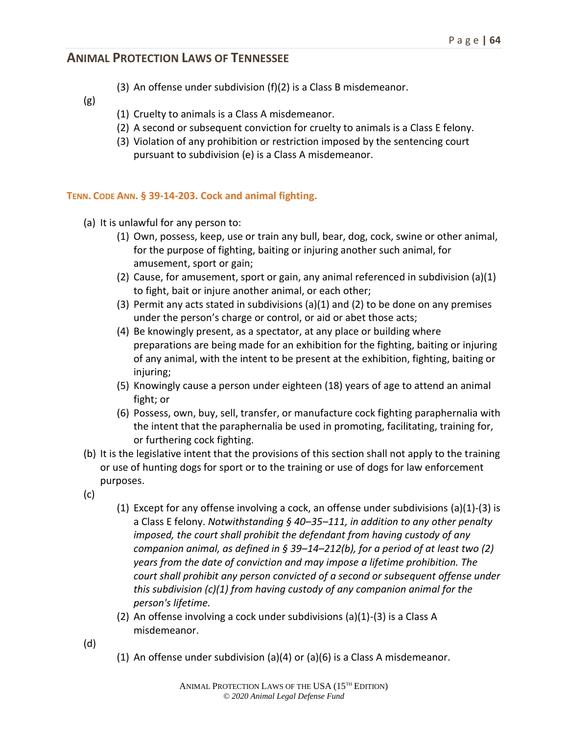(3) An offense under subdivision (f)(2) is a Class B misdemeanor.

(g)

(1) Cruelty to animals is a Class A misdemeanor.

(2) A second or subsequent conviction for cruelty to animals is a Class E felony.

(3) Violation of any prohibition or restriction imposed by the sentencing court pursuant to subdivision (e) is a Class A misdemeanor.

### TENN. CODE ANN. § 39-14-203. Cock and animal fighting.

(a) It is unlawful for any person to:

(1) Own, possess, keep, use or train any bull, bear, dog, cock, swine or other animal, for the purpose of fighting, baiting or injuring another such animal, for amusement, sport or gain;

(2) Cause, for amusement, sport or gain, any animal referenced in subdivision (a)(1) to fight, bait or injure another animal, or each other;

(3) Permit any acts stated in subdivisions (a)(1) and (2) to be done on any premises under the person's charge or control, or aid or abet those acts;

(4) Be knowingly present, as a spectator, at any place or building where preparations are being made for an exhibition for the fighting, baiting or injuring of any animal, with the intent to be present at the exhibition, fighting, baiting or injuring;

(5) Knowingly cause a person under eighteen (18) years of age to attend an animal fight; or

(6) Possess, own, buy, sell, transfer, or manufacture cock fighting paraphernalia with the intent that the paraphernalia be used in promoting, facilitating, training for, or furthering cock fighting.

(b) It is the legislative intent that the provisions of this section shall not apply to the training or use of hunting dogs for sport or to the training or use of dogs for law enforcement purposes.

(c)

(1) Except for any offense involving a cock, an offense under subdivisions (a)(1)-(3) is a Class E felony. *Notwithstanding § 40–35–111, in addition to any other penalty imposed, the court shall prohibit the defendant from having custody of any companion animal, as defined in § 39–14–212(b), for a period of at least two (2) years from the date of conviction and may impose a lifetime prohibition. The court shall prohibit any person convicted of a second or subsequent offense under this subdivision (c)(1) from having custody of any companion animal for the person's lifetime.*

(2) An offense involving a cock under subdivisions (a)(1)-(3) is a Class A misdemeanor.

(d)

(1) An offense under subdivision (a)(4) or (a)(6) is a Class A misdemeanor.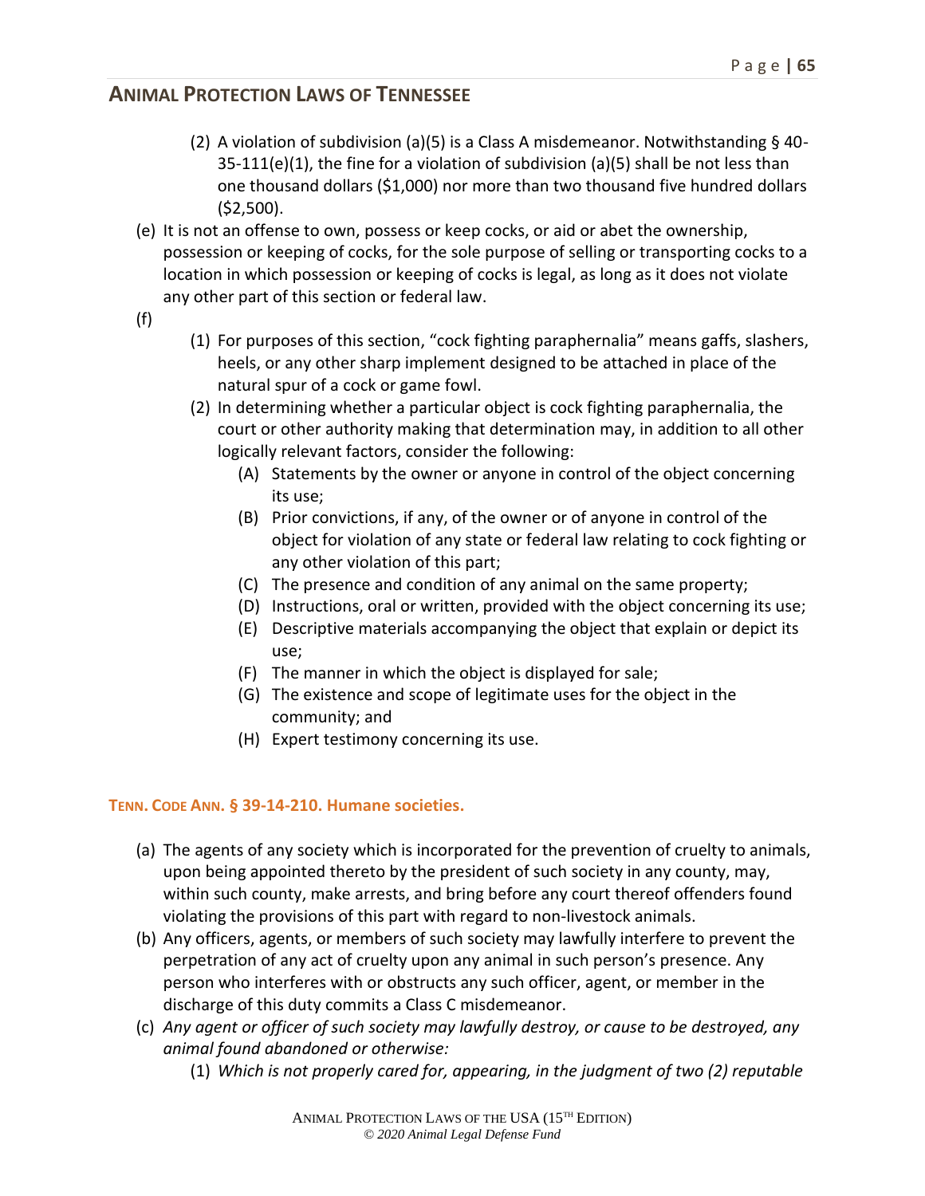(2) A violation of subdivision (a)(5) is a Class A misdemeanor. Notwithstanding § 40-35-111(e)(1), the fine for a violation of subdivision (a)(5) shall be not less than one thousand dollars ($1,000) nor more than two thousand five hundred dollars ($2,500).

(e) It is not an offense to own, possess or keep cocks, or aid or abet the ownership, possession or keeping of cocks, for the sole purpose of selling or transporting cocks to a location in which possession or keeping of cocks is legal, as long as it does not violate any other part of this section or federal law.

(f)

(1) For purposes of this section, "cock fighting paraphernalia" means gaffs, slashers, heels, or any other sharp implement designed to be attached in place of the natural spur of a cock or game fowl.

(2) In determining whether a particular object is cock fighting paraphernalia, the court or other authority making that determination may, in addition to all other logically relevant factors, consider the following:

(A) Statements by the owner or anyone in control of the object concerning its use;

(B) Prior convictions, if any, of the owner or of anyone in control of the object for violation of any state or federal law relating to cock fighting or any other violation of this part;

(C) The presence and condition of any animal on the same property;

(D) Instructions, oral or written, provided with the object concerning its use;

(E) Descriptive materials accompanying the object that explain or depict its use;

(F) The manner in which the object is displayed for sale;

(G) The existence and scope of legitimate uses for the object in the community; and

(H) Expert testimony concerning its use.

### TENN. CODE ANN. § 39-14-210. Humane societies.

(a) The agents of any society which is incorporated for the prevention of cruelty to animals, upon being appointed thereto by the president of such society in any county, may, within such county, make arrests, and bring before any court thereof offenders found violating the provisions of this part with regard to non-livestock animals.

(b) Any officers, agents, or members of such society may lawfully interfere to prevent the perpetration of any act of cruelty upon any animal in such person's presence. Any person who interferes with or obstructs any such officer, agent, or member in the discharge of this duty commits a Class C misdemeanor.

(c) *Any agent or officer of such society may lawfully destroy, or cause to be destroyed, any animal found abandoned or otherwise:*

(1) *Which is not properly cared for, appearing, in the judgment of two (2) reputable*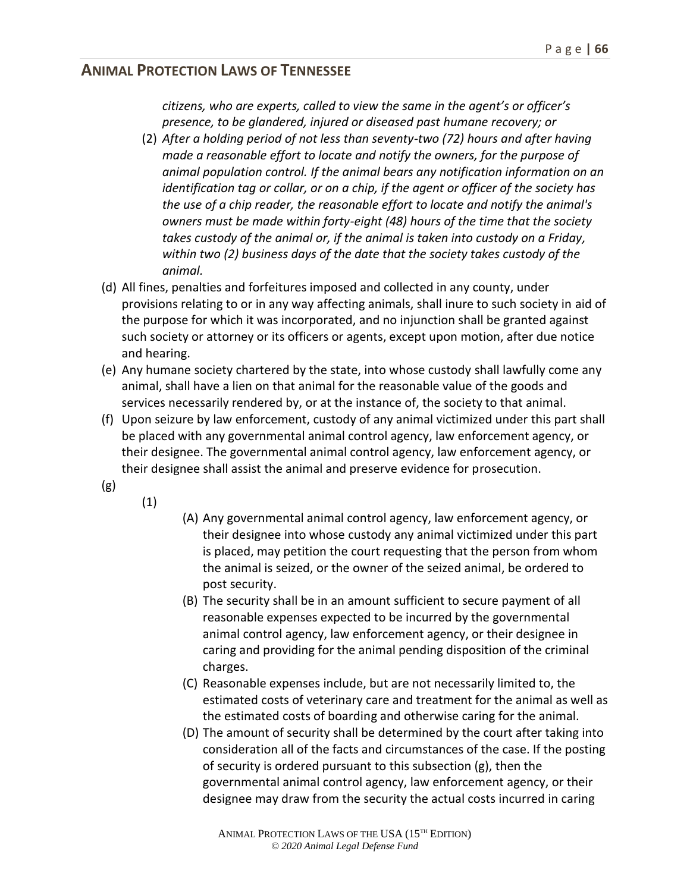*citizens, who are experts, called to view the same in the agent's or officer's presence, to be glandered, injured or diseased past humane recovery; or*

(2) *After a holding period of not less than seventy-two (72) hours and after having made a reasonable effort to locate and notify the owners, for the purpose of animal population control. If the animal bears any notification information on an identification tag or collar, or on a chip, if the agent or officer of the society has the use of a chip reader, the reasonable effort to locate and notify the animal's owners must be made within forty-eight (48) hours of the time that the society takes custody of the animal or, if the animal is taken into custody on a Friday, within two (2) business days of the date that the society takes custody of the animal.*

(d) All fines, penalties and forfeitures imposed and collected in any county, under provisions relating to or in any way affecting animals, shall inure to such society in aid of the purpose for which it was incorporated, and no injunction shall be granted against such society or attorney or its officers or agents, except upon motion, after due notice and hearing.

(e) Any humane society chartered by the state, into whose custody shall lawfully come any animal, shall have a lien on that animal for the reasonable value of the goods and services necessarily rendered by, or at the instance of, the society to that animal.

(f) Upon seizure by law enforcement, custody of any animal victimized under this part shall be placed with any governmental animal control agency, law enforcement agency, or their designee. The governmental animal control agency, law enforcement agency, or their designee shall assist the animal and preserve evidence for prosecution.

(g)

(1)

(A) Any governmental animal control agency, law enforcement agency, or their designee into whose custody any animal victimized under this part is placed, may petition the court requesting that the person from whom the animal is seized, or the owner of the seized animal, be ordered to post security.

(B) The security shall be in an amount sufficient to secure payment of all reasonable expenses expected to be incurred by the governmental animal control agency, law enforcement agency, or their designee in caring and providing for the animal pending disposition of the criminal charges.

(C) Reasonable expenses include, but are not necessarily limited to, the estimated costs of veterinary care and treatment for the animal as well as the estimated costs of boarding and otherwise caring for the animal.

(D) The amount of security shall be determined by the court after taking into consideration all of the facts and circumstances of the case. If the posting of security is ordered pursuant to this subsection (g), then the governmental animal control agency, law enforcement agency, or their designee may draw from the security the actual costs incurred in caring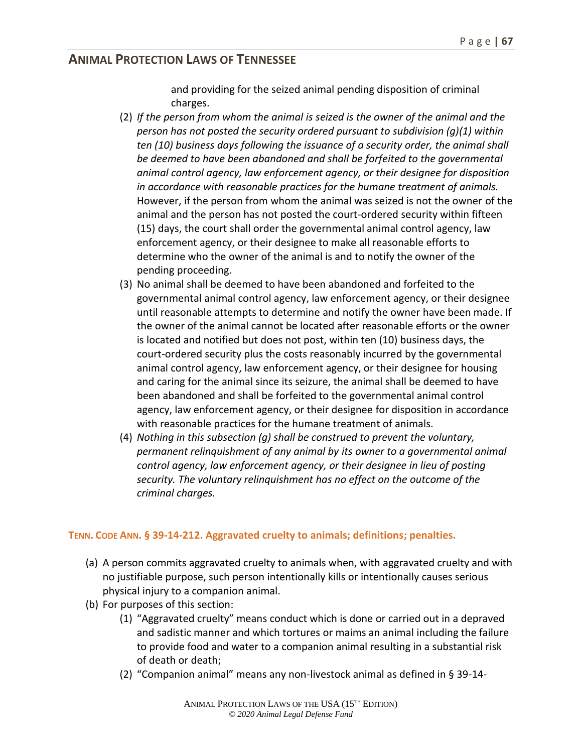and providing for the seized animal pending disposition of criminal charges.

(2) *If the person from whom the animal is seized is the owner of the animal and the person has not posted the security ordered pursuant to subdivision (g)(1) within ten (10) business days following the issuance of a security order, the animal shall be deemed to have been abandoned and shall be forfeited to the governmental animal control agency, law enforcement agency, or their designee for disposition in accordance with reasonable practices for the humane treatment of animals.* However, if the person from whom the animal was seized is not the owner of the animal and the person has not posted the court-ordered security within fifteen (15) days, the court shall order the governmental animal control agency, law enforcement agency, or their designee to make all reasonable efforts to determine who the owner of the animal is and to notify the owner of the pending proceeding.

(3) No animal shall be deemed to have been abandoned and forfeited to the governmental animal control agency, law enforcement agency, or their designee until reasonable attempts to determine and notify the owner have been made. If the owner of the animal cannot be located after reasonable efforts or the owner is located and notified but does not post, within ten (10) business days, the court-ordered security plus the costs reasonably incurred by the governmental animal control agency, law enforcement agency, or their designee for housing and caring for the animal since its seizure, the animal shall be deemed to have been abandoned and shall be forfeited to the governmental animal control agency, law enforcement agency, or their designee for disposition in accordance with reasonable practices for the humane treatment of animals.

(4) *Nothing in this subsection (g) shall be construed to prevent the voluntary, permanent relinquishment of any animal by its owner to a governmental animal control agency, law enforcement agency, or their designee in lieu of posting security. The voluntary relinquishment has no effect on the outcome of the criminal charges.*

### TENN. CODE ANN. § 39-14-212. Aggravated cruelty to animals; definitions; penalties.

(a) A person commits aggravated cruelty to animals when, with aggravated cruelty and with no justifiable purpose, such person intentionally kills or intentionally causes serious physical injury to a companion animal.

(b) For purposes of this section:

(1) "Aggravated cruelty" means conduct which is done or carried out in a depraved and sadistic manner and which tortures or maims an animal including the failure to provide food and water to a companion animal resulting in a substantial risk of death or death;

(2) "Companion animal" means any non-livestock animal as defined in § 39-14-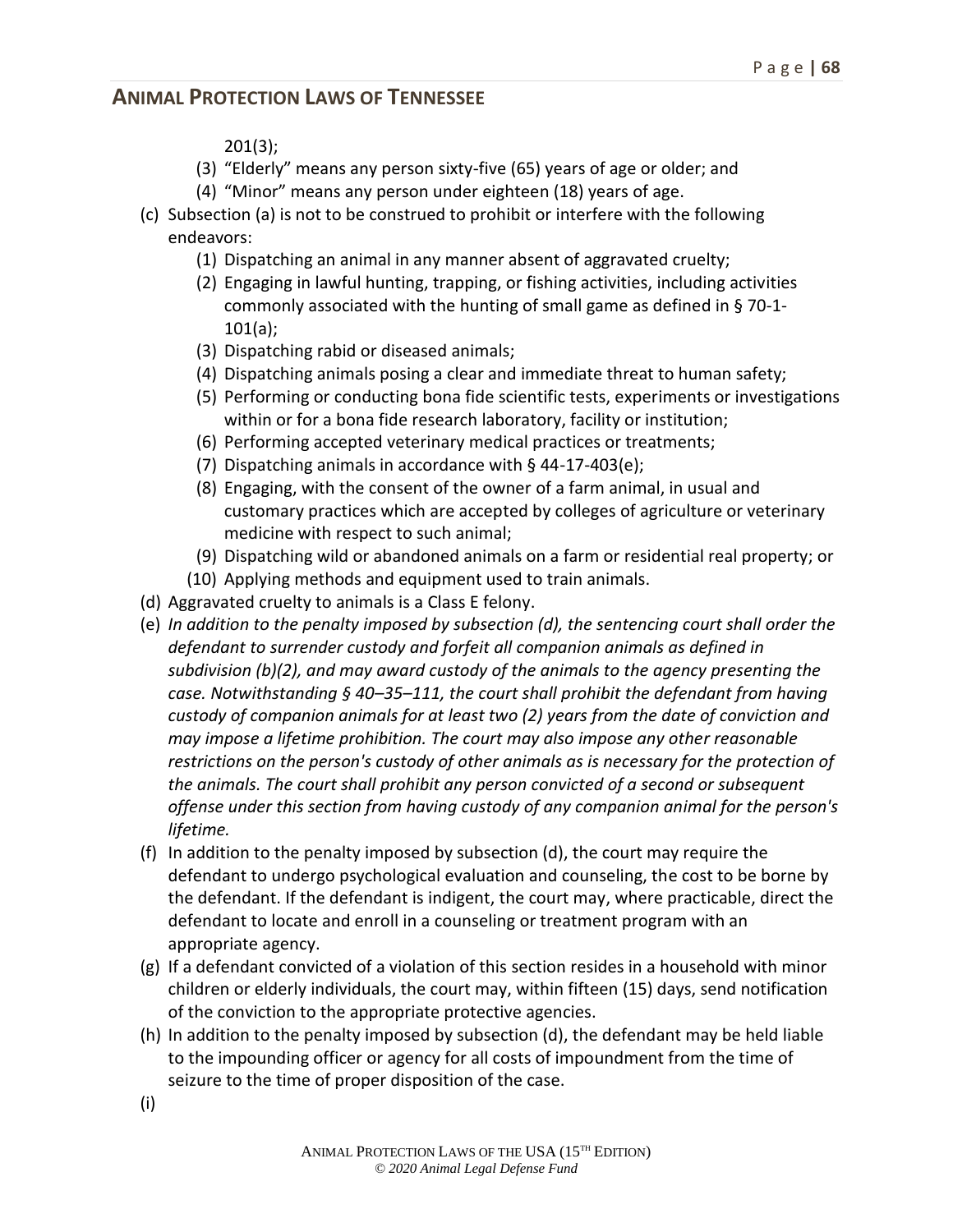201(3);

   (3) “Elderly” means any person sixty-five (65) years of age or older; and
   (4) “Minor” means any person under eighteen (18) years of age.

(c) Subsection (a) is not to be construed to prohibit or interfere with the following endeavors:
   (1) Dispatching an animal in any manner absent of aggravated cruelty;
   (2) Engaging in lawful hunting, trapping, or fishing activities, including activities commonly associated with the hunting of small game as defined in § 70-1-101(a);
   (3) Dispatching rabid or diseased animals;
   (4) Dispatching animals posing a clear and immediate threat to human safety;
   (5) Performing or conducting bona fide scientific tests, experiments or investigations within or for a bona fide research laboratory, facility or institution;
   (6) Performing accepted veterinary medical practices or treatments;
   (7) Dispatching animals in accordance with § 44-17-403(e);
   (8) Engaging, with the consent of the owner of a farm animal, in usual and customary practices which are accepted by colleges of agriculture or veterinary medicine with respect to such animal;
   (9) Dispatching wild or abandoned animals on a farm or residential real property; or
   (10) Applying methods and equipment used to train animals.

(d) Aggravated cruelty to animals is a Class E felony.

(e) *In addition to the penalty imposed by subsection (d), the sentencing court shall order the defendant to surrender custody and forfeit all companion animals as defined in subdivision (b)(2), and may award custody of the animals to the agency presenting the case. Notwithstanding § 40–35–111, the court shall prohibit the defendant from having custody of companion animals for at least two (2) years from the date of conviction and may impose a lifetime prohibition. The court may also impose any other reasonable restrictions on the person's custody of other animals as is necessary for the protection of the animals. The court shall prohibit any person convicted of a second or subsequent offense under this section from having custody of any companion animal for the person's lifetime.*

(f) In addition to the penalty imposed by subsection (d), the court may require the defendant to undergo psychological evaluation and counseling, the cost to be borne by the defendant. If the defendant is indigent, the court may, where practicable, direct the defendant to locate and enroll in a counseling or treatment program with an appropriate agency.

(g) If a defendant convicted of a violation of this section resides in a household with minor children or elderly individuals, the court may, within fifteen (15) days, send notification of the conviction to the appropriate protective agencies.

(h) In addition to the penalty imposed by subsection (d), the defendant may be held liable to the impounding officer or agency for all costs of impoundment from the time of seizure to the time of proper disposition of the case.

(i)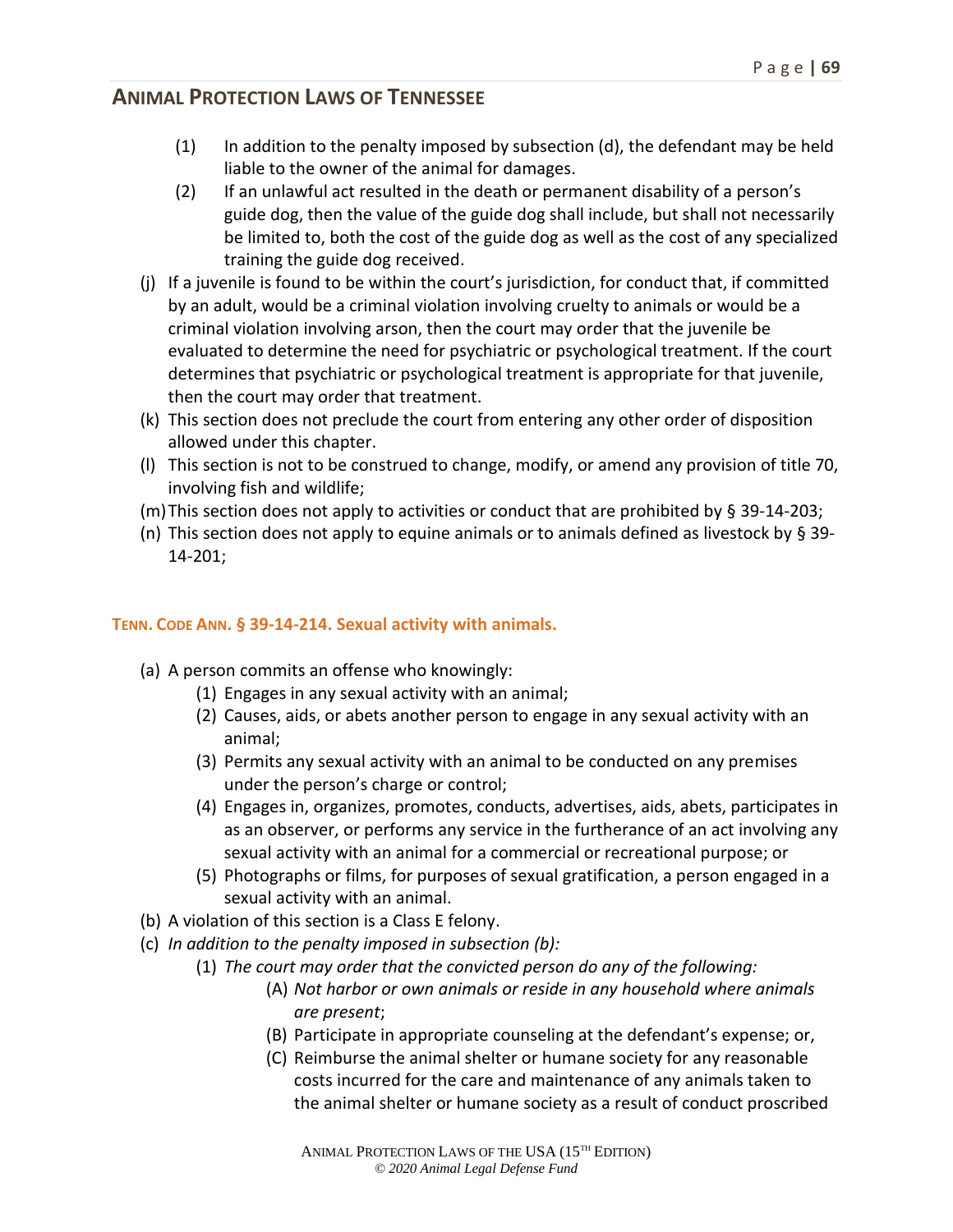(1) In addition to the penalty imposed by subsection (d), the defendant may be held liable to the owner of the animal for damages.

(2) If an unlawful act resulted in the death or permanent disability of a person's guide dog, then the value of the guide dog shall include, but shall not necessarily be limited to, both the cost of the guide dog as well as the cost of any specialized training the guide dog received.

(j) If a juvenile is found to be within the court's jurisdiction, for conduct that, if committed by an adult, would be a criminal violation involving cruelty to animals or would be a criminal violation involving arson, then the court may order that the juvenile be evaluated to determine the need for psychiatric or psychological treatment. If the court determines that psychiatric or psychological treatment is appropriate for that juvenile, then the court may order that treatment.

(k) This section does not preclude the court from entering any other order of disposition allowed under this chapter.

(l) This section is not to be construed to change, modify, or amend any provision of title 70, involving fish and wildlife;

(m) This section does not apply to activities or conduct that are prohibited by § 39-14-203;

(n) This section does not apply to equine animals or to animals defined as livestock by § 39-14-201;

### TENN. CODE ANN. § 39-14-214. Sexual activity with animals.

(a) A person commits an offense who knowingly:

  (1) Engages in any sexual activity with an animal;

  (2) Causes, aids, or abets another person to engage in any sexual activity with an animal;

  (3) Permits any sexual activity with an animal to be conducted on any premises under the person's charge or control;

  (4) Engages in, organizes, promotes, conducts, advertises, aids, abets, participates in as an observer, or performs any service in the furtherance of an act involving any sexual activity with an animal for a commercial or recreational purpose; or

  (5) Photographs or films, for purposes of sexual gratification, a person engaged in a sexual activity with an animal.

(b) A violation of this section is a Class E felony.

(c) *In addition to the penalty imposed in subsection (b):*

  (1) *The court may order that the convicted person do any of the following:*

    (A) *Not harbor or own animals or reside in any household where animals are present*;

    (B) Participate in appropriate counseling at the defendant's expense; or,

    (C) Reimburse the animal shelter or humane society for any reasonable costs incurred for the care and maintenance of any animals taken to the animal shelter or humane society as a result of conduct proscribed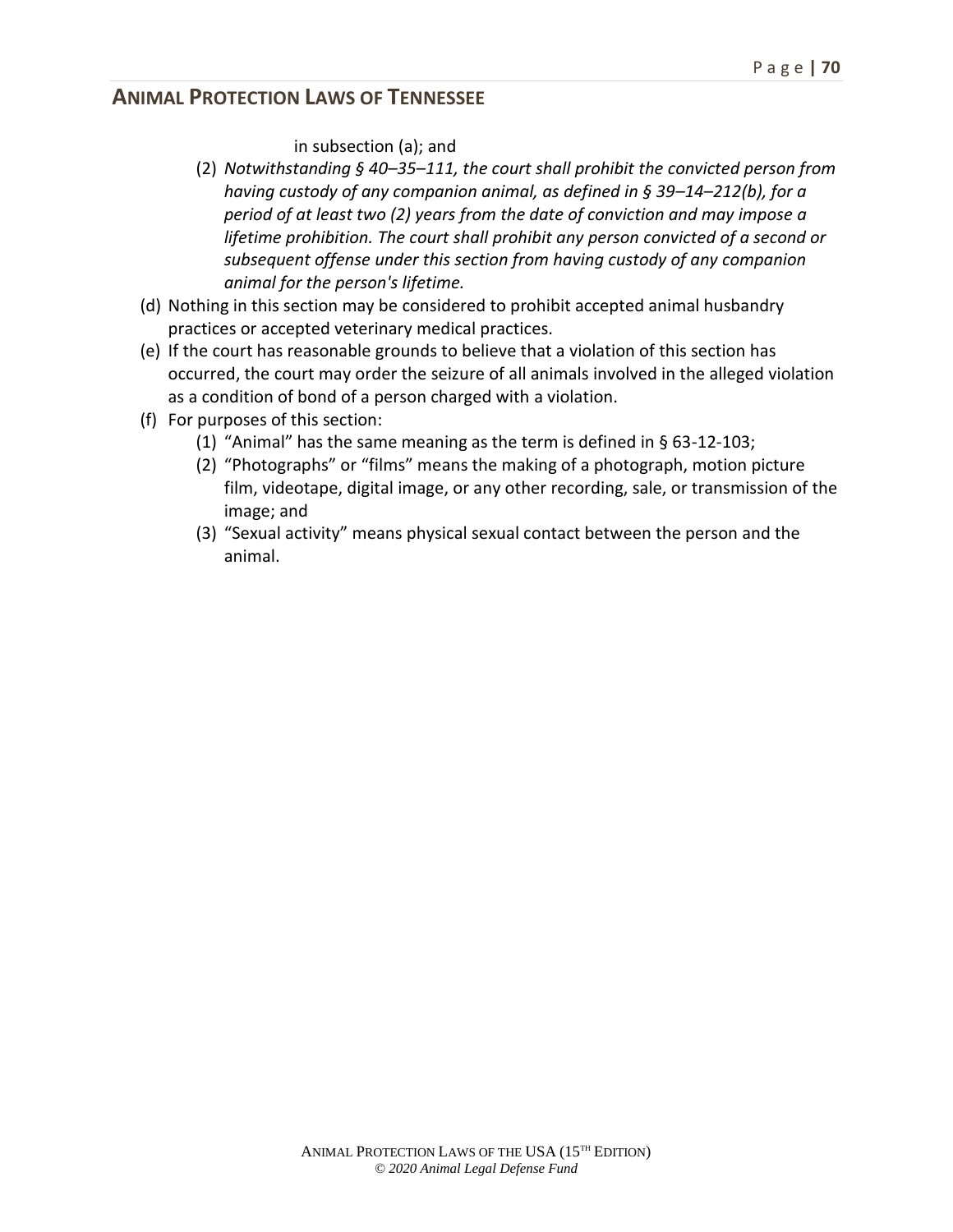in subsection (a); and

(2) *Notwithstanding § 40–35–111, the court shall prohibit the convicted person from having custody of any companion animal, as defined in § 39–14–212(b), for a period of at least two (2) years from the date of conviction and may impose a lifetime prohibition. The court shall prohibit any person convicted of a second or subsequent offense under this section from having custody of any companion animal for the person's lifetime.*

(d) Nothing in this section may be considered to prohibit accepted animal husbandry practices or accepted veterinary medical practices.

(e) If the court has reasonable grounds to believe that a violation of this section has occurred, the court may order the seizure of all animals involved in the alleged violation as a condition of bond of a person charged with a violation.

(f) For purposes of this section:

(1) "Animal" has the same meaning as the term is defined in § 63-12-103;

(2) "Photographs" or "films" means the making of a photograph, motion picture film, videotape, digital image, or any other recording, sale, or transmission of the image; and

(3) "Sexual activity" means physical sexual contact between the person and the animal.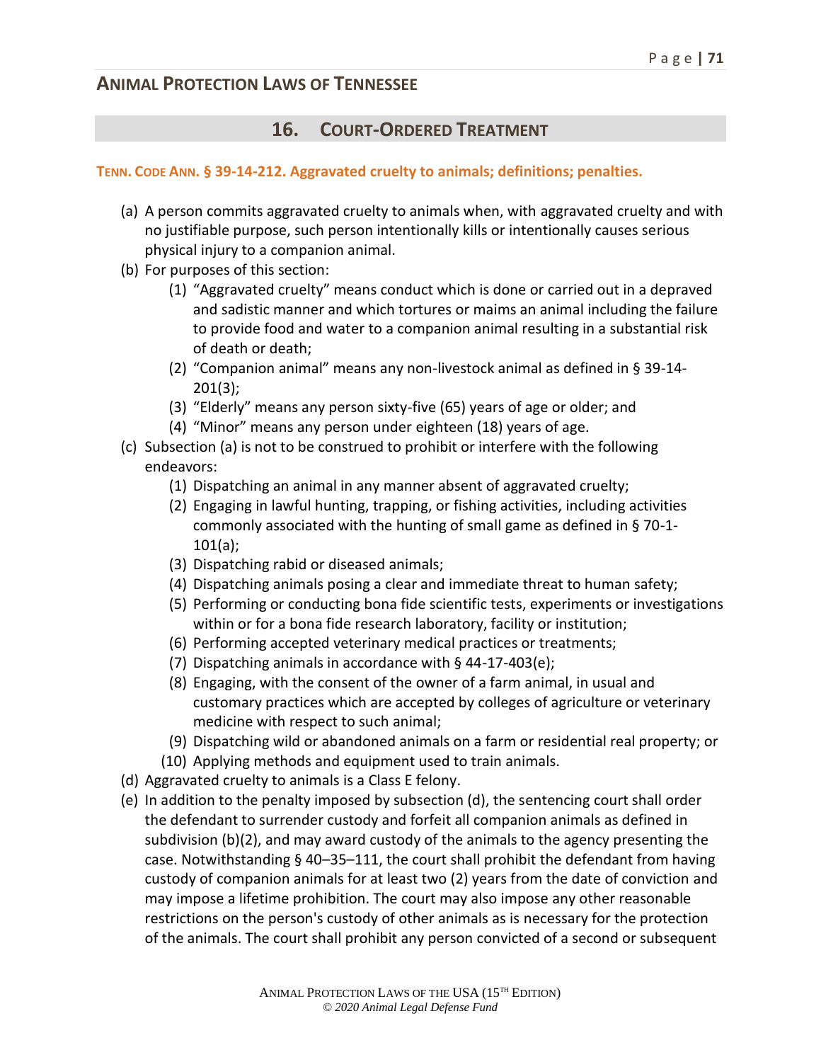## 16. COURT-ORDERED TREATMENT

**TENN. CODE ANN. § 39-14-212. Aggravated cruelty to animals; definitions; penalties.**

(a) A person commits aggravated cruelty to animals when, with aggravated cruelty and with no justifiable purpose, such person intentionally kills or intentionally causes serious physical injury to a companion animal.

(b) For purposes of this section:

  (1) "Aggravated cruelty" means conduct which is done or carried out in a depraved and sadistic manner and which tortures or maims an animal including the failure to provide food and water to a companion animal resulting in a substantial risk of death or death;

  (2) "Companion animal" means any non-livestock animal as defined in § 39-14-201(3);

  (3) "Elderly" means any person sixty-five (65) years of age or older; and

  (4) "Minor" means any person under eighteen (18) years of age.

(c) Subsection (a) is not to be construed to prohibit or interfere with the following endeavors:

  (1) Dispatching an animal in any manner absent of aggravated cruelty;

  (2) Engaging in lawful hunting, trapping, or fishing activities, including activities commonly associated with the hunting of small game as defined in § 70-1-101(a);

  (3) Dispatching rabid or diseased animals;

  (4) Dispatching animals posing a clear and immediate threat to human safety;

  (5) Performing or conducting bona fide scientific tests, experiments or investigations within or for a bona fide research laboratory, facility or institution;

  (6) Performing accepted veterinary medical practices or treatments;

  (7) Dispatching animals in accordance with § 44-17-403(e);

  (8) Engaging, with the consent of the owner of a farm animal, in usual and customary practices which are accepted by colleges of agriculture or veterinary medicine with respect to such animal;

  (9) Dispatching wild or abandoned animals on a farm or residential real property; or

  (10) Applying methods and equipment used to train animals.

(d) Aggravated cruelty to animals is a Class E felony.

(e) In addition to the penalty imposed by subsection (d), the sentencing court shall order the defendant to surrender custody and forfeit all companion animals as defined in subdivision (b)(2), and may award custody of the animals to the agency presenting the case. Notwithstanding § 40–35–111, the court shall prohibit the defendant from having custody of companion animals for at least two (2) years from the date of conviction and may impose a lifetime prohibition. The court may also impose any other reasonable restrictions on the person's custody of other animals as is necessary for the protection of the animals. The court shall prohibit any person convicted of a second or subsequent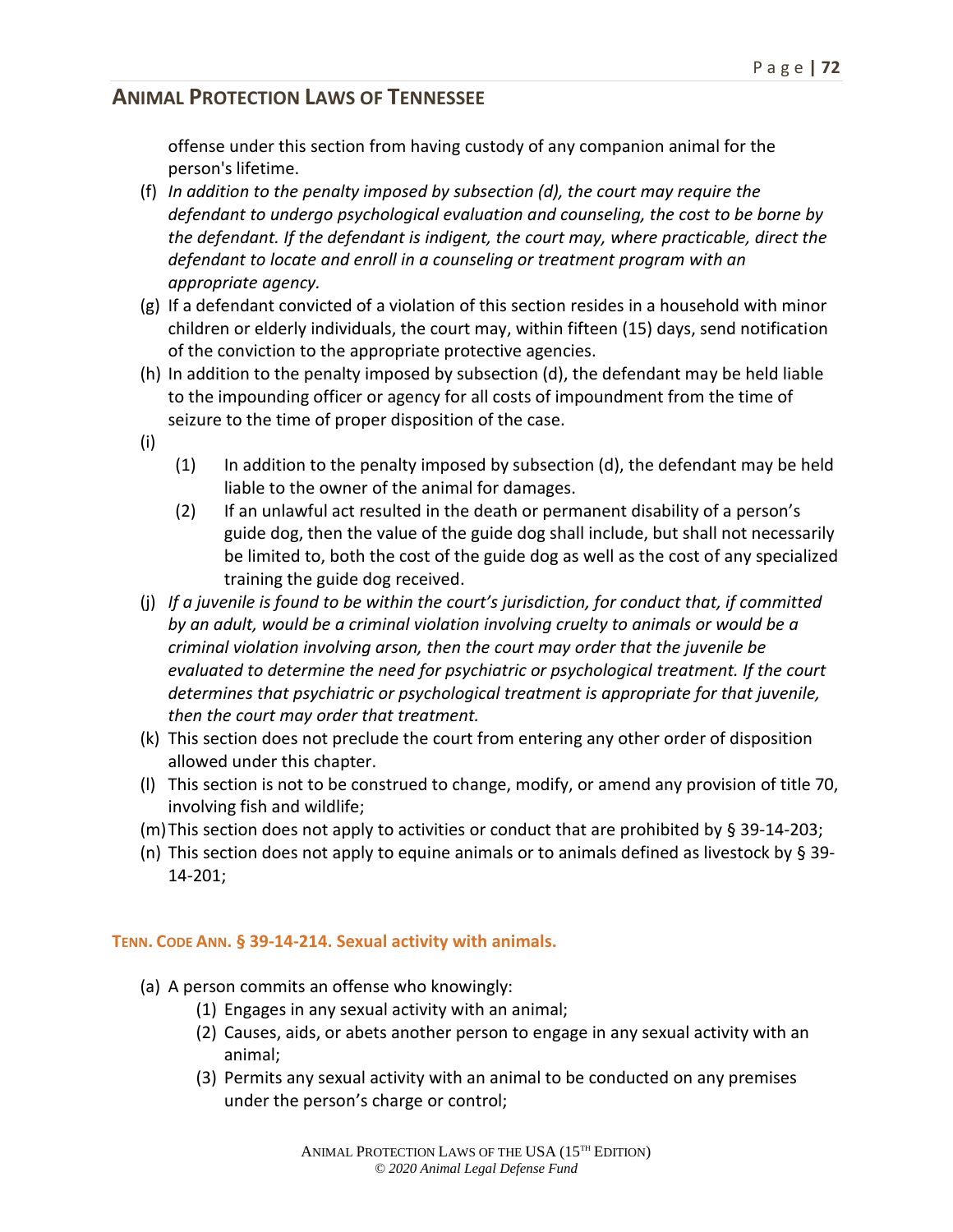offense under this section from having custody of any companion animal for the person's lifetime.

(f) *In addition to the penalty imposed by subsection (d), the court may require the defendant to undergo psychological evaluation and counseling, the cost to be borne by the defendant. If the defendant is indigent, the court may, where practicable, direct the defendant to locate and enroll in a counseling or treatment program with an appropriate agency.*

(g) If a defendant convicted of a violation of this section resides in a household with minor children or elderly individuals, the court may, within fifteen (15) days, send notification of the conviction to the appropriate protective agencies.

(h) In addition to the penalty imposed by subsection (d), the defendant may be held liable to the impounding officer or agency for all costs of impoundment from the time of seizure to the time of proper disposition of the case.

(i)

  (1) In addition to the penalty imposed by subsection (d), the defendant may be held liable to the owner of the animal for damages.

  (2) If an unlawful act resulted in the death or permanent disability of a person's guide dog, then the value of the guide dog shall include, but shall not necessarily be limited to, both the cost of the guide dog as well as the cost of any specialized training the guide dog received.

(j) *If a juvenile is found to be within the court's jurisdiction, for conduct that, if committed by an adult, would be a criminal violation involving cruelty to animals or would be a criminal violation involving arson, then the court may order that the juvenile be evaluated to determine the need for psychiatric or psychological treatment. If the court determines that psychiatric or psychological treatment is appropriate for that juvenile, then the court may order that treatment.*

(k) This section does not preclude the court from entering any other order of disposition allowed under this chapter.

(l) This section is not to be construed to change, modify, or amend any provision of title 70, involving fish and wildlife;

(m) This section does not apply to activities or conduct that are prohibited by § 39-14-203;

(n) This section does not apply to equine animals or to animals defined as livestock by § 39-14-201;

### TENN. CODE ANN. § 39-14-214. Sexual activity with animals.

(a) A person commits an offense who knowingly:

  (1) Engages in any sexual activity with an animal;

  (2) Causes, aids, or abets another person to engage in any sexual activity with an animal;

  (3) Permits any sexual activity with an animal to be conducted on any premises under the person's charge or control;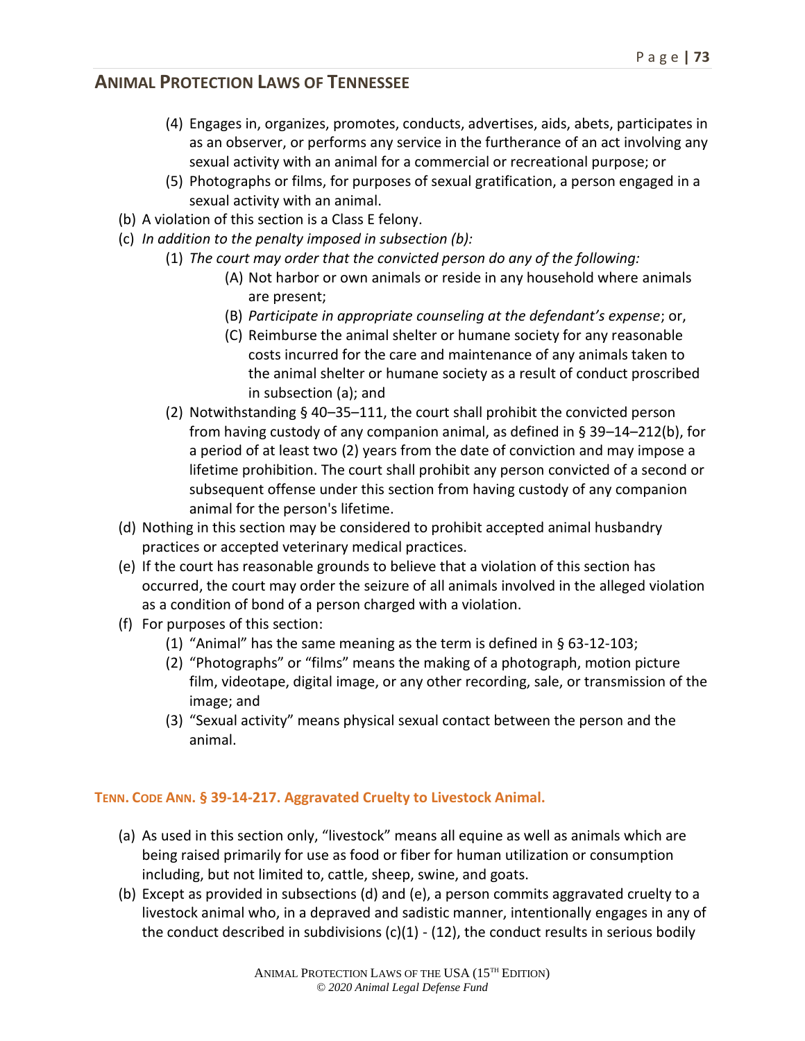(4) Engages in, organizes, promotes, conducts, advertises, aids, abets, participates in as an observer, or performs any service in the furtherance of an act involving any sexual activity with an animal for a commercial or recreational purpose; or

(5) Photographs or films, for purposes of sexual gratification, a person engaged in a sexual activity with an animal.

(b) A violation of this section is a Class E felony.

(c) *In addition to the penalty imposed in subsection (b):*

(1) *The court may order that the convicted person do any of the following:*

(A) Not harbor or own animals or reside in any household where animals are present;

(B) *Participate in appropriate counseling at the defendant's expense*; or,

(C) Reimburse the animal shelter or humane society for any reasonable costs incurred for the care and maintenance of any animals taken to the animal shelter or humane society as a result of conduct proscribed in subsection (a); and

(2) Notwithstanding § 40–35–111, the court shall prohibit the convicted person from having custody of any companion animal, as defined in § 39–14–212(b), for a period of at least two (2) years from the date of conviction and may impose a lifetime prohibition. The court shall prohibit any person convicted of a second or subsequent offense under this section from having custody of any companion animal for the person's lifetime.

(d) Nothing in this section may be considered to prohibit accepted animal husbandry practices or accepted veterinary medical practices.

(e) If the court has reasonable grounds to believe that a violation of this section has occurred, the court may order the seizure of all animals involved in the alleged violation as a condition of bond of a person charged with a violation.

(f) For purposes of this section:

(1) "Animal" has the same meaning as the term is defined in § 63-12-103;

(2) "Photographs" or "films" means the making of a photograph, motion picture film, videotape, digital image, or any other recording, sale, or transmission of the image; and

(3) "Sexual activity" means physical sexual contact between the person and the animal.

## TENN. CODE ANN. § 39-14-217. Aggravated Cruelty to Livestock Animal.

(a) As used in this section only, "livestock" means all equine as well as animals which are being raised primarily for use as food or fiber for human utilization or consumption including, but not limited to, cattle, sheep, swine, and goats.

(b) Except as provided in subsections (d) and (e), a person commits aggravated cruelty to a livestock animal who, in a depraved and sadistic manner, intentionally engages in any of the conduct described in subdivisions (c)(1) - (12), the conduct results in serious bodily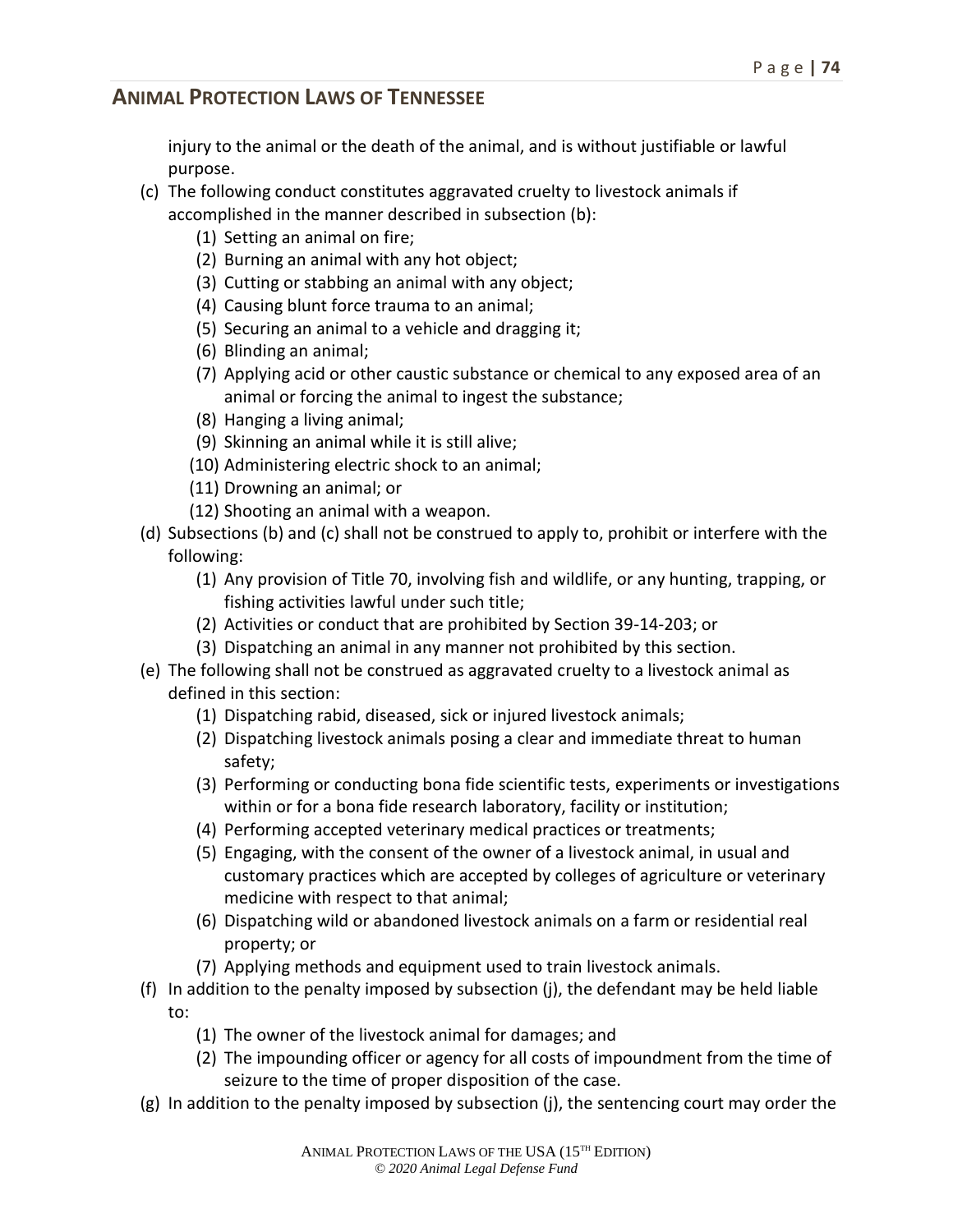injury to the animal or the death of the animal, and is without justifiable or lawful purpose.

(c) The following conduct constitutes aggravated cruelty to livestock animals if accomplished in the manner described in subsection (b):

(1) Setting an animal on fire;
(2) Burning an animal with any hot object;
(3) Cutting or stabbing an animal with any object;
(4) Causing blunt force trauma to an animal;
(5) Securing an animal to a vehicle and dragging it;
(6) Blinding an animal;
(7) Applying acid or other caustic substance or chemical to any exposed area of an animal or forcing the animal to ingest the substance;
(8) Hanging a living animal;
(9) Skinning an animal while it is still alive;
(10) Administering electric shock to an animal;
(11) Drowning an animal; or
(12) Shooting an animal with a weapon.

(d) Subsections (b) and (c) shall not be construed to apply to, prohibit or interfere with the following:

(1) Any provision of Title 70, involving fish and wildlife, or any hunting, trapping, or fishing activities lawful under such title;
(2) Activities or conduct that are prohibited by Section 39-14-203; or
(3) Dispatching an animal in any manner not prohibited by this section.

(e) The following shall not be construed as aggravated cruelty to a livestock animal as defined in this section:

(1) Dispatching rabid, diseased, sick or injured livestock animals;
(2) Dispatching livestock animals posing a clear and immediate threat to human safety;
(3) Performing or conducting bona fide scientific tests, experiments or investigations within or for a bona fide research laboratory, facility or institution;
(4) Performing accepted veterinary medical practices or treatments;
(5) Engaging, with the consent of the owner of a livestock animal, in usual and customary practices which are accepted by colleges of agriculture or veterinary medicine with respect to that animal;
(6) Dispatching wild or abandoned livestock animals on a farm or residential real property; or
(7) Applying methods and equipment used to train livestock animals.

(f) In addition to the penalty imposed by subsection (j), the defendant may be held liable to:

(1) The owner of the livestock animal for damages; and
(2) The impounding officer or agency for all costs of impoundment from the time of seizure to the time of proper disposition of the case.

(g) In addition to the penalty imposed by subsection (j), the sentencing court may order the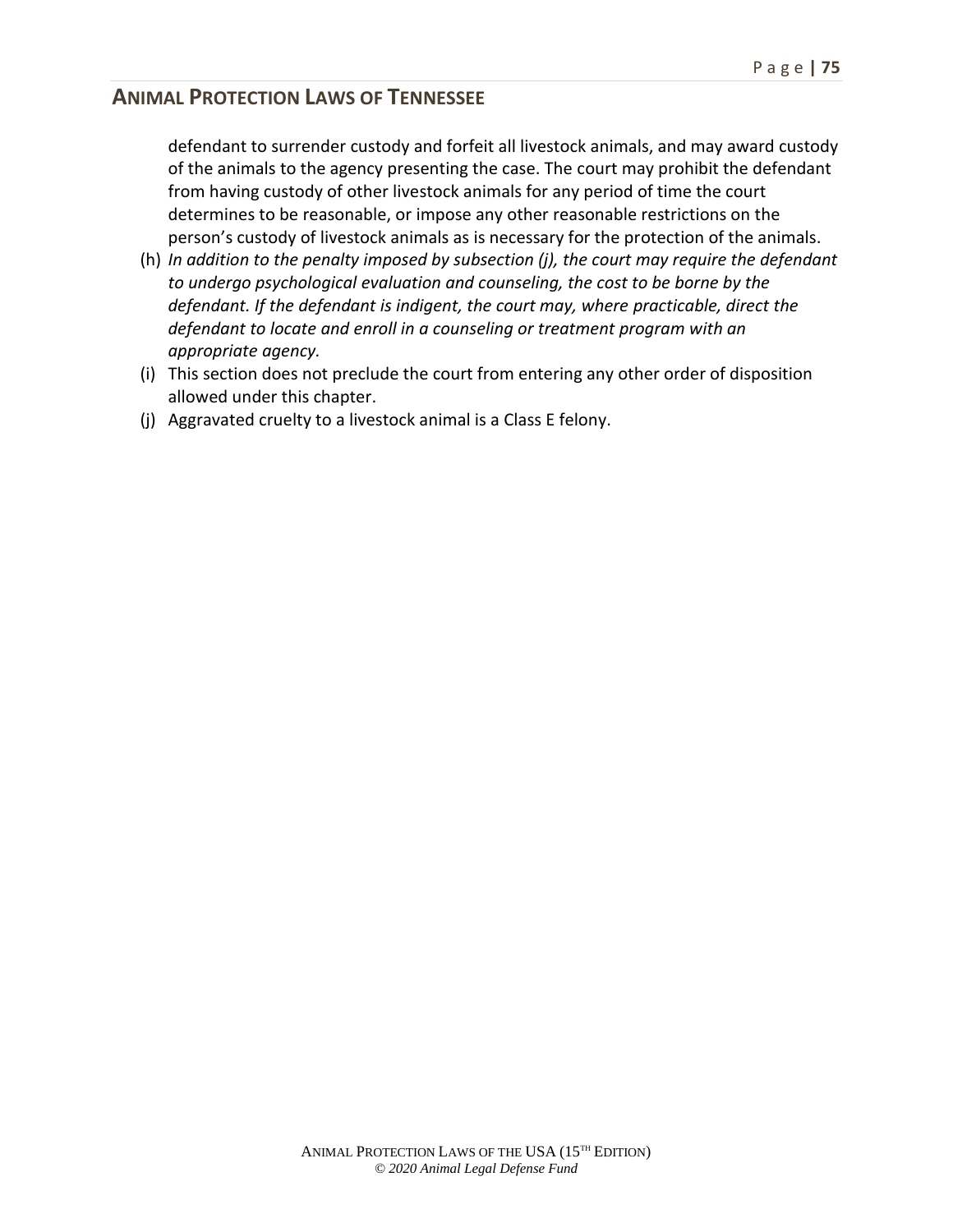defendant to surrender custody and forfeit all livestock animals, and may award custody of the animals to the agency presenting the case. The court may prohibit the defendant from having custody of other livestock animals for any period of time the court determines to be reasonable, or impose any other reasonable restrictions on the person's custody of livestock animals as is necessary for the protection of the animals.

(h) *In addition to the penalty imposed by subsection (j), the court may require the defendant to undergo psychological evaluation and counseling, the cost to be borne by the defendant. If the defendant is indigent, the court may, where practicable, direct the defendant to locate and enroll in a counseling or treatment program with an appropriate agency.*

(i) This section does not preclude the court from entering any other order of disposition allowed under this chapter.

(j) Aggravated cruelty to a livestock animal is a Class E felony.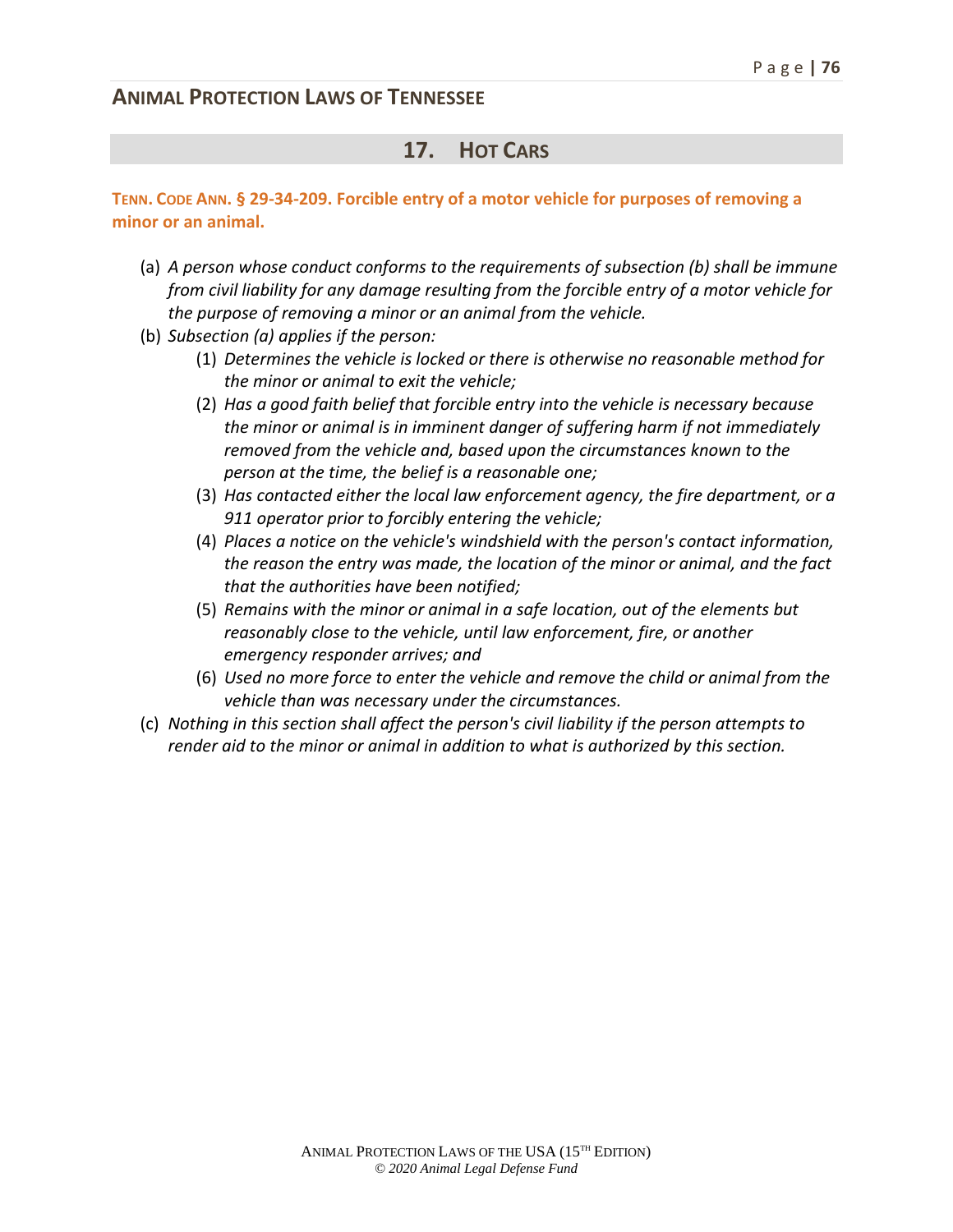## 17. HOT CARS

**TENN. CODE ANN. § 29-34-209. Forcible entry of a motor vehicle for purposes of removing a minor or an animal.**

(a) *A person whose conduct conforms to the requirements of subsection (b) shall be immune from civil liability for any damage resulting from the forcible entry of a motor vehicle for the purpose of removing a minor or an animal from the vehicle.*

(b) *Subsection (a) applies if the person:*

   (1) *Determines the vehicle is locked or there is otherwise no reasonable method for the minor or animal to exit the vehicle;*

   (2) *Has a good faith belief that forcible entry into the vehicle is necessary because the minor or animal is in imminent danger of suffering harm if not immediately removed from the vehicle and, based upon the circumstances known to the person at the time, the belief is a reasonable one;*

   (3) *Has contacted either the local law enforcement agency, the fire department, or a 911 operator prior to forcibly entering the vehicle;*

   (4) *Places a notice on the vehicle's windshield with the person's contact information, the reason the entry was made, the location of the minor or animal, and the fact that the authorities have been notified;*

   (5) *Remains with the minor or animal in a safe location, out of the elements but reasonably close to the vehicle, until law enforcement, fire, or another emergency responder arrives; and*

   (6) *Used no more force to enter the vehicle and remove the child or animal from the vehicle than was necessary under the circumstances.*

(c) *Nothing in this section shall affect the person's civil liability if the person attempts to render aid to the minor or animal in addition to what is authorized by this section.*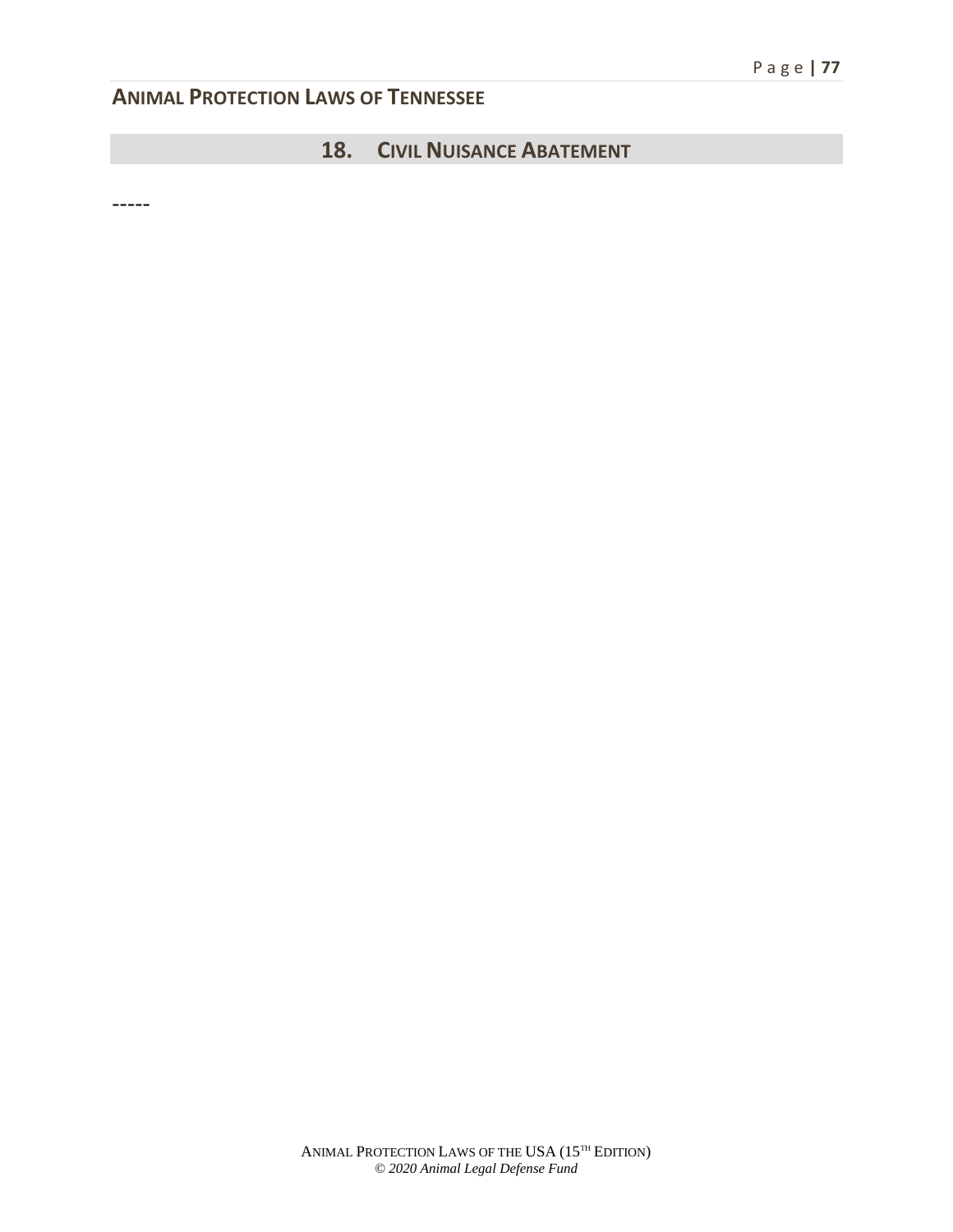## 18. CIVIL NUISANCE ABATEMENT

-----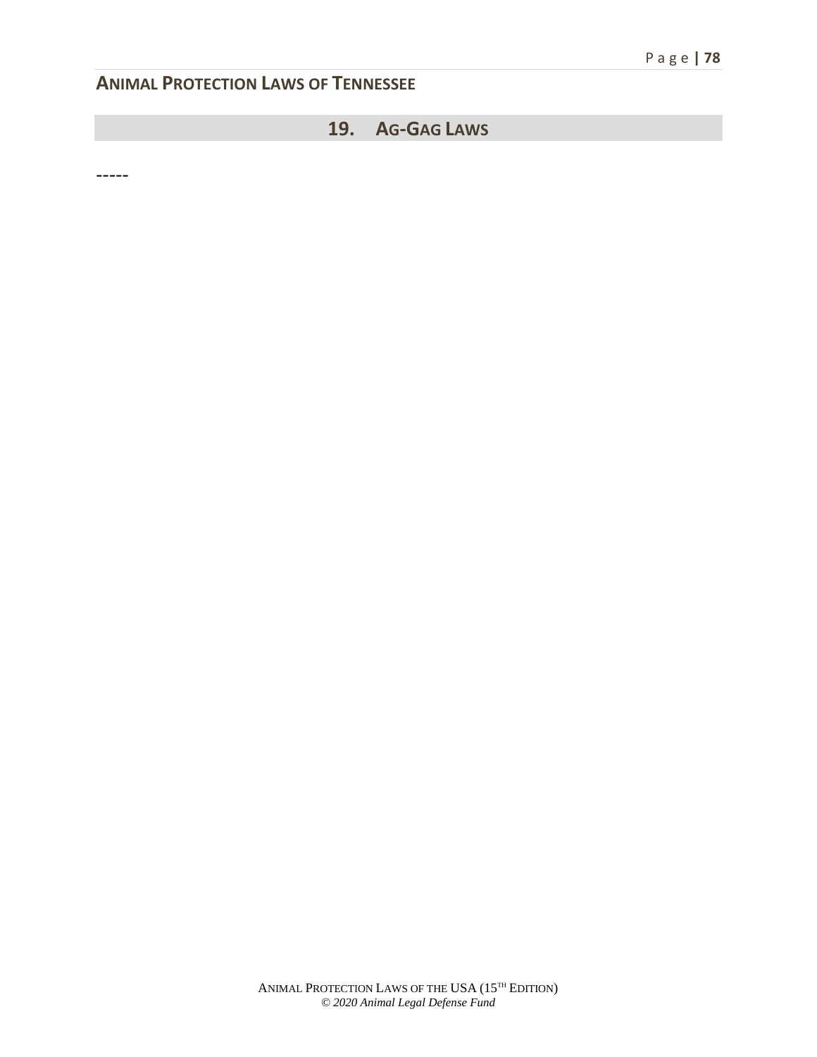## 19. AG-GAG LAWS

-----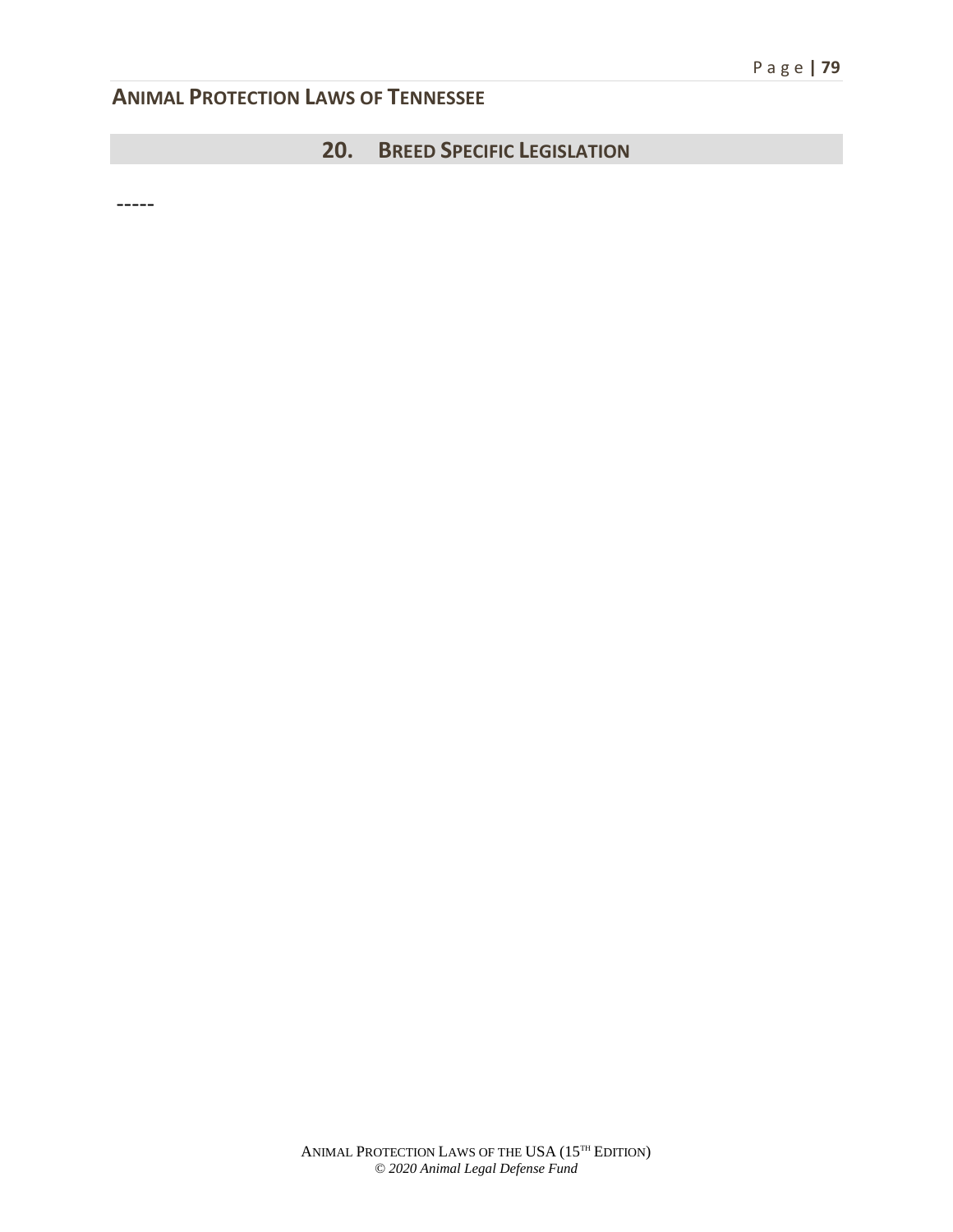# ANIMAL PROTECTION LAWS OF TENNESSEE

## 20. BREED SPECIFIC LEGISLATION

-----